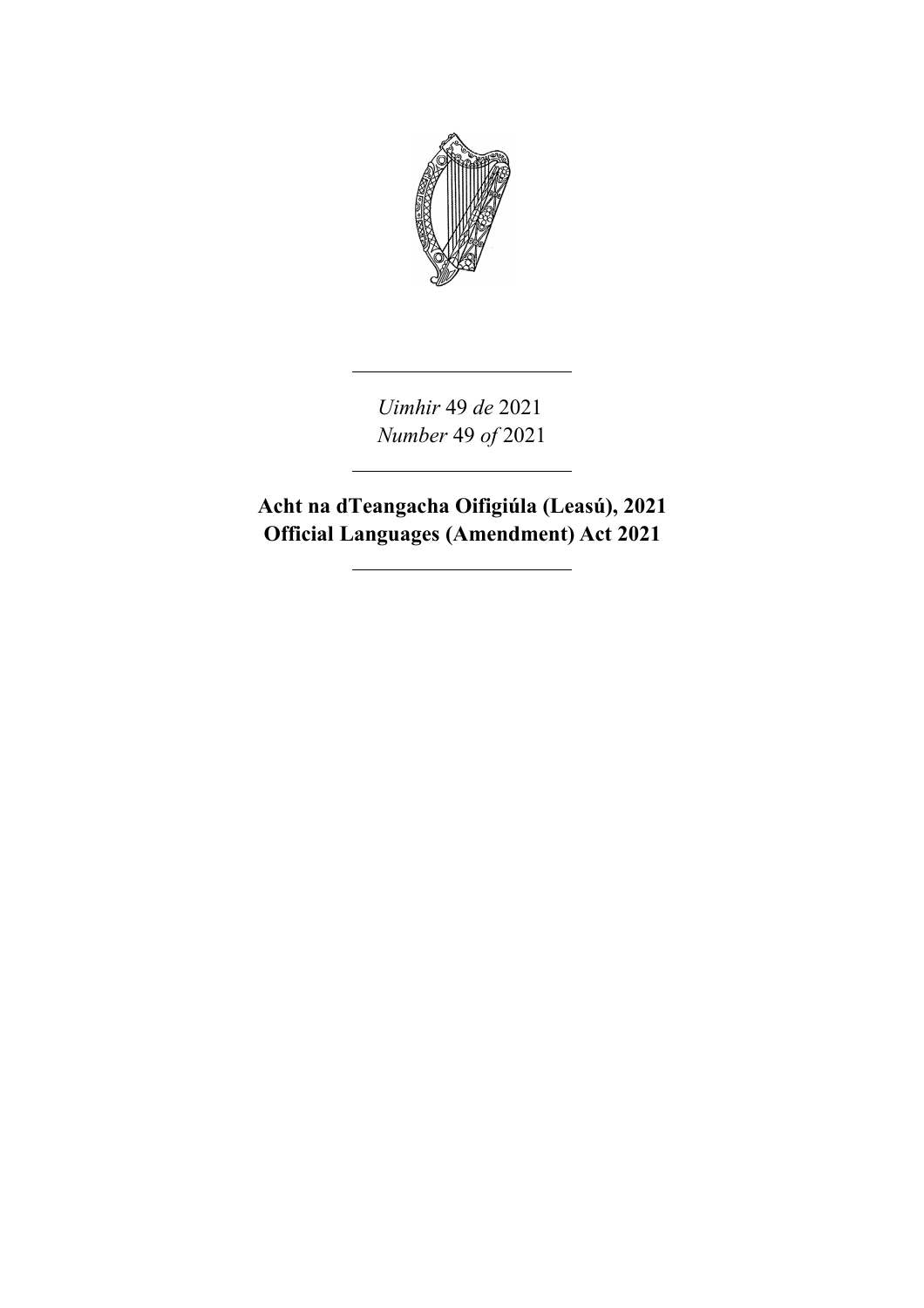*Uimhir* 49 *de* 2021
*Number* 49 *of* 2021

**Acht na dTeangacha Oifigiúla (Leasú), 2021**
**Official Languages (Amendment) Act 2021**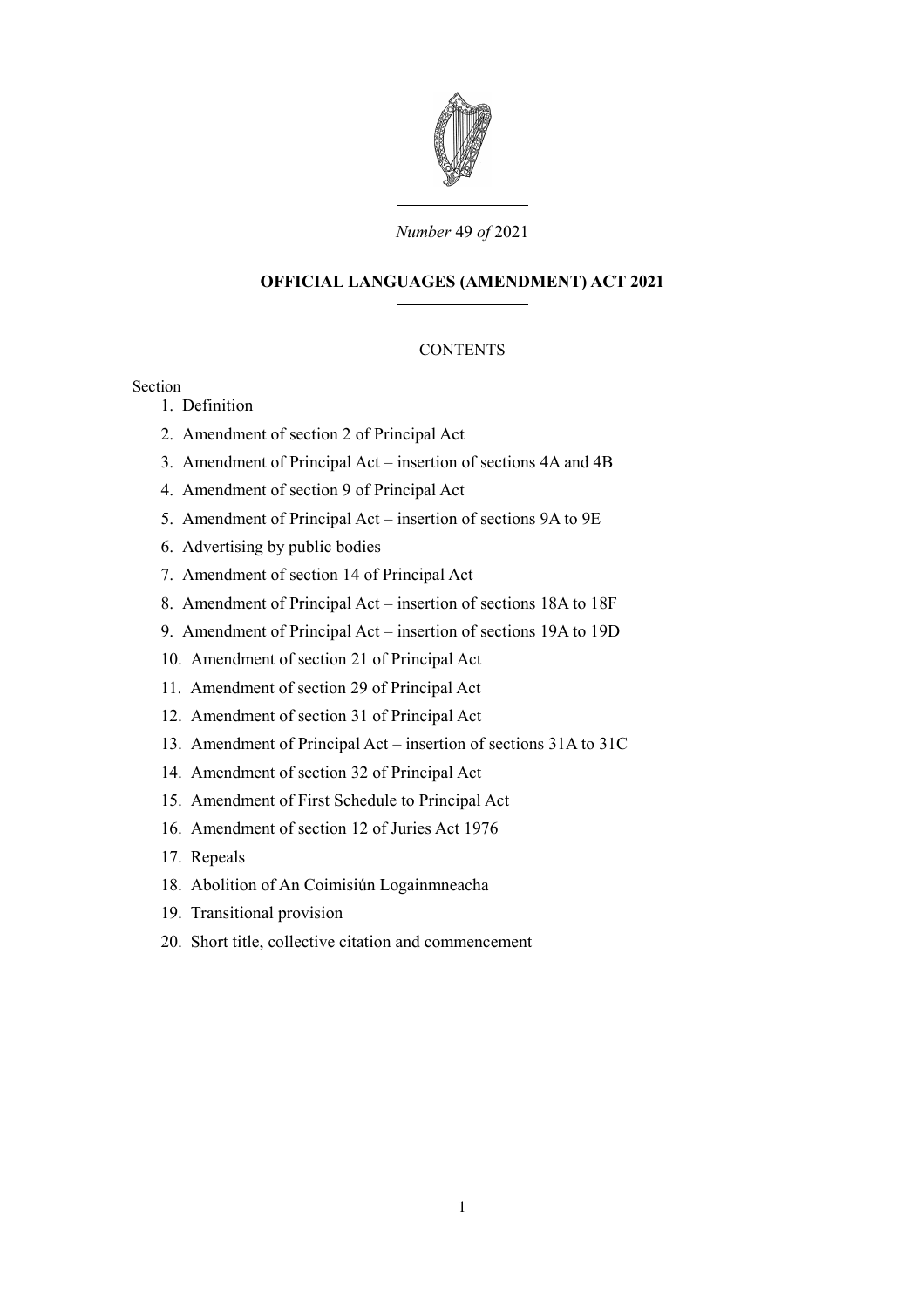*Number* 49 *of* 2021

**OFFICIAL LANGUAGES (AMENDMENT) ACT 2021**

CONTENTS

Section

1. Definition
2. Amendment of section 2 of Principal Act
3. Amendment of Principal Act – insertion of sections 4A and 4B
4. Amendment of section 9 of Principal Act
5. Amendment of Principal Act – insertion of sections 9A to 9E
6. Advertising by public bodies
7. Amendment of section 14 of Principal Act
8. Amendment of Principal Act – insertion of sections 18A to 18F
9. Amendment of Principal Act – insertion of sections 19A to 19D
10. Amendment of section 21 of Principal Act
11. Amendment of section 29 of Principal Act
12. Amendment of section 31 of Principal Act
13. Amendment of Principal Act – insertion of sections 31A to 31C
14. Amendment of section 32 of Principal Act
15. Amendment of First Schedule to Principal Act
16. Amendment of section 12 of Juries Act 1976
17. Repeals
18. Abolition of An Coimisiún Logainmneacha
19. Transitional provision
20. Short title, collective citation and commencement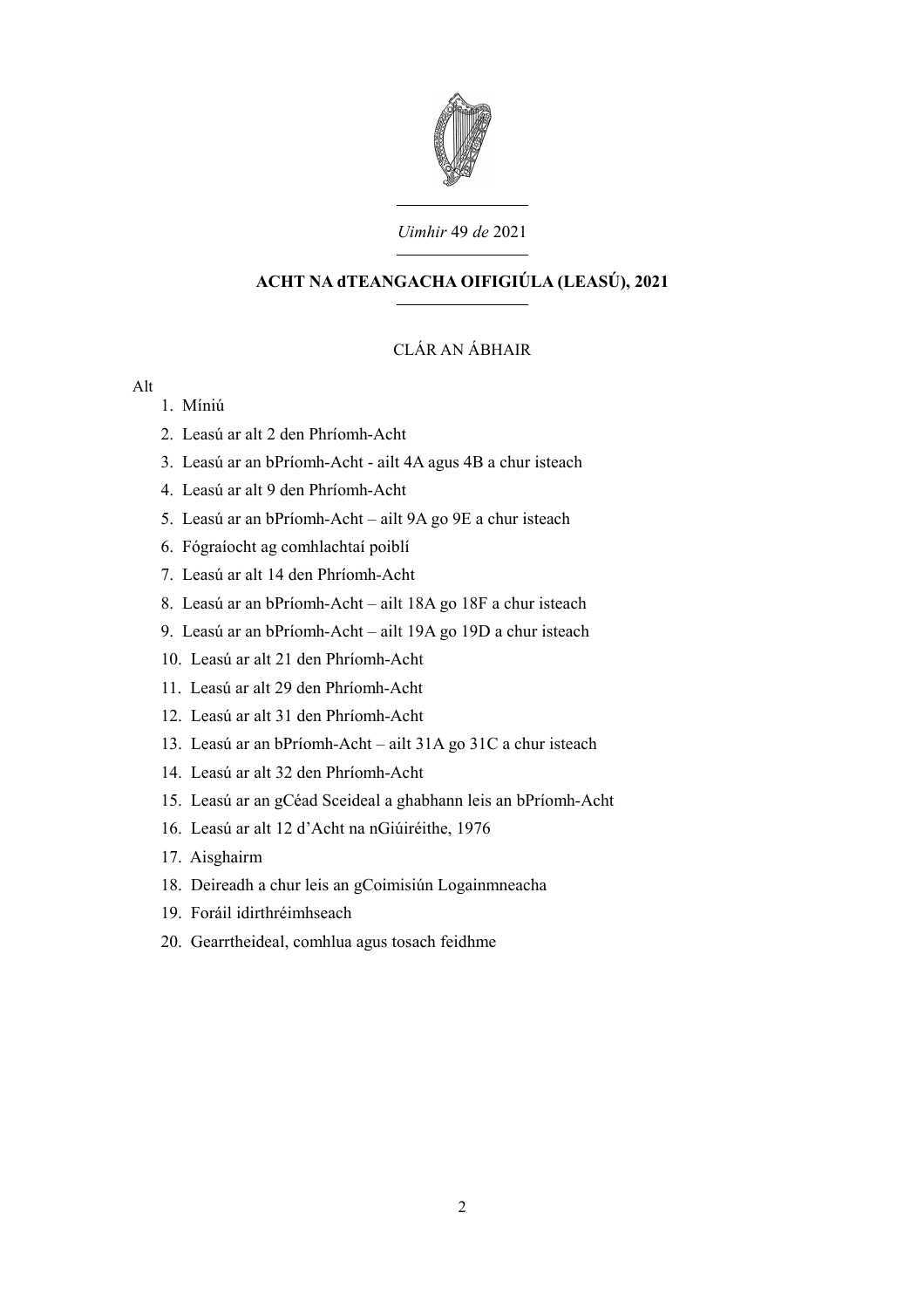*Uimhir* 49 *de* 2021

# ACHT NA dTEANGACHA OIFIGIÚLA (LEASÚ), 2021

## CLÁR AN ÁBHAIR

Alt

1. Míniú
2. Leasú ar alt 2 den Phríomh-Acht
3. Leasú ar an bPríomh-Acht - ailt 4A agus 4B a chur isteach
4. Leasú ar alt 9 den Phríomh-Acht
5. Leasú ar an bPríomh-Acht – ailt 9A go 9E a chur isteach
6. Fógraíocht ag comhlachtaí poiblí
7. Leasú ar alt 14 den Phríomh-Acht
8. Leasú ar an bPríomh-Acht – ailt 18A go 18F a chur isteach
9. Leasú ar an bPríomh-Acht – ailt 19A go 19D a chur isteach
10. Leasú ar alt 21 den Phríomh-Acht
11. Leasú ar alt 29 den Phríomh-Acht
12. Leasú ar alt 31 den Phríomh-Acht
13. Leasú ar an bPríomh-Acht – ailt 31A go 31C a chur isteach
14. Leasú ar alt 32 den Phríomh-Acht
15. Leasú ar an gCéad Sceideal a ghabhann leis an bPríomh-Acht
16. Leasú ar alt 12 d'Acht na nGiúiréithe, 1976
17. Aisghairm
18. Deireadh a chur leis an gCoimisiún Logainmneacha
19. Foráil idirthréimhseach
20. Gearrtheideal, comhlua agus tosach feidhme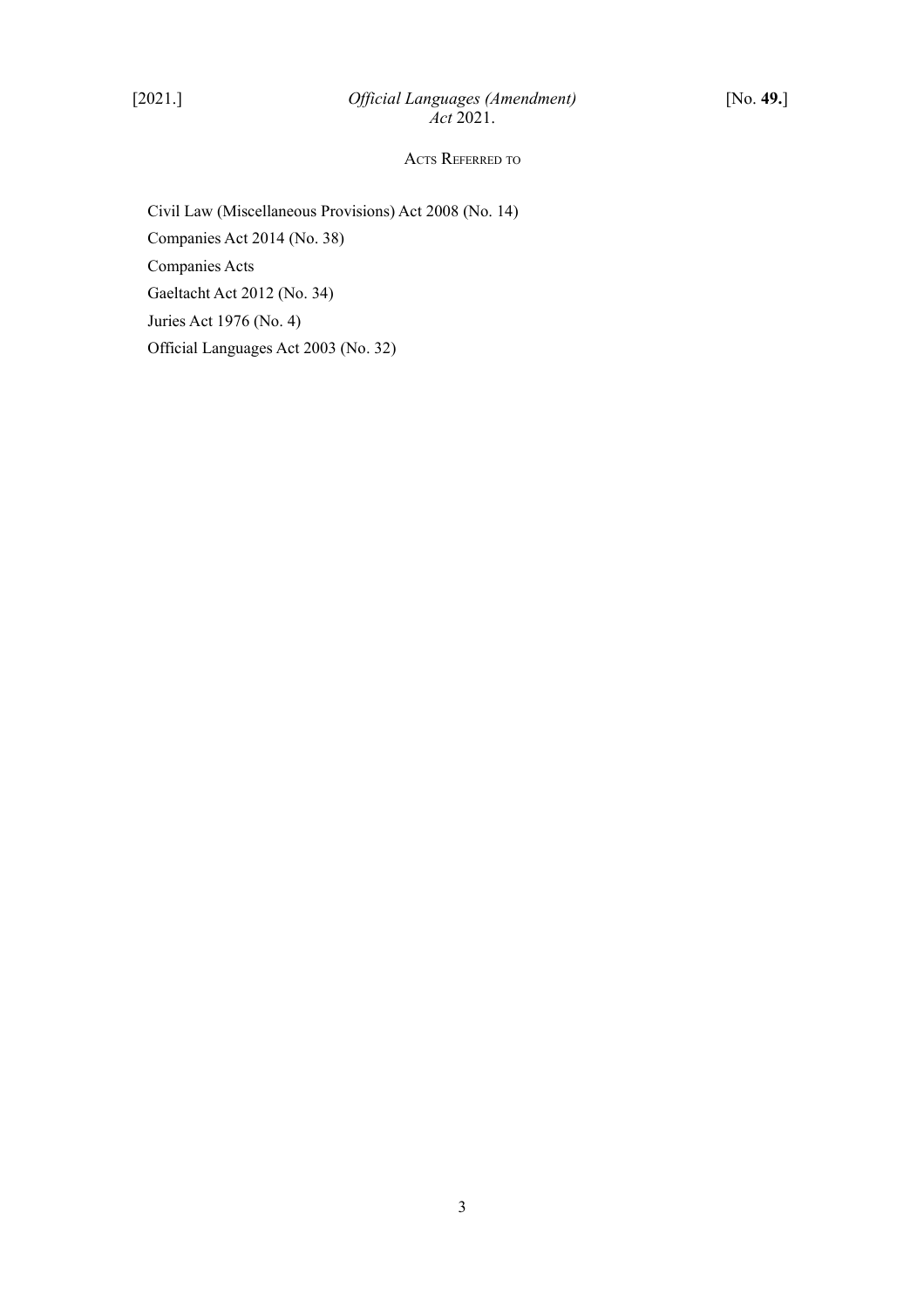## Acts Referred to

Civil Law (Miscellaneous Provisions) Act 2008 (No. 14)

Companies Act 2014 (No. 38)

Companies Acts

Gaeltacht Act 2012 (No. 34)

Juries Act 1976 (No. 4)

Official Languages Act 2003 (No. 32)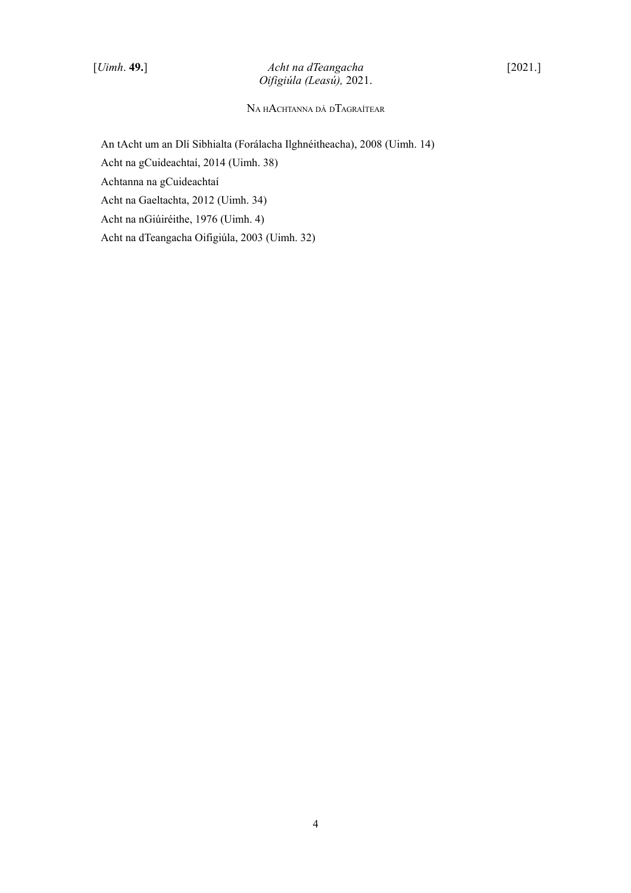## Na hAchtanna dá dTagraítear

An tAcht um an Dlí Sibhialta (Forálacha Ilghnéitheacha), 2008 (Uimh. 14)

Acht na gCuideachtaí, 2014 (Uimh. 38)

Achtanna na gCuideachtaí

Acht na Gaeltachta, 2012 (Uimh. 34)

Acht na nGiúiréithe, 1976 (Uimh. 4)

Acht na dTeangacha Oifigiúla, 2003 (Uimh. 32)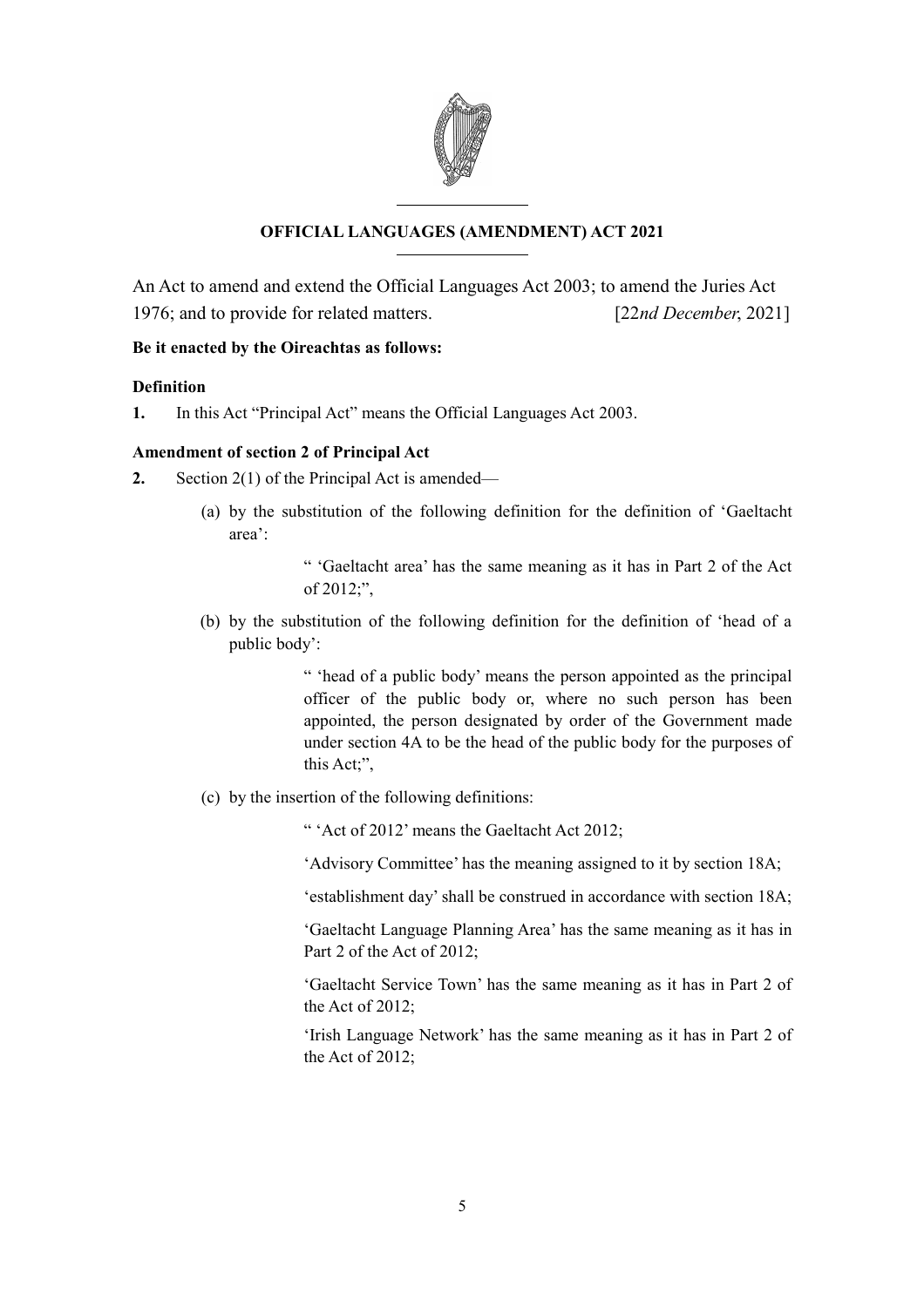# OFFICIAL LANGUAGES (AMENDMENT) ACT 2021

An Act to amend and extend the Official Languages Act 2003; to amend the Juries Act 1976; and to provide for related matters. [22*nd December*, 2021]

**Be it enacted by the Oireachtas as follows:**

### Definition

**1.** In this Act "Principal Act" means the Official Languages Act 2003.

### Amendment of section 2 of Principal Act

**2.** Section 2(1) of the Principal Act is amended—

(a) by the substitution of the following definition for the definition of 'Gaeltacht area':

> " 'Gaeltacht area' has the same meaning as it has in Part 2 of the Act of 2012;",

(b) by the substitution of the following definition for the definition of 'head of a public body':

> " 'head of a public body' means the person appointed as the principal officer of the public body or, where no such person has been appointed, the person designated by order of the Government made under section 4A to be the head of the public body for the purposes of this Act;",

(c) by the insertion of the following definitions:

> " 'Act of 2012' means the Gaeltacht Act 2012;
>
> 'Advisory Committee' has the meaning assigned to it by section 18A;
>
> 'establishment day' shall be construed in accordance with section 18A;
>
> 'Gaeltacht Language Planning Area' has the same meaning as it has in Part 2 of the Act of 2012;
>
> 'Gaeltacht Service Town' has the same meaning as it has in Part 2 of the Act of 2012;
>
> 'Irish Language Network' has the same meaning as it has in Part 2 of the Act of 2012;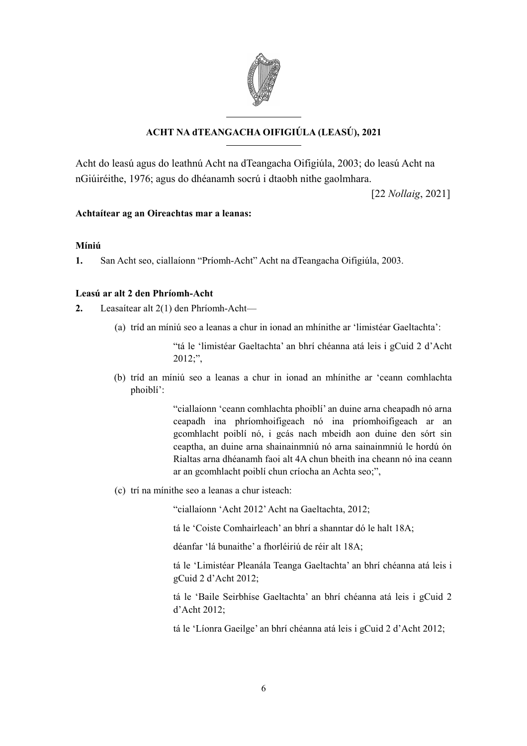# ACHT NA dTEANGACHA OIFIGIÚLA (LEASÚ), 2021

Acht do leasú agus do leathnú Acht na dTeangacha Oifigiúla, 2003; do leasú Acht na nGiúiréithe, 1976; agus do dhéanamh socrú i dtaobh nithe gaolmhara.

[22 *Nollaig*, 2021]

**Achtaítear ag an Oireachtas mar a leanas:**

**Míniú**

**1.** San Acht seo, ciallaíonn "Príomh-Acht" Acht na dTeangacha Oifigiúla, 2003.

**Leasú ar alt 2 den Phríomh-Acht**

**2.** Leasaítear alt 2(1) den Phríomh-Acht—

(a) tríd an míniú seo a leanas a chur in ionad an mhínithe ar 'limistéar Gaeltachta':

> "tá le 'limistéar Gaeltachta' an bhrí chéanna atá leis i gCuid 2 d'Acht 2012;",

(b) tríd an míniú seo a leanas a chur in ionad an mhínithe ar 'ceann comhlachta phoiblí':

> "ciallaíonn 'ceann comhlachta phoiblí' an duine arna cheapadh nó arna ceapadh ina phríomhoifigeach nó ina príomhoifigeach ar an gcomhlacht poiblí nó, i gcás nach mbeidh aon duine den sórt sin ceaptha, an duine arna shainainmniú nó arna sainainmniú le hordú ón Rialtas arna dhéanamh faoi alt 4A chun bheith ina cheann nó ina ceann ar an gcomhlacht poiblí chun críocha an Achta seo;",

(c) trí na mínithe seo a leanas a chur isteach:

> "ciallaíonn 'Acht 2012' Acht na Gaeltachta, 2012;
>
> tá le 'Coiste Comhairleach' an bhrí a shanntar dó le halt 18A;
>
> déanfar 'lá bunaithe' a fhorléiriú de réir alt 18A;
>
> tá le 'Limistéar Pleanála Teanga Gaeltachta' an bhrí chéanna atá leis i gCuid 2 d'Acht 2012;
>
> tá le 'Baile Seirbhíse Gaeltachta' an bhrí chéanna atá leis i gCuid 2 d'Acht 2012;
>
> tá le 'Líonra Gaeilge' an bhrí chéanna atá leis i gCuid 2 d'Acht 2012;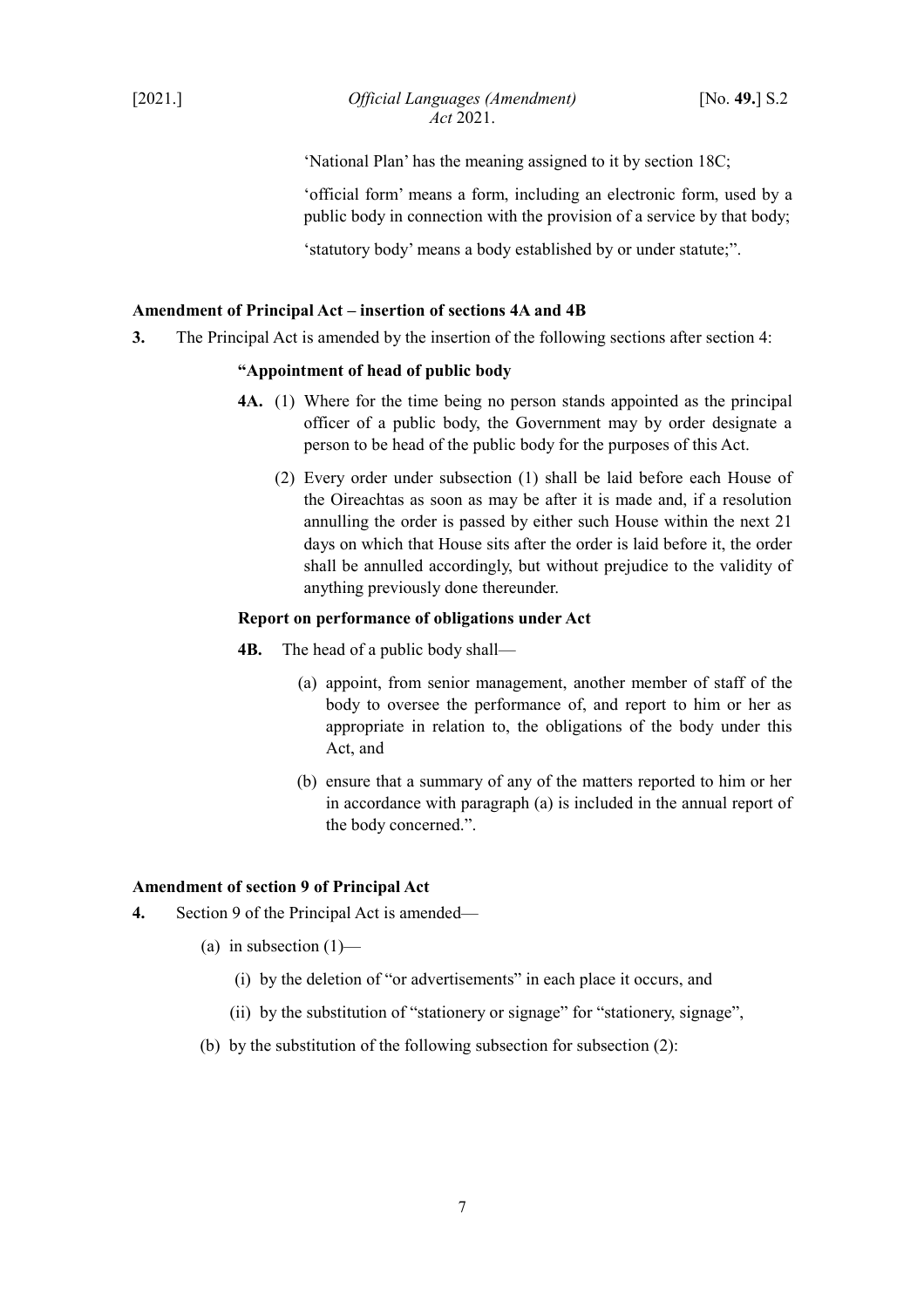'National Plan' has the meaning assigned to it by section 18C;

'official form' means a form, including an electronic form, used by a public body in connection with the provision of a service by that body;

'statutory body' means a body established by or under statute;".

**Amendment of Principal Act – insertion of sections 4A and 4B**

**3.** The Principal Act is amended by the insertion of the following sections after section 4:

**"Appointment of head of public body**

**4A.** (1) Where for the time being no person stands appointed as the principal officer of a public body, the Government may by order designate a person to be head of the public body for the purposes of this Act.

(2) Every order under subsection (1) shall be laid before each House of the Oireachtas as soon as may be after it is made and, if a resolution annulling the order is passed by either such House within the next 21 days on which that House sits after the order is laid before it, the order shall be annulled accordingly, but without prejudice to the validity of anything previously done thereunder.

**Report on performance of obligations under Act**

**4B.** The head of a public body shall—

(a) appoint, from senior management, another member of staff of the body to oversee the performance of, and report to him or her as appropriate in relation to, the obligations of the body under this Act, and

(b) ensure that a summary of any of the matters reported to him or her in accordance with paragraph (a) is included in the annual report of the body concerned.".

**Amendment of section 9 of Principal Act**

**4.** Section 9 of the Principal Act is amended—

(a) in subsection (1)—

(i) by the deletion of "or advertisements" in each place it occurs, and

(ii) by the substitution of "stationery or signage" for "stationery, signage",

(b) by the substitution of the following subsection for subsection (2):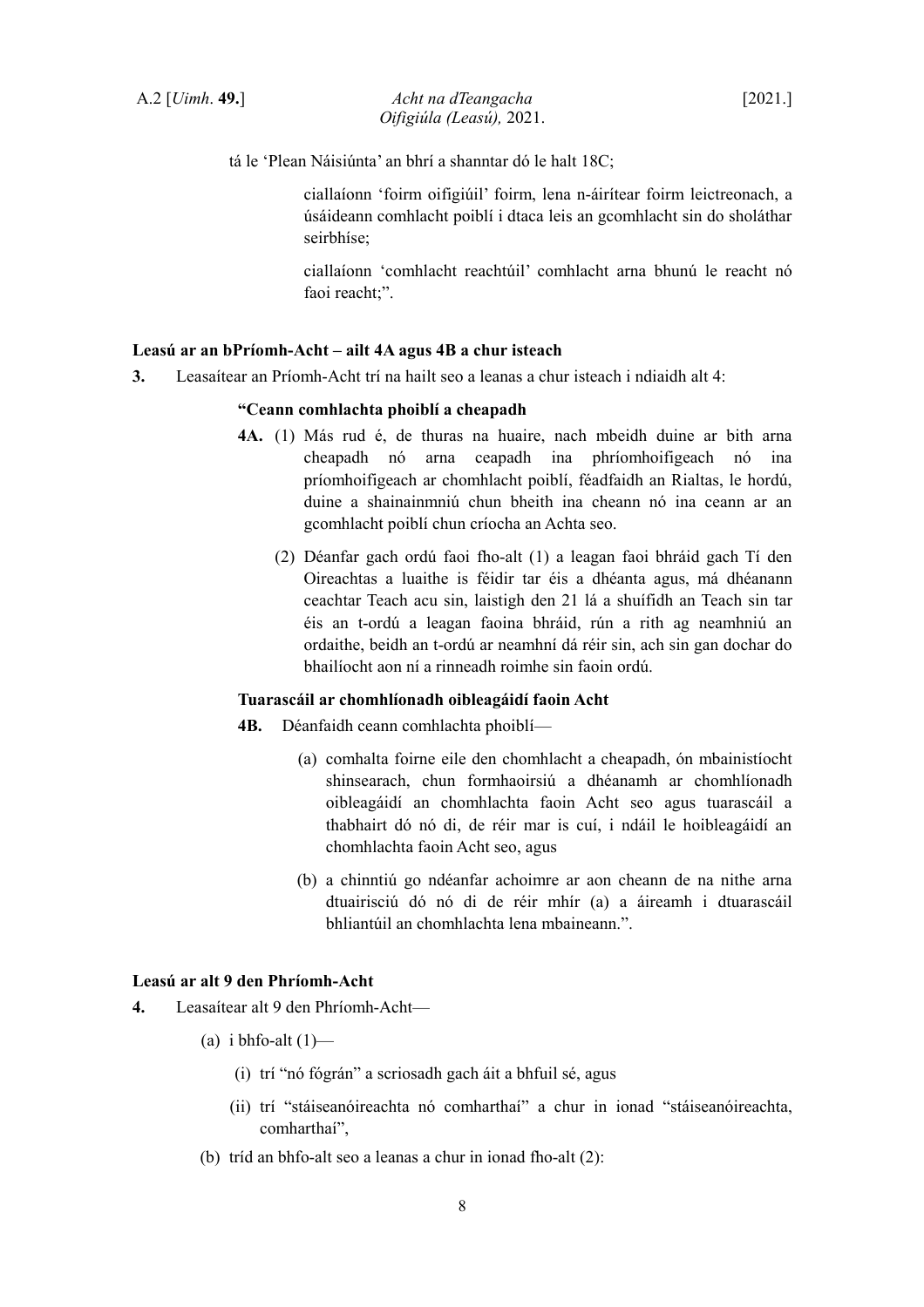tá le 'Plean Náisiúnta' an bhrí a shanntar dó le halt 18C;

ciallaíonn 'foirm oifigiúil' foirm, lena n-áirítear foirm leictreonach, a úsáideann comhlacht poiblí i dtaca leis an gcomhlacht sin do sholáthar seirbhíse;

ciallaíonn 'comhlacht reachtúil' comhlacht arna bhunú le reacht nó faoi reacht;".

**Leasú ar an bPríomh-Acht – ailt 4A agus 4B a chur isteach**

**3.** Leasaítear an Príomh-Acht trí na hailt seo a leanas a chur isteach i ndiaidh alt 4:

**"Ceann comhlachta phoiblí a cheapadh**

**4A.** (1) Más rud é, de thuras na huaire, nach mbeidh duine ar bith arna cheapadh nó arna ceapadh ina phríomhoifigeach nó ina príomhoifigeach ar chomhlacht poiblí, féadfaidh an Rialtas, le hordú, duine a shainainmniú chun bheith ina cheann nó ina ceann ar an gcomhlacht poiblí chun críocha an Achta seo.

(2) Déanfar gach ordú faoi fho-alt (1) a leagan faoi bhráid gach Tí den Oireachtas a luaithe is féidir tar éis a dhéanta agus, má dhéanann ceachtar Teach acu sin, laistigh den 21 lá a shuífidh an Teach sin tar éis an t-ordú a leagan faoina bhráid, rún a rith ag neamhniú an ordaithe, beidh an t-ordú ar neamhní dá réir sin, ach sin gan dochar do bhailíocht aon ní a rinneadh roimhe sin faoin ordú.

**Tuarascáil ar chomhlíonadh oibleagáidí faoin Acht**

**4B.** Déanfaidh ceann comhlachta phoiblí—

(a) comhalta foirne eile den chomhlacht a cheapadh, ón mbainistíocht shinsearach, chun formhaoirsiú a dhéanamh ar chomhlíonadh oibleagáidí an chomhlachta faoin Acht seo agus tuarascáil a thabhairt dó nó di, de réir mar is cuí, i ndáil le hoibleagáidí an chomhlachta faoin Acht seo, agus

(b) a chinntiú go ndéanfar achoimre ar aon cheann de na nithe arna dtuairisciú dó nó di de réir mhír (a) a áireamh i dtuarascáil bhliantúil an chomhlachta lena mbaineann.".

**Leasú ar alt 9 den Phríomh-Acht**

**4.** Leasaítear alt 9 den Phríomh-Acht—

(a) i bhfo-alt (1)—

(i) trí "nó fógrán" a scriosadh gach áit a bhfuil sé, agus

(ii) trí "stáiseanóireachta nó comharthaí" a chur in ionad "stáiseanóireachta, comharthaí",

(b) tríd an bhfo-alt seo a leanas a chur in ionad fho-alt (2):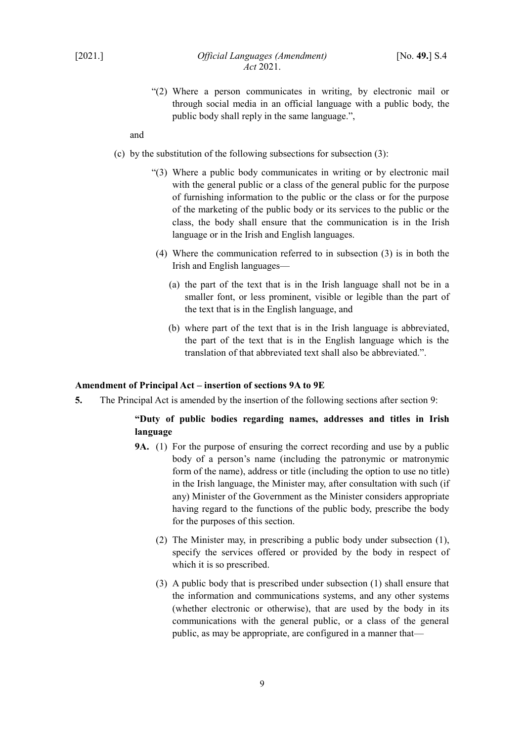"(2) Where a person communicates in writing, by electronic mail or through social media in an official language with a public body, the public body shall reply in the same language.",

and

(c) by the substitution of the following subsections for subsection (3):

"(3) Where a public body communicates in writing or by electronic mail with the general public or a class of the general public for the purpose of furnishing information to the public or the class or for the purpose of the marketing of the public body or its services to the public or the class, the body shall ensure that the communication is in the Irish language or in the Irish and English languages.

(4) Where the communication referred to in subsection (3) is in both the Irish and English languages—

(a) the part of the text that is in the Irish language shall not be in a smaller font, or less prominent, visible or legible than the part of the text that is in the English language, and

(b) where part of the text that is in the Irish language is abbreviated, the part of the text that is in the English language which is the translation of that abbreviated text shall also be abbreviated.".

**Amendment of Principal Act – insertion of sections 9A to 9E**

**5.** The Principal Act is amended by the insertion of the following sections after section 9:

**"Duty of public bodies regarding names, addresses and titles in Irish language**

**9A.** (1) For the purpose of ensuring the correct recording and use by a public body of a person's name (including the patronymic or matronymic form of the name), address or title (including the option to use no title) in the Irish language, the Minister may, after consultation with such (if any) Minister of the Government as the Minister considers appropriate having regard to the functions of the public body, prescribe the body for the purposes of this section.

(2) The Minister may, in prescribing a public body under subsection (1), specify the services offered or provided by the body in respect of which it is so prescribed.

(3) A public body that is prescribed under subsection (1) shall ensure that the information and communications systems, and any other systems (whether electronic or otherwise), that are used by the body in its communications with the general public, or a class of the general public, as may be appropriate, are configured in a manner that—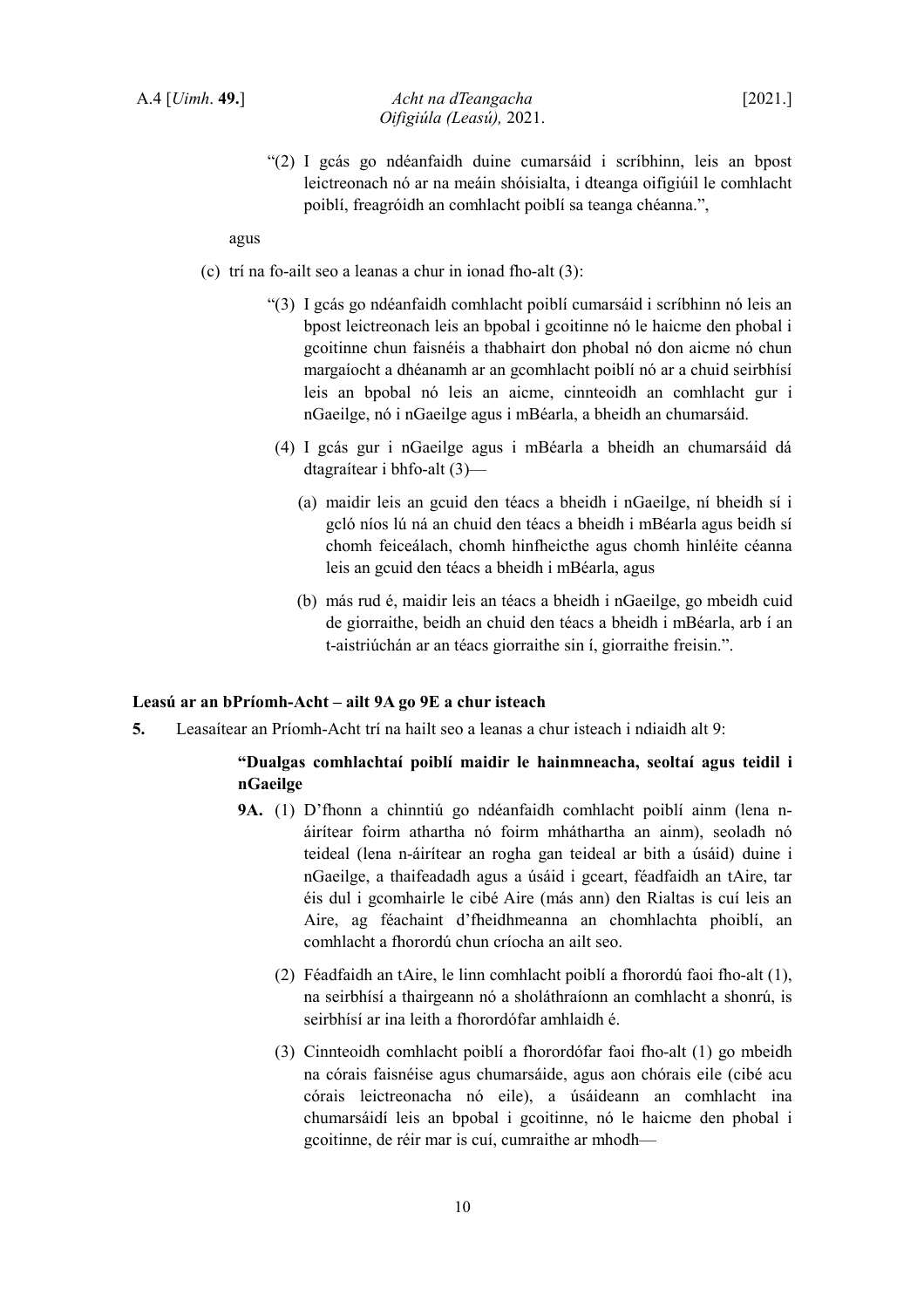“(2) I gcás go ndéanfaidh duine cumarsáid i scríbhinn, leis an bpost leictreonach nó ar na meáin shóisialta, i dteanga oifigiúil le comhlacht poiblí, freagróidh an comhlacht poiblí sa teanga chéanna.”,

agus

(c) trí na fo-ailt seo a leanas a chur in ionad fho-alt (3):

“(3) I gcás go ndéanfaidh comhlacht poiblí cumarsáid i scríbhinn nó leis an bpost leictreonach leis an bpobal i gcoitinne nó le haicme den phobal i gcoitinne chun faisnéis a thabhairt don phobal nó don aicme nó chun margaíocht a dhéanamh ar an gcomhlacht poiblí nó ar a chuid seirbhísí leis an bpobal nó leis an aicme, cinnteoidh an comhlacht gur i nGaeilge, nó i nGaeilge agus i mBéarla, a bheidh an chumarsáid.

(4) I gcás gur i nGaeilge agus i mBéarla a bheidh an chumarsáid dá dtagraítear i bhfo-alt (3)—

(a) maidir leis an gcuid den téacs a bheidh i nGaeilge, ní bheidh sí i gcló níos lú ná an chuid den téacs a bheidh i mBéarla agus beidh sí chomh feiceálach, chomh hinfheicthe agus chomh hinléite céanna leis an gcuid den téacs a bheidh i mBéarla, agus

(b) más rud é, maidir leis an téacs a bheidh i nGaeilge, go mbeidh cuid de giorraithe, beidh an chuid den téacs a bheidh i mBéarla, arb í an t-aistriúchán ar an téacs giorraithe sin í, giorraithe freisin.”.

**Leasú ar an bPríomh-Acht – ailt 9A go 9E a chur isteach**

**5.** Leasaítear an Príomh-Acht trí na hailt seo a leanas a chur isteach i ndiaidh alt 9:

**“Dualgas comhlachtaí poiblí maidir le hainmneacha, seoltaí agus teidil i nGaeilge**

**9A.** (1) D’fhonn a chinntiú go ndéanfaidh comhlacht poiblí ainm (lena n-áirítear foirm athartha nó foirm mháthartha an ainm), seoladh nó teideal (lena n-áirítear an rogha gan teideal ar bith a úsáid) duine i nGaeilge, a thaifeadadh agus a úsáid i gceart, féadfaidh an tAire, tar éis dul i gcomhairle le cibé Aire (más ann) den Rialtas is cuí leis an Aire, ag féachaint d’fheidhmeanna an chomhlachta phoiblí, an comhlacht a fhorordú chun críocha an ailt seo.

(2) Féadfaidh an tAire, le linn comhlacht poiblí a fhorordú faoi fho-alt (1), na seirbhísí a thairgeann nó a sholáthraíonn an comhlacht a shonrú, is seirbhísí ar ina leith a fhorordófar amhlaidh é.

(3) Cinnteoidh comhlacht poiblí a fhorordófar faoi fho-alt (1) go mbeidh na córais faisnéise agus chumarsáide, agus aon chórais eile (cibé acu córais leictreonacha nó eile), a úsáideann an comhlacht ina chumarsáidí leis an bpobal i gcoitinne, nó le haicme den phobal i gcoitinne, de réir mar is cuí, cumraithe ar mhodh—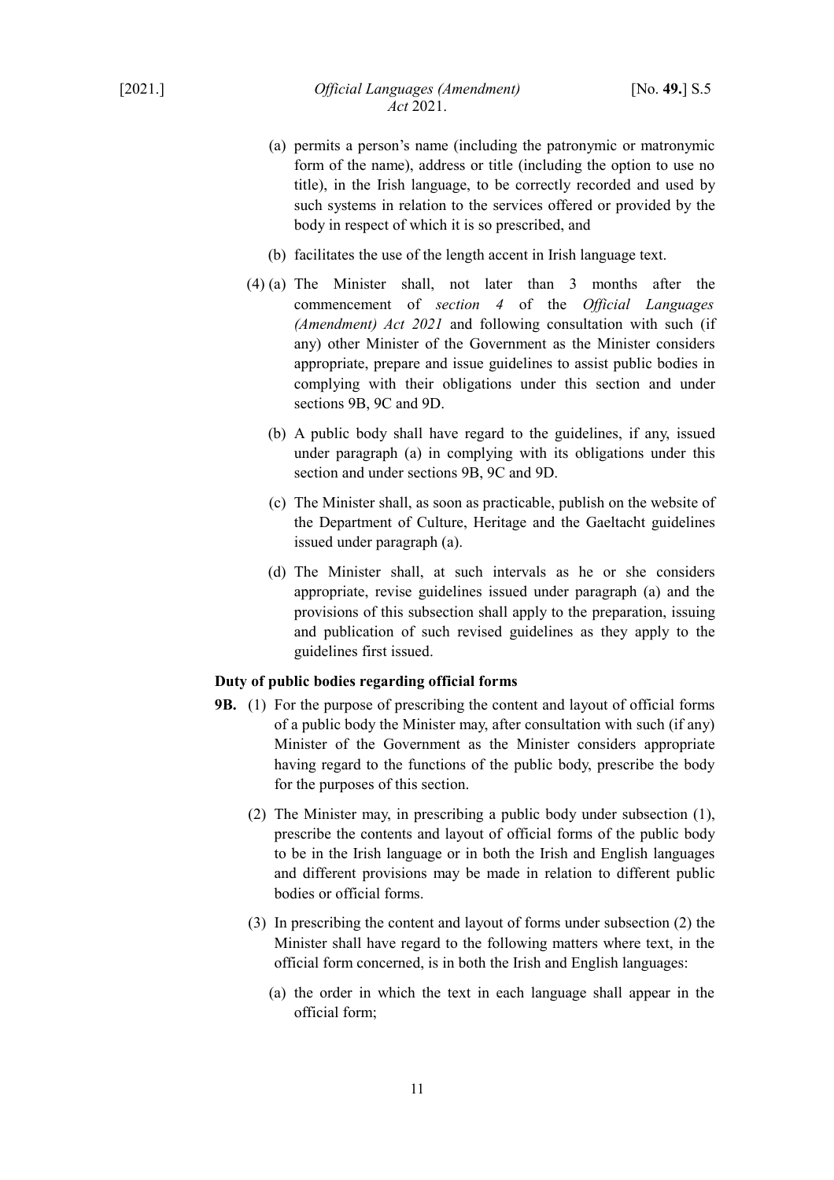(a) permits a person's name (including the patronymic or matronymic form of the name), address or title (including the option to use no title), in the Irish language, to be correctly recorded and used by such systems in relation to the services offered or provided by the body in respect of which it is so prescribed, and

(b) facilitates the use of the length accent in Irish language text.

(4) (a) The Minister shall, not later than 3 months after the commencement of *section 4* of the *Official Languages (Amendment) Act 2021* and following consultation with such (if any) other Minister of the Government as the Minister considers appropriate, prepare and issue guidelines to assist public bodies in complying with their obligations under this section and under sections 9B, 9C and 9D.

(b) A public body shall have regard to the guidelines, if any, issued under paragraph (a) in complying with its obligations under this section and under sections 9B, 9C and 9D.

(c) The Minister shall, as soon as practicable, publish on the website of the Department of Culture, Heritage and the Gaeltacht guidelines issued under paragraph (a).

(d) The Minister shall, at such intervals as he or she considers appropriate, revise guidelines issued under paragraph (a) and the provisions of this subsection shall apply to the preparation, issuing and publication of such revised guidelines as they apply to the guidelines first issued.

**Duty of public bodies regarding official forms**

**9B.** (1) For the purpose of prescribing the content and layout of official forms of a public body the Minister may, after consultation with such (if any) Minister of the Government as the Minister considers appropriate having regard to the functions of the public body, prescribe the body for the purposes of this section.

(2) The Minister may, in prescribing a public body under subsection (1), prescribe the contents and layout of official forms of the public body to be in the Irish language or in both the Irish and English languages and different provisions may be made in relation to different public bodies or official forms.

(3) In prescribing the content and layout of forms under subsection (2) the Minister shall have regard to the following matters where text, in the official form concerned, is in both the Irish and English languages:

(a) the order in which the text in each language shall appear in the official form;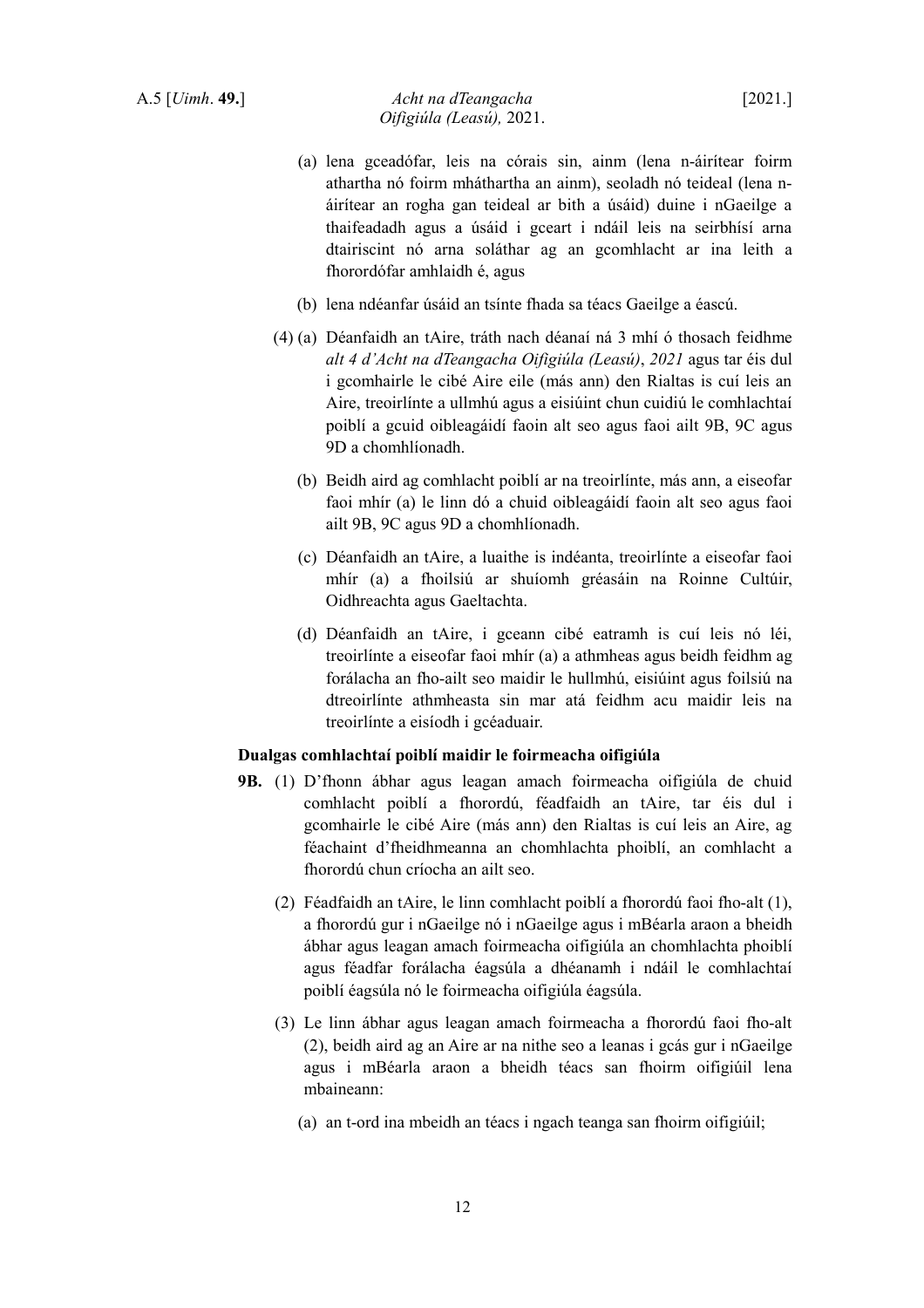(a) lena gceadófar, leis na córais sin, ainm (lena n-áirítear foirm athartha nó foirm mháthartha an ainm), seoladh nó teideal (lena n-áirítear an rogha gan teideal ar bith a úsáid) duine i nGaeilge a thaifeadadh agus a úsáid i gceart i ndáil leis na seirbhísí arna dtairiscint nó arna soláthar ag an gcomhlacht ar ina leith a fhorordófar amhlaidh é, agus

(b) lena ndéanfar úsáid an tsínte fhada sa téacs Gaeilge a éascú.

(4) (a) Déanfaidh an tAire, tráth nach déanaí ná 3 mhí ó thosach feidhme *alt 4 d'Acht na dTeangacha Oifigiúla (Leasú)*, *2021* agus tar éis dul i gcomhairle le cibé Aire eile (más ann) den Rialtas is cuí leis an Aire, treoirlínte a ullmhú agus a eisiúint chun cuidiú le comhlachtaí poiblí a gcuid oibleagáidí faoin alt seo agus faoi ailt 9B, 9C agus 9D a chomhlíonadh.

(b) Beidh aird ag comhlacht poiblí ar na treoirlínte, más ann, a eiseofar faoi mhír (a) le linn dó a chuid oibleagáidí faoin alt seo agus faoi ailt 9B, 9C agus 9D a chomhlíonadh.

(c) Déanfaidh an tAire, a luaithe is indéanta, treoirlínte a eiseofar faoi mhír (a) a fhoilsiú ar shuíomh gréasáin na Roinne Cultúir, Oidhreachta agus Gaeltachta.

(d) Déanfaidh an tAire, i gceann cibé eatramh is cuí leis nó léi, treoirlínte a eiseofar faoi mhír (a) a athmheas agus beidh feidhm ag forálacha an fho-ailt seo maidir le hullmhú, eisiúint agus foilsiú na dtreoirlínte athmheasta sin mar atá feidhm acu maidir leis na treoirlínte a eisíodh i gcéaduair.

**Dualgas comhlachtaí poiblí maidir le foirmeacha oifigiúla**

**9B.** (1) D'fhonn ábhar agus leagan amach foirmeacha oifigiúla de chuid comhlacht poiblí a fhorordú, féadfaidh an tAire, tar éis dul i gcomhairle le cibé Aire (más ann) den Rialtas is cuí leis an Aire, ag féachaint d'fheidhmeanna an chomhlachta phoiblí, an comhlacht a fhorordú chun críocha an ailt seo.

(2) Féadfaidh an tAire, le linn comhlacht poiblí a fhorordú faoi fho-alt (1), a fhorordú gur i nGaeilge nó i nGaeilge agus i mBéarla araon a bheidh ábhar agus leagan amach foirmeacha oifigiúla an chomhlachta phoiblí agus féadfar forálacha éagsúla a dhéanamh i ndáil le comhlachtaí poiblí éagsúla nó le foirmeacha oifigiúla éagsúla.

(3) Le linn ábhar agus leagan amach foirmeacha a fhorordú faoi fho-alt (2), beidh aird ag an Aire ar na nithe seo a leanas i gcás gur i nGaeilge agus i mBéarla araon a bheidh téacs san fhoirm oifigiúil lena mbaineann:

(a) an t-ord ina mbeidh an téacs i ngach teanga san fhoirm oifigiúil;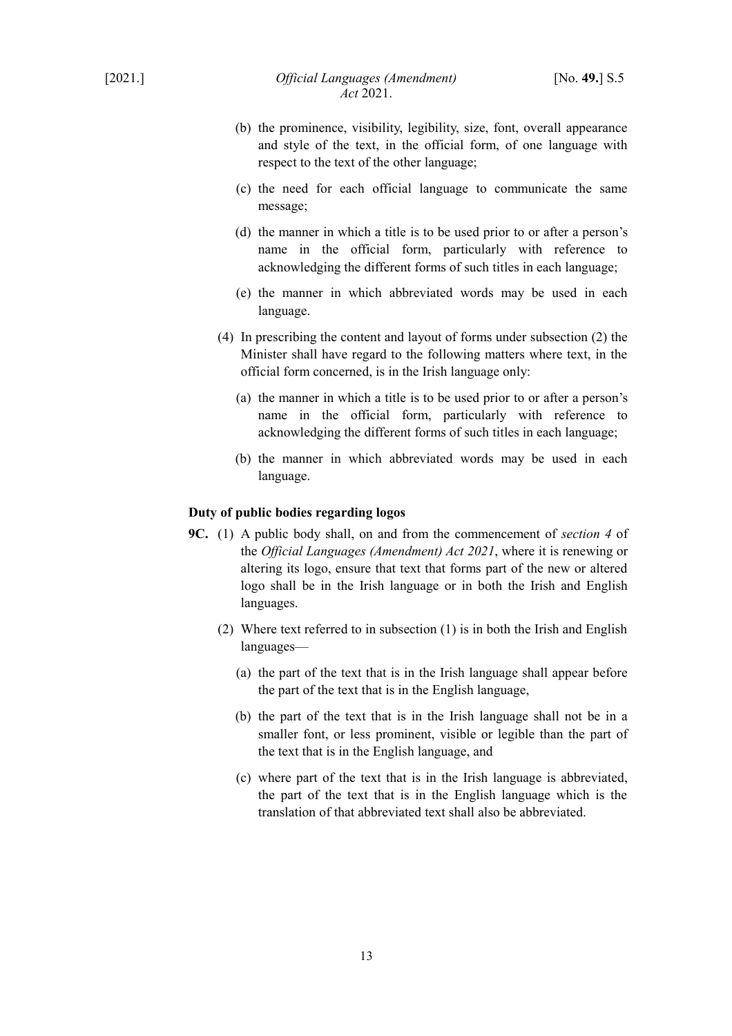(b) the prominence, visibility, legibility, size, font, overall appearance and style of the text, in the official form, of one language with respect to the text of the other language;

(c) the need for each official language to communicate the same message;

(d) the manner in which a title is to be used prior to or after a person's name in the official form, particularly with reference to acknowledging the different forms of such titles in each language;

(e) the manner in which abbreviated words may be used in each language.

(4) In prescribing the content and layout of forms under subsection (2) the Minister shall have regard to the following matters where text, in the official form concerned, is in the Irish language only:

(a) the manner in which a title is to be used prior to or after a person's name in the official form, particularly with reference to acknowledging the different forms of such titles in each language;

(b) the manner in which abbreviated words may be used in each language.

**Duty of public bodies regarding logos**

**9C.** (1) A public body shall, on and from the commencement of *section 4* of the *Official Languages (Amendment) Act 2021*, where it is renewing or altering its logo, ensure that text that forms part of the new or altered logo shall be in the Irish language or in both the Irish and English languages.

(2) Where text referred to in subsection (1) is in both the Irish and English languages—

(a) the part of the text that is in the Irish language shall appear before the part of the text that is in the English language,

(b) the part of the text that is in the Irish language shall not be in a smaller font, or less prominent, visible or legible than the part of the text that is in the English language, and

(c) where part of the text that is in the Irish language is abbreviated, the part of the text that is in the English language which is the translation of that abbreviated text shall also be abbreviated.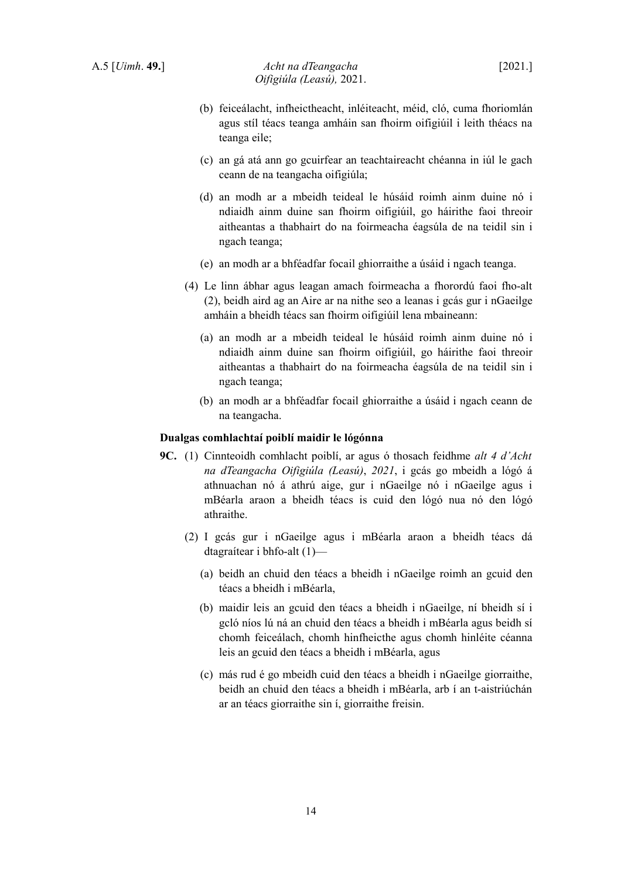(b) feiceálacht, infheictheacht, inléiteacht, méid, cló, cuma fhoriomlán agus stíl téacs teanga amháin san fhoirm oifigiúil i leith théacs na teanga eile;

(c) an gá atá ann go gcuirfear an teachtaireacht chéanna in iúl le gach ceann de na teangacha oifigiúla;

(d) an modh ar a mbeidh teideal le húsáid roimh ainm duine nó i ndiaidh ainm duine san fhoirm oifigiúil, go háirithe faoi threoir aitheantas a thabhairt do na foirmeacha éagsúla de na teidil sin i ngach teanga;

(e) an modh ar a bhféadfar focail ghiorraithe a úsáid i ngach teanga.

(4) Le linn ábhar agus leagan amach foirmeacha a fhorordú faoi fho-alt (2), beidh aird ag an Aire ar na nithe seo a leanas i gcás gur i nGaeilge amháin a bheidh téacs san fhoirm oifigiúil lena mbaineann:

(a) an modh ar a mbeidh teideal le húsáid roimh ainm duine nó i ndiaidh ainm duine san fhoirm oifigiúil, go háirithe faoi threoir aitheantas a thabhairt do na foirmeacha éagsúla de na teidil sin i ngach teanga;

(b) an modh ar a bhféadfar focail ghiorraithe a úsáid i ngach ceann de na teangacha.

**Dualgas comhlachtaí poiblí maidir le lógónna**

**9C.** (1) Cinnteoidh comhlacht poiblí, ar agus ó thosach feidhme *alt 4 d'Acht na dTeangacha Oifigiúla (Leasú)*, *2021*, i gcás go mbeidh a lógó á athnuachan nó á athrú aige, gur i nGaeilge nó i nGaeilge agus i mBéarla araon a bheidh téacs is cuid den lógó nua nó den lógó athraithe.

(2) I gcás gur i nGaeilge agus i mBéarla araon a bheidh téacs dá dtagraítear i bhfo-alt (1)—

(a) beidh an chuid den téacs a bheidh i nGaeilge roimh an gcuid den téacs a bheidh i mBéarla,

(b) maidir leis an gcuid den téacs a bheidh i nGaeilge, ní bheidh sí i gcló níos lú ná an chuid den téacs a bheidh i mBéarla agus beidh sí chomh feiceálach, chomh hinfheicthe agus chomh hinléite céanna leis an gcuid den téacs a bheidh i mBéarla, agus

(c) más rud é go mbeidh cuid den téacs a bheidh i nGaeilge giorraithe, beidh an chuid den téacs a bheidh i mBéarla, arb í an t-aistriúchán ar an téacs giorraithe sin í, giorraithe freisin.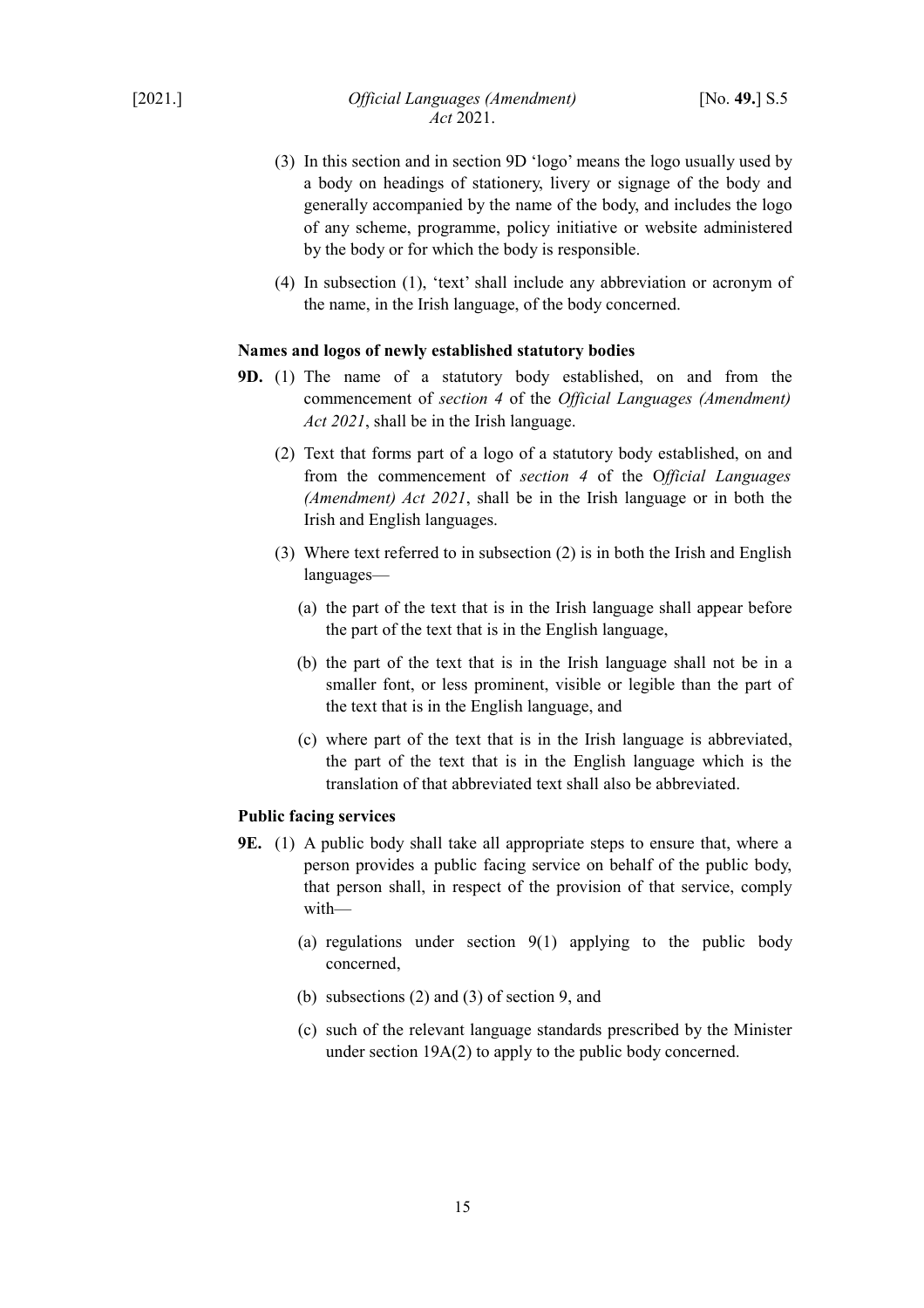(3) In this section and in section 9D 'logo' means the logo usually used by a body on headings of stationery, livery or signage of the body and generally accompanied by the name of the body, and includes the logo of any scheme, programme, policy initiative or website administered by the body or for which the body is responsible.

(4) In subsection (1), 'text' shall include any abbreviation or acronym of the name, in the Irish language, of the body concerned.

**Names and logos of newly established statutory bodies**

**9D.** (1) The name of a statutory body established, on and from the commencement of *section 4* of the *Official Languages (Amendment) Act 2021*, shall be in the Irish language.

(2) Text that forms part of a logo of a statutory body established, on and from the commencement of *section 4* of the *Official Languages (Amendment) Act 2021*, shall be in the Irish language or in both the Irish and English languages.

(3) Where text referred to in subsection (2) is in both the Irish and English languages—

(a) the part of the text that is in the Irish language shall appear before the part of the text that is in the English language,

(b) the part of the text that is in the Irish language shall not be in a smaller font, or less prominent, visible or legible than the part of the text that is in the English language, and

(c) where part of the text that is in the Irish language is abbreviated, the part of the text that is in the English language which is the translation of that abbreviated text shall also be abbreviated.

**Public facing services**

**9E.** (1) A public body shall take all appropriate steps to ensure that, where a person provides a public facing service on behalf of the public body, that person shall, in respect of the provision of that service, comply with—

(a) regulations under section 9(1) applying to the public body concerned,

(b) subsections (2) and (3) of section 9, and

(c) such of the relevant language standards prescribed by the Minister under section 19A(2) to apply to the public body concerned.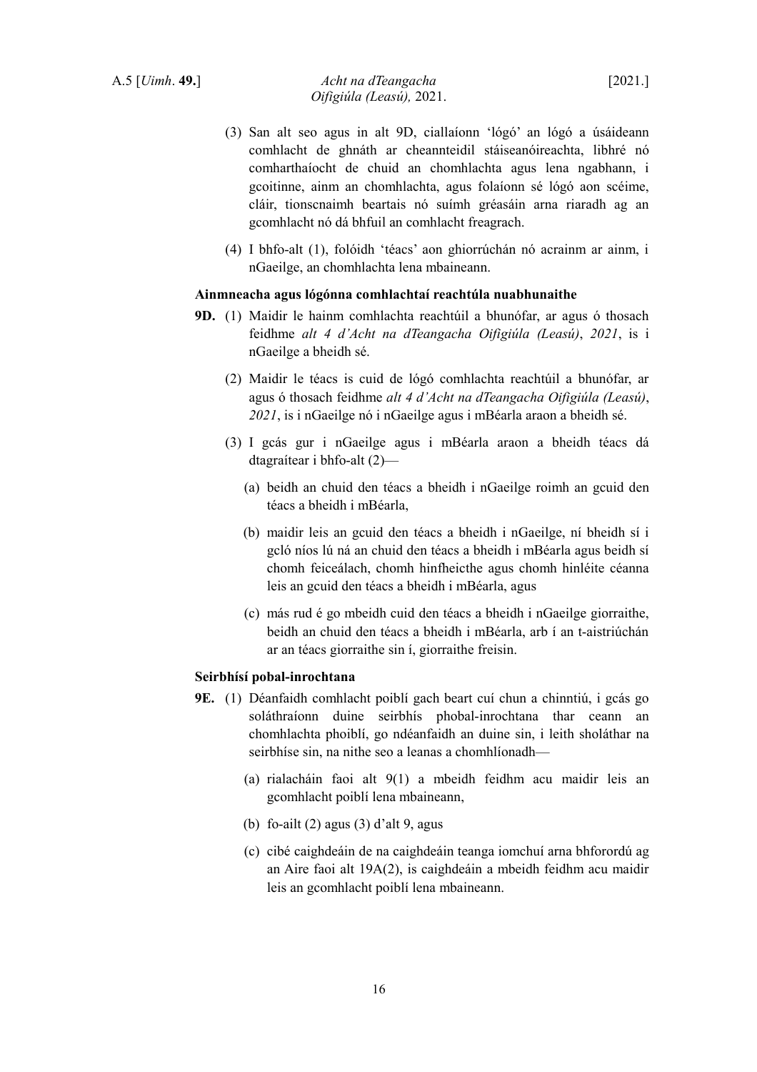(3) San alt seo agus in alt 9D, ciallaíonn 'lógó' an lógó a úsáideann comhlacht de ghnáth ar cheannteidil stáiseanóireachta, libhré nó comharthaíocht de chuid an chomhlachta agus lena ngabhann, i gcoitinne, ainm an chomhlachta, agus folaíonn sé lógó aon scéime, cláir, tionscnaimh beartais nó suímh gréasáin arna riaradh ag an gcomhlacht nó dá bhfuil an comhlacht freagrach.

(4) I bhfo-alt (1), folóidh 'téacs' aon ghiorrúchán nó acrainm ar ainm, i nGaeilge, an chomhlachta lena mbaineann.

**Ainmneacha agus lógónna comhlachtaí reachtúla nuabhunaithe**

**9D.** (1) Maidir le hainm comhlachta reachtúil a bhunófar, ar agus ó thosach feidhme *alt 4 d'Acht na dTeangacha Oifigiúla (Leasú)*, *2021*, is i nGaeilge a bheidh sé.

(2) Maidir le téacs is cuid de lógó comhlachta reachtúil a bhunófar, ar agus ó thosach feidhme *alt 4 d'Acht na dTeangacha Oifigiúla (Leasú)*, *2021*, is i nGaeilge nó i nGaeilge agus i mBéarla araon a bheidh sé.

(3) I gcás gur i nGaeilge agus i mBéarla araon a bheidh téacs dá dtagraítear i bhfo-alt (2)—

(a) beidh an chuid den téacs a bheidh i nGaeilge roimh an gcuid den téacs a bheidh i mBéarla,

(b) maidir leis an gcuid den téacs a bheidh i nGaeilge, ní bheidh sí i gcló níos lú ná an chuid den téacs a bheidh i mBéarla agus beidh sí chomh feiceálach, chomh hinfheicthe agus chomh hinléite céanna leis an gcuid den téacs a bheidh i mBéarla, agus

(c) más rud é go mbeidh cuid den téacs a bheidh i nGaeilge giorraithe, beidh an chuid den téacs a bheidh i mBéarla, arb í an t-aistriúchán ar an téacs giorraithe sin í, giorraithe freisin.

**Seirbhísí pobal-inrochtana**

**9E.** (1) Déanfaidh comhlacht poiblí gach beart cuí chun a chinntiú, i gcás go soláthraíonn duine seirbhís phobal-inrochtana thar ceann an chomhlachta phoiblí, go ndéanfaidh an duine sin, i leith sholáthar na seirbhíse sin, na nithe seo a leanas a chomhlíonadh—

(a) rialacháin faoi alt 9(1) a mbeidh feidhm acu maidir leis an gcomhlacht poiblí lena mbaineann,

(b) fo-ailt (2) agus (3) d'alt 9, agus

(c) cibé caighdeáin de na caighdeáin teanga iomchuí arna bhforordú ag an Aire faoi alt 19A(2), is caighdeáin a mbeidh feidhm acu maidir leis an gcomhlacht poiblí lena mbaineann.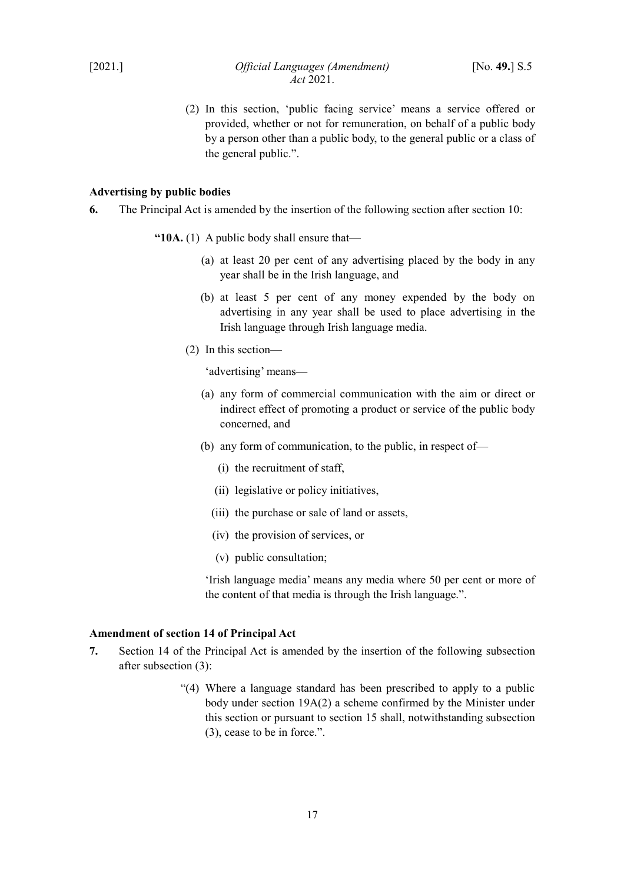(2) In this section, 'public facing service' means a service offered or provided, whether or not for remuneration, on behalf of a public body by a person other than a public body, to the general public or a class of the general public.".

**Advertising by public bodies**

**6.** The Principal Act is amended by the insertion of the following section after section 10:

> **"10A.** (1) A public body shall ensure that—
>
> (a) at least 20 per cent of any advertising placed by the body in any year shall be in the Irish language, and
>
> (b) at least 5 per cent of any money expended by the body on advertising in any year shall be used to place advertising in the Irish language through Irish language media.
>
> (2) In this section—
>
> 'advertising' means—
>
> (a) any form of commercial communication with the aim or direct or indirect effect of promoting a product or service of the public body concerned, and
>
> (b) any form of communication, to the public, in respect of—
>
> (i) the recruitment of staff,
>
> (ii) legislative or policy initiatives,
>
> (iii) the purchase or sale of land or assets,
>
> (iv) the provision of services, or
>
> (v) public consultation;
>
> 'Irish language media' means any media where 50 per cent or more of the content of that media is through the Irish language.".

**Amendment of section 14 of Principal Act**

**7.** Section 14 of the Principal Act is amended by the insertion of the following subsection after subsection (3):

> "(4) Where a language standard has been prescribed to apply to a public body under section 19A(2) a scheme confirmed by the Minister under this section or pursuant to section 15 shall, notwithstanding subsection (3), cease to be in force.".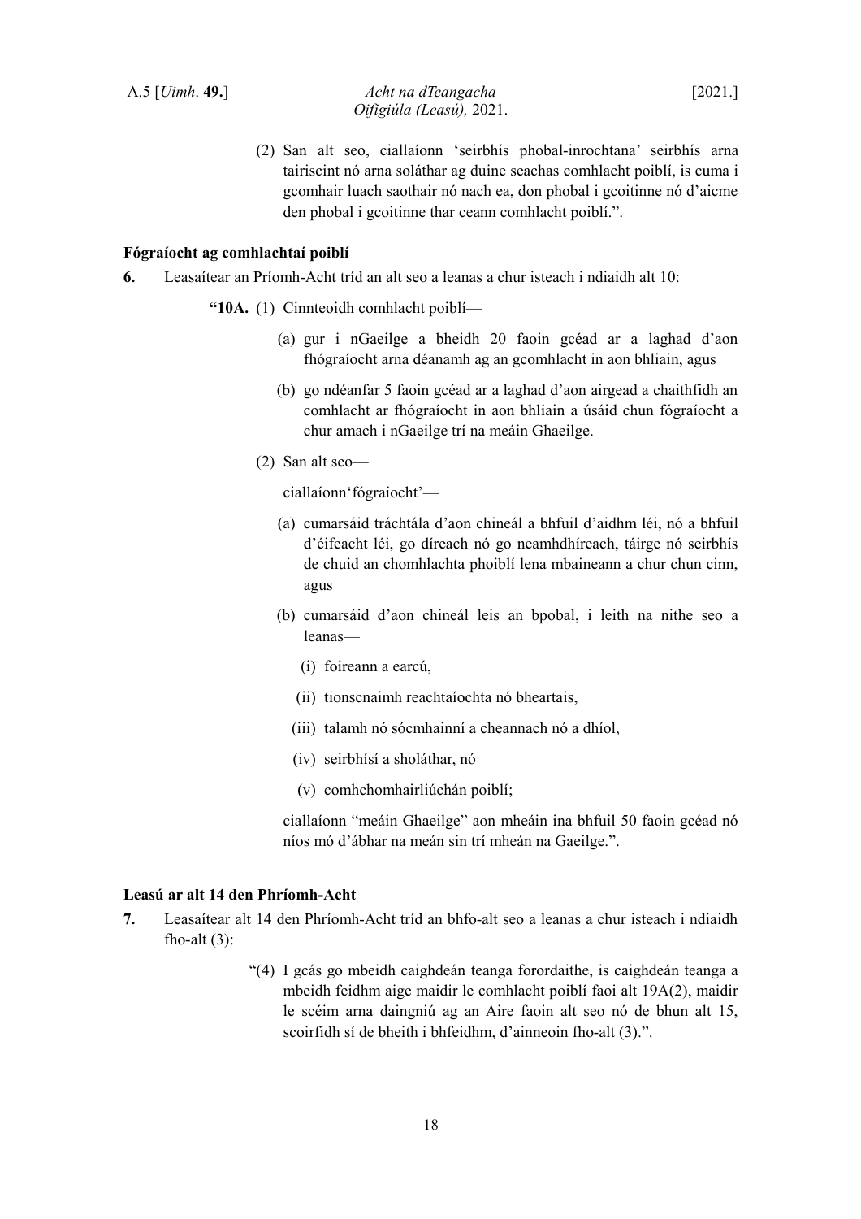(2) San alt seo, ciallaíonn ‘seirbhís phobal-inrochtana’ seirbhís arna tairiscint nó arna soláthar ag duine seachas comhlacht poiblí, is cuma i gcomhair luach saothair nó nach ea, don phobal i gcoitinne nó d’aicme den phobal i gcoitinne thar ceann comhlacht poiblí.”.

**Fógraíocht ag comhlachtaí poiblí**

**6.** Leasaítear an Príomh-Acht tríd an alt seo a leanas a chur isteach i ndiaidh alt 10:

> **“10A.** (1) Cinnteoidh comhlacht poiblí—
>
> (a) gur i nGaeilge a bheidh 20 faoin gcéad ar a laghad d’aon fhógraíocht arna déanamh ag an gcomhlacht in aon bhliain, agus
>
> (b) go ndéanfar 5 faoin gcéad ar a laghad d’aon airgead a chaithfidh an comhlacht ar fhógraíocht in aon bhliain a úsáid chun fógraíocht a chur amach i nGaeilge trí na meáin Ghaeilge.
>
> (2) San alt seo—
>
> ciallaíonn‘fógraíocht’—
>
> (a) cumarsáid tráchtála d’aon chineál a bhfuil d’aidhm léi, nó a bhfuil d’éifeacht léi, go díreach nó go neamhdhíreach, táirge nó seirbhís de chuid an chomhlachta phoiblí lena mbaineann a chur chun cinn, agus
>
> (b) cumarsáid d’aon chineál leis an bpobal, i leith na nithe seo a leanas—
>
> (i) foireann a earcú,
>
> (ii) tionscnaimh reachtaíochta nó bheartais,
>
> (iii) talamh nó sócmhainní a cheannach nó a dhíol,
>
> (iv) seirbhísí a sholáthar, nó
>
> (v) comhchomhairliúchán poiblí;
>
> ciallaíonn “meáin Ghaeilge” aon mheáin ina bhfuil 50 faoin gcéad nó níos mó d’ábhar na meán sin trí mheán na Gaeilge.”.

**Leasú ar alt 14 den Phríomh-Acht**

**7.** Leasaítear alt 14 den Phríomh-Acht tríd an bhfo-alt seo a leanas a chur isteach i ndiaidh fho-alt (3):

> “(4) I gcás go mbeidh caighdeán teanga forordaithe, is caighdeán teanga a mbeidh feidhm aige maidir le comhlacht poiblí faoi alt 19A(2), maidir le scéim arna daingniú ag an Aire faoin alt seo nó de bhun alt 15, scoirfidh sí de bheith i bhfeidhm, d’ainneoin fho-alt (3).”.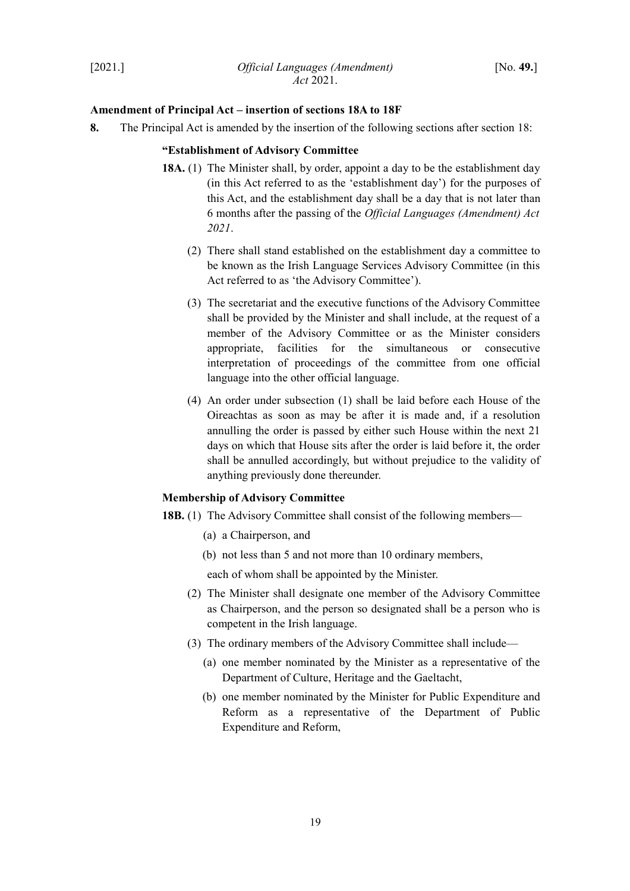**Amendment of Principal Act – insertion of sections 18A to 18F**

**8.** The Principal Act is amended by the insertion of the following sections after section 18:

**"Establishment of Advisory Committee**

**18A.** (1) The Minister shall, by order, appoint a day to be the establishment day (in this Act referred to as the 'establishment day') for the purposes of this Act, and the establishment day shall be a day that is not later than 6 months after the passing of the *Official Languages (Amendment) Act 2021*.

(2) There shall stand established on the establishment day a committee to be known as the Irish Language Services Advisory Committee (in this Act referred to as 'the Advisory Committee').

(3) The secretariat and the executive functions of the Advisory Committee shall be provided by the Minister and shall include, at the request of a member of the Advisory Committee or as the Minister considers appropriate, facilities for the simultaneous or consecutive interpretation of proceedings of the committee from one official language into the other official language.

(4) An order under subsection (1) shall be laid before each House of the Oireachtas as soon as may be after it is made and, if a resolution annulling the order is passed by either such House within the next 21 days on which that House sits after the order is laid before it, the order shall be annulled accordingly, but without prejudice to the validity of anything previously done thereunder.

**Membership of Advisory Committee**

**18B.** (1) The Advisory Committee shall consist of the following members—

(a) a Chairperson, and

(b) not less than 5 and not more than 10 ordinary members,

each of whom shall be appointed by the Minister.

(2) The Minister shall designate one member of the Advisory Committee as Chairperson, and the person so designated shall be a person who is competent in the Irish language.

(3) The ordinary members of the Advisory Committee shall include—

(a) one member nominated by the Minister as a representative of the Department of Culture, Heritage and the Gaeltacht,

(b) one member nominated by the Minister for Public Expenditure and Reform as a representative of the Department of Public Expenditure and Reform,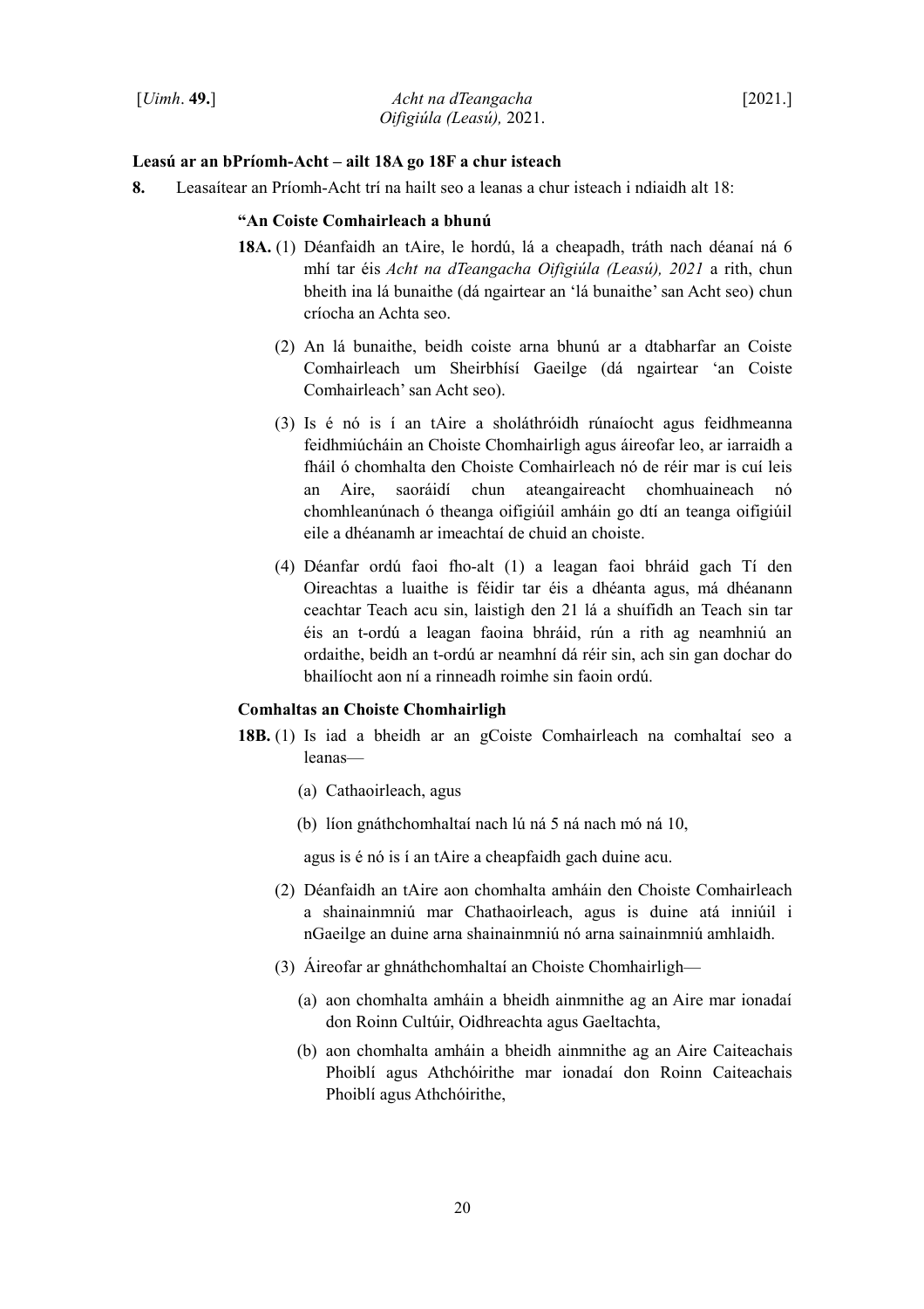**Leasú ar an bPríomh-Acht – ailt 18A go 18F a chur isteach**

**8.** Leasaítear an Príomh-Acht trí na hailt seo a leanas a chur isteach i ndiaidh alt 18:

**"An Coiste Comhairleach a bhunú**

**18A.** (1) Déanfaidh an tAire, le hordú, lá a cheapadh, tráth nach déanaí ná 6 mhí tar éis *Acht na dTeangacha Oifigiúla (Leasú), 2021* a rith, chun bheith ina lá bunaithe (dá ngairtear an 'lá bunaithe' san Acht seo) chun críocha an Achta seo.

(2) An lá bunaithe, beidh coiste arna bhunú ar a dtabharfar an Coiste Comhairleach um Sheirbhísí Gaeilge (dá ngairtear 'an Coiste Comhairleach' san Acht seo).

(3) Is é nó is í an tAire a sholáthróidh rúnaíocht agus feidhmeanna feidhmiúcháin an Choiste Chomhairligh agus áireofar leo, ar iarraidh a fháil ó chomhalta den Choiste Comhairleach nó de réir mar is cuí leis an Aire, saoráidí chun ateangaireacht chomhuaineach nó chomhleanúnach ó theanga oifigiúil amháin go dtí an teanga oifigiúil eile a dhéanamh ar imeachtaí de chuid an choiste.

(4) Déanfar ordú faoi fho-alt (1) a leagan faoi bhráid gach Tí den Oireachtas a luaithe is féidir tar éis a dhéanta agus, má dhéanann ceachtar Teach acu sin, laistigh den 21 lá a shuífidh an Teach sin tar éis an t-ordú a leagan faoina bhráid, rún a rith ag neamhniú an ordaithe, beidh an t-ordú ar neamhní dá réir sin, ach sin gan dochar do bhailíocht aon ní a rinneadh roimhe sin faoin ordú.

**Comhaltas an Choiste Chomhairligh**

**18B.** (1) Is iad a bheidh ar an gCoiste Comhairleach na comhaltaí seo a leanas—

(a) Cathaoirleach, agus

(b) líon gnáthchomhaltaí nach lú ná 5 ná nach mó ná 10,

agus is é nó is í an tAire a cheapfaidh gach duine acu.

(2) Déanfaidh an tAire aon chomhalta amháin den Choiste Comhairleach a shainainmniú mar Chathaoirleach, agus is duine atá inniúil i nGaeilge an duine arna shainainmniú nó arna sainainmniú amhlaidh.

(3) Áireofar ar ghnáthchomhaltaí an Choiste Chomhairligh—

(a) aon chomhalta amháin a bheidh ainmnithe ag an Aire mar ionadaí don Roinn Cultúir, Oidhreachta agus Gaeltachta,

(b) aon chomhalta amháin a bheidh ainmnithe ag an Aire Caiteachais Phoiblí agus Athchóirithe mar ionadaí don Roinn Caiteachais Phoiblí agus Athchóirithe,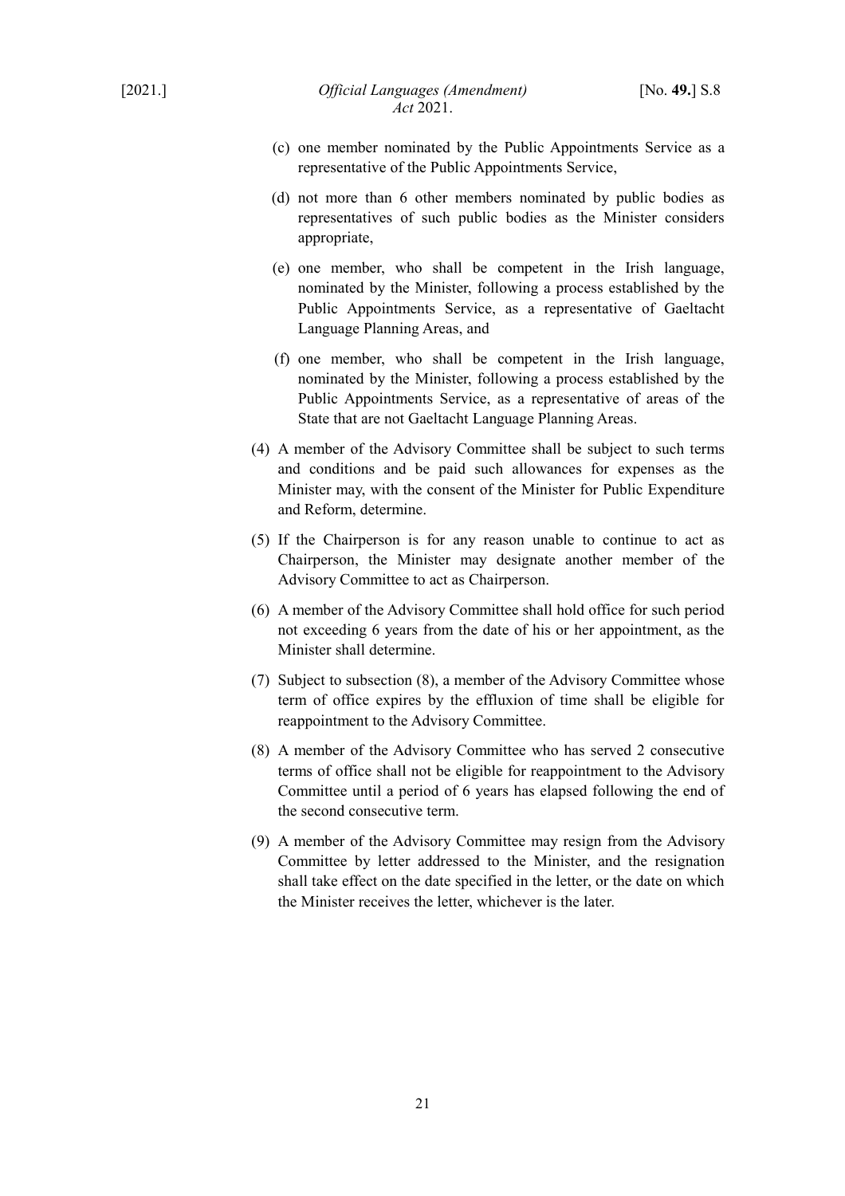(c) one member nominated by the Public Appointments Service as a representative of the Public Appointments Service,

(d) not more than 6 other members nominated by public bodies as representatives of such public bodies as the Minister considers appropriate,

(e) one member, who shall be competent in the Irish language, nominated by the Minister, following a process established by the Public Appointments Service, as a representative of Gaeltacht Language Planning Areas, and

(f) one member, who shall be competent in the Irish language, nominated by the Minister, following a process established by the Public Appointments Service, as a representative of areas of the State that are not Gaeltacht Language Planning Areas.

(4) A member of the Advisory Committee shall be subject to such terms and conditions and be paid such allowances for expenses as the Minister may, with the consent of the Minister for Public Expenditure and Reform, determine.

(5) If the Chairperson is for any reason unable to continue to act as Chairperson, the Minister may designate another member of the Advisory Committee to act as Chairperson.

(6) A member of the Advisory Committee shall hold office for such period not exceeding 6 years from the date of his or her appointment, as the Minister shall determine.

(7) Subject to subsection (8), a member of the Advisory Committee whose term of office expires by the effluxion of time shall be eligible for reappointment to the Advisory Committee.

(8) A member of the Advisory Committee who has served 2 consecutive terms of office shall not be eligible for reappointment to the Advisory Committee until a period of 6 years has elapsed following the end of the second consecutive term.

(9) A member of the Advisory Committee may resign from the Advisory Committee by letter addressed to the Minister, and the resignation shall take effect on the date specified in the letter, or the date on which the Minister receives the letter, whichever is the later.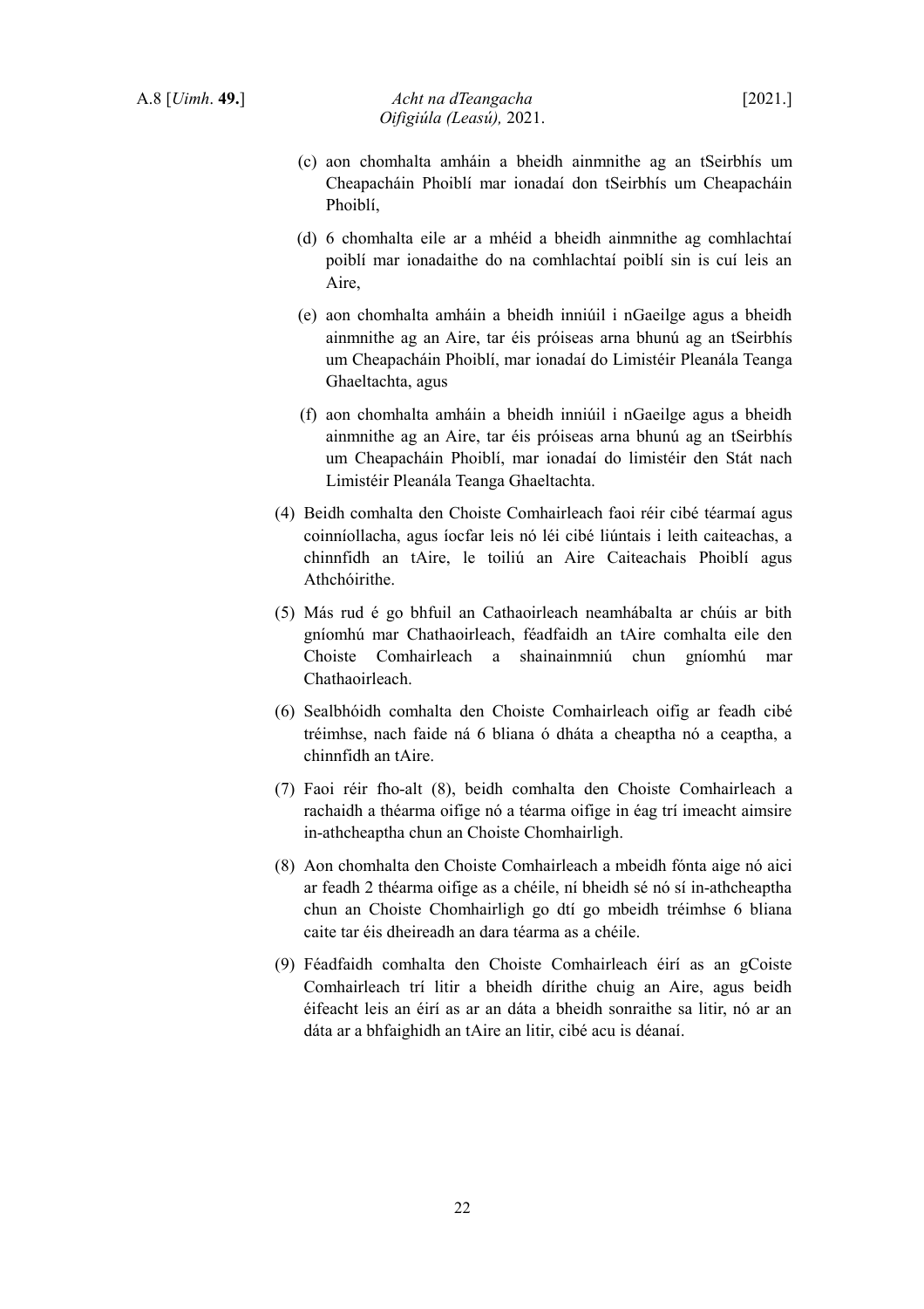(c) aon chomhalta amháin a bheidh ainmnithe ag an tSeirbhís um Cheapacháin Phoiblí mar ionadaí don tSeirbhís um Cheapacháin Phoiblí,

(d) 6 chomhalta eile ar a mhéid a bheidh ainmnithe ag comhlachtaí poiblí mar ionadaithe do na comhlachtaí poiblí sin is cuí leis an Aire,

(e) aon chomhalta amháin a bheidh inniúil i nGaeilge agus a bheidh ainmnithe ag an Aire, tar éis próiseas arna bhunú ag an tSeirbhís um Cheapacháin Phoiblí, mar ionadaí do Limistéir Pleanála Teanga Ghaeltachta, agus

(f) aon chomhalta amháin a bheidh inniúil i nGaeilge agus a bheidh ainmnithe ag an Aire, tar éis próiseas arna bhunú ag an tSeirbhís um Cheapacháin Phoiblí, mar ionadaí do limistéir den Stát nach Limistéir Pleanála Teanga Ghaeltachta.

(4) Beidh comhalta den Choiste Comhairleach faoi réir cibé téarmaí agus coinníollacha, agus íocfar leis nó léi cibé liúntais i leith caiteachas, a chinnfidh an tAire, le toiliú an Aire Caiteachais Phoiblí agus Athchóirithe.

(5) Más rud é go bhfuil an Cathaoirleach neamhábalta ar chúis ar bith gníomhú mar Chathaoirleach, féadfaidh an tAire comhalta eile den Choiste Comhairleach a shainainmniú chun gníomhú mar Chathaoirleach.

(6) Sealbhóidh comhalta den Choiste Comhairleach oifig ar feadh cibé tréimhse, nach faide ná 6 bliana ó dháta a cheaptha nó a ceaptha, a chinnfidh an tAire.

(7) Faoi réir fho-alt (8), beidh comhalta den Choiste Comhairleach a rachaidh a théarma oifige nó a téarma oifige in éag trí imeacht aimsire in-athcheaptha chun an Choiste Chomhairligh.

(8) Aon chomhalta den Choiste Comhairleach a mbeidh fónta aige nó aici ar feadh 2 théarma oifige as a chéile, ní bheidh sé nó sí in-athcheaptha chun an Choiste Chomhairligh go dtí go mbeidh tréimhse 6 bliana caite tar éis dheireadh an dara téarma as a chéile.

(9) Féadfaidh comhalta den Choiste Comhairleach éirí as an gCoiste Comhairleach trí litir a bheidh dírithe chuig an Aire, agus beidh éifeacht leis an éirí as ar an dáta a bheidh sonraithe sa litir, nó ar an dáta ar a bhfaighidh an tAire an litir, cibé acu is déanaí.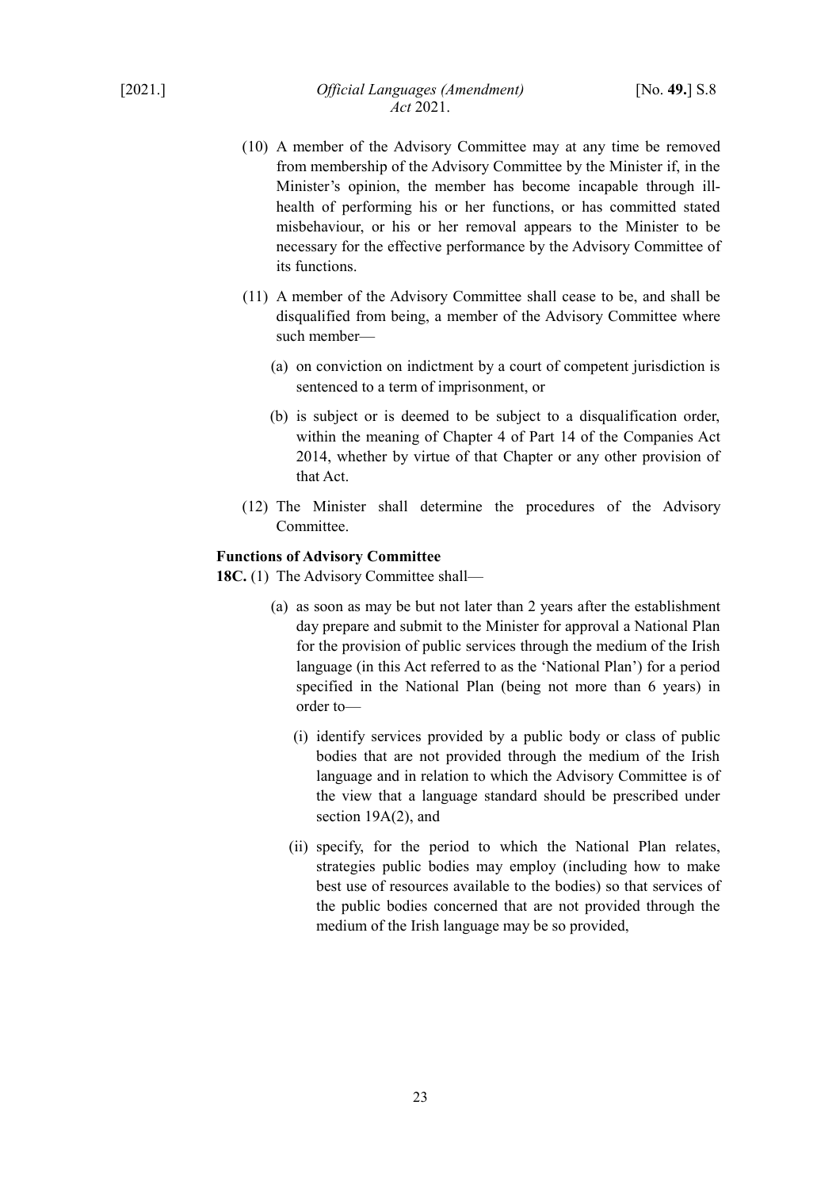(10) A member of the Advisory Committee may at any time be removed from membership of the Advisory Committee by the Minister if, in the Minister's opinion, the member has become incapable through ill-health of performing his or her functions, or has committed stated misbehaviour, or his or her removal appears to the Minister to be necessary for the effective performance by the Advisory Committee of its functions.

(11) A member of the Advisory Committee shall cease to be, and shall be disqualified from being, a member of the Advisory Committee where such member—

(a) on conviction on indictment by a court of competent jurisdiction is sentenced to a term of imprisonment, or

(b) is subject or is deemed to be subject to a disqualification order, within the meaning of Chapter 4 of Part 14 of the Companies Act 2014, whether by virtue of that Chapter or any other provision of that Act.

(12) The Minister shall determine the procedures of the Advisory Committee.

**Functions of Advisory Committee**

**18C.** (1) The Advisory Committee shall—

(a) as soon as may be but not later than 2 years after the establishment day prepare and submit to the Minister for approval a National Plan for the provision of public services through the medium of the Irish language (in this Act referred to as the 'National Plan') for a period specified in the National Plan (being not more than 6 years) in order to—

(i) identify services provided by a public body or class of public bodies that are not provided through the medium of the Irish language and in relation to which the Advisory Committee is of the view that a language standard should be prescribed under section 19A(2), and

(ii) specify, for the period to which the National Plan relates, strategies public bodies may employ (including how to make best use of resources available to the bodies) so that services of the public bodies concerned that are not provided through the medium of the Irish language may be so provided,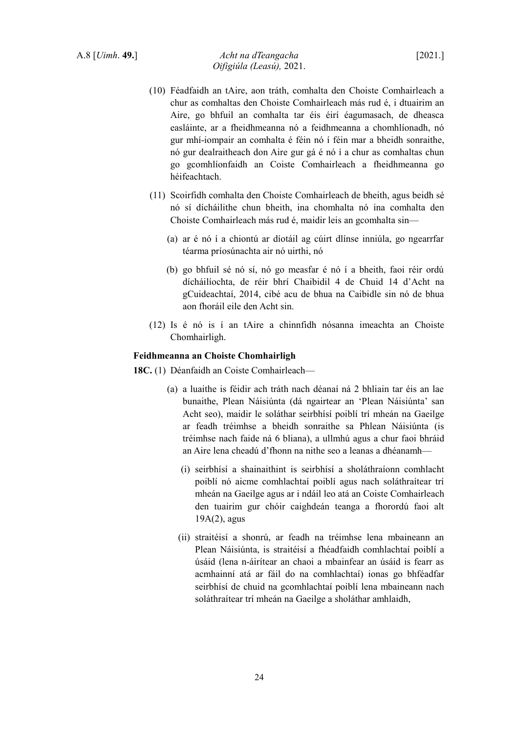(10) Féadfaidh an tAire, aon tráth, comhalta den Choiste Comhairleach a chur as comhaltas den Choiste Comhairleach más rud é, i dtuairim an Aire, go bhfuil an comhalta tar éis éirí éagumasach, de dheasca easláinte, ar a fheidhmeanna nó a feidhmeanna a chomhlíonadh, nó gur mhí-iompair an comhalta é féin nó í féin mar a bheidh sonraithe, nó gur dealraitheach don Aire gur gá é nó í a chur as comhaltas chun go gcomhlíonfaidh an Coiste Comhairleach a fheidhmeanna go héifeachtach.

(11) Scoirfidh comhalta den Choiste Comhairleach de bheith, agus beidh sé nó sí dícháilithe chun bheith, ina chomhalta nó ina comhalta den Choiste Comhairleach más rud é, maidir leis an gcomhalta sin—

(a) ar é nó í a chiontú ar díotáil ag cúirt dlínse inniúla, go ngearrfar téarma príosúnachta air nó uirthi, nó

(b) go bhfuil sé nó sí, nó go measfar é nó í a bheith, faoi réir ordú dícháilíochta, de réir bhrí Chaibidil 4 de Chuid 14 d'Acht na gCuideachtaí, 2014, cibé acu de bhua na Caibidle sin nó de bhua aon fhoráil eile den Acht sin.

(12) Is é nó is í an tAire a chinnfidh nósanna imeachta an Choiste Chomhairligh.

**Feidhmeanna an Choiste Chomhairligh**

**18C.** (1) Déanfaidh an Coiste Comhairleach—

(a) a luaithe is féidir ach tráth nach déanaí ná 2 bhliain tar éis an lae bunaithe, Plean Náisiúnta (dá ngairtear an 'Plean Náisiúnta' san Acht seo), maidir le soláthar seirbhísí poiblí trí mheán na Gaeilge ar feadh tréimhse a bheidh sonraithe sa Phlean Náisiúnta (is tréimhse nach faide ná 6 bliana), a ullmhú agus a chur faoi bhráid an Aire lena cheadú d'fhonn na nithe seo a leanas a dhéanamh—

(i) seirbhísí a shainaithint is seirbhísí a sholáthraíonn comhlacht poiblí nó aicme comhlachtaí poiblí agus nach soláthraítear trí mheán na Gaeilge agus ar i ndáil leo atá an Coiste Comhairleach den tuairim gur chóir caighdeán teanga a fhorordú faoi alt 19A(2), agus

(ii) straitéisí a shonrú, ar feadh na tréimhse lena mbaineann an Plean Náisiúnta, is straitéisí a fhéadfaidh comhlachtaí poiblí a úsáid (lena n-áirítear an chaoi a mbainfear an úsáid is fearr as acmhainní atá ar fáil do na comhlachtaí) ionas go bhféadfar seirbhísí de chuid na gcomhlachtaí poiblí lena mbaineann nach soláthraítear trí mheán na Gaeilge a sholáthar amhlaidh,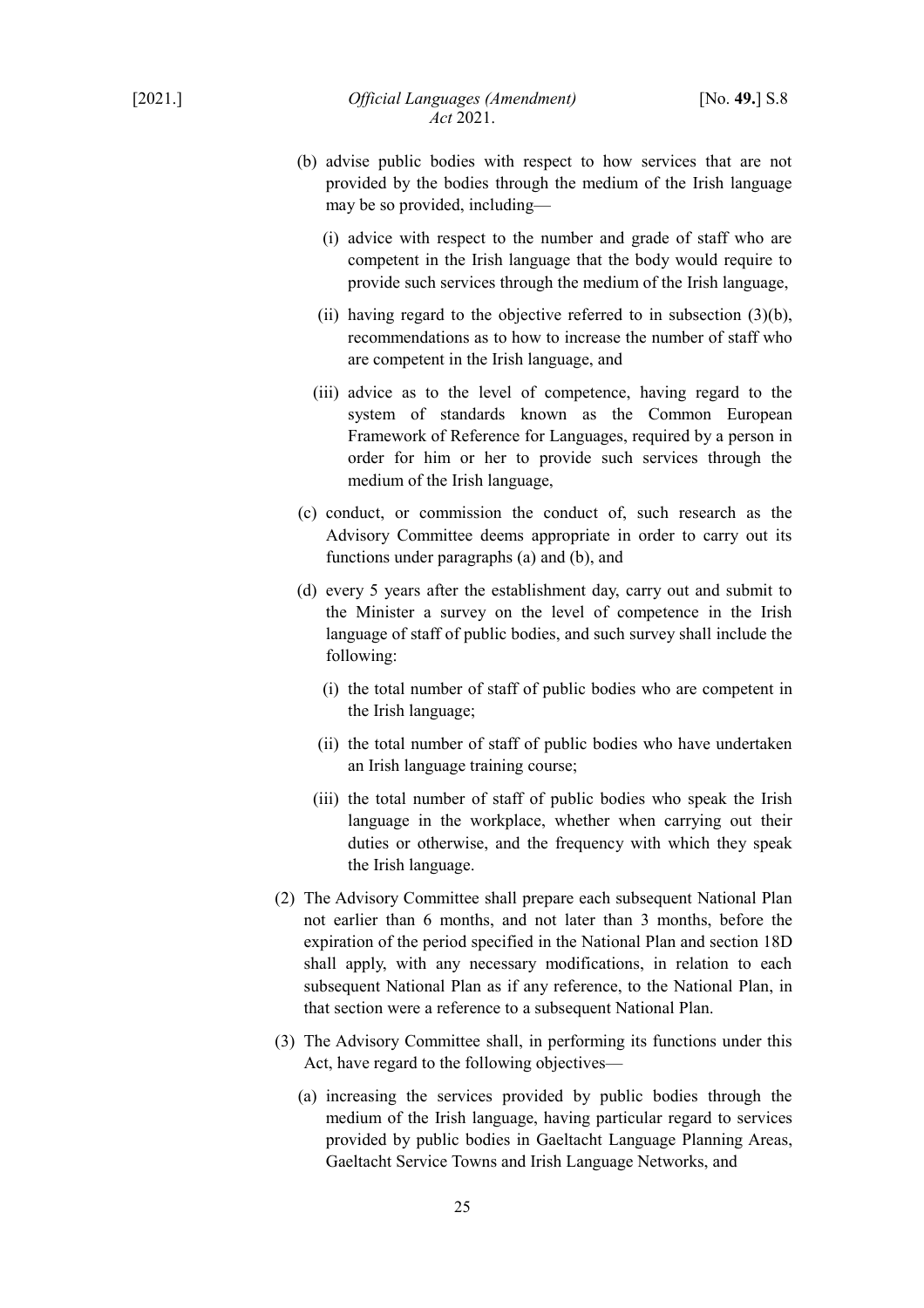(b) advise public bodies with respect to how services that are not provided by the bodies through the medium of the Irish language may be so provided, including—

   (i) advice with respect to the number and grade of staff who are competent in the Irish language that the body would require to provide such services through the medium of the Irish language,

   (ii) having regard to the objective referred to in subsection (3)(b), recommendations as to how to increase the number of staff who are competent in the Irish language, and

   (iii) advice as to the level of competence, having regard to the system of standards known as the Common European Framework of Reference for Languages, required by a person in order for him or her to provide such services through the medium of the Irish language,

(c) conduct, or commission the conduct of, such research as the Advisory Committee deems appropriate in order to carry out its functions under paragraphs (a) and (b), and

(d) every 5 years after the establishment day, carry out and submit to the Minister a survey on the level of competence in the Irish language of staff of public bodies, and such survey shall include the following:

   (i) the total number of staff of public bodies who are competent in the Irish language;

   (ii) the total number of staff of public bodies who have undertaken an Irish language training course;

   (iii) the total number of staff of public bodies who speak the Irish language in the workplace, whether when carrying out their duties or otherwise, and the frequency with which they speak the Irish language.

(2) The Advisory Committee shall prepare each subsequent National Plan not earlier than 6 months, and not later than 3 months, before the expiration of the period specified in the National Plan and section 18D shall apply, with any necessary modifications, in relation to each subsequent National Plan as if any reference, to the National Plan, in that section were a reference to a subsequent National Plan.

(3) The Advisory Committee shall, in performing its functions under this Act, have regard to the following objectives—

(a) increasing the services provided by public bodies through the medium of the Irish language, having particular regard to services provided by public bodies in Gaeltacht Language Planning Areas, Gaeltacht Service Towns and Irish Language Networks, and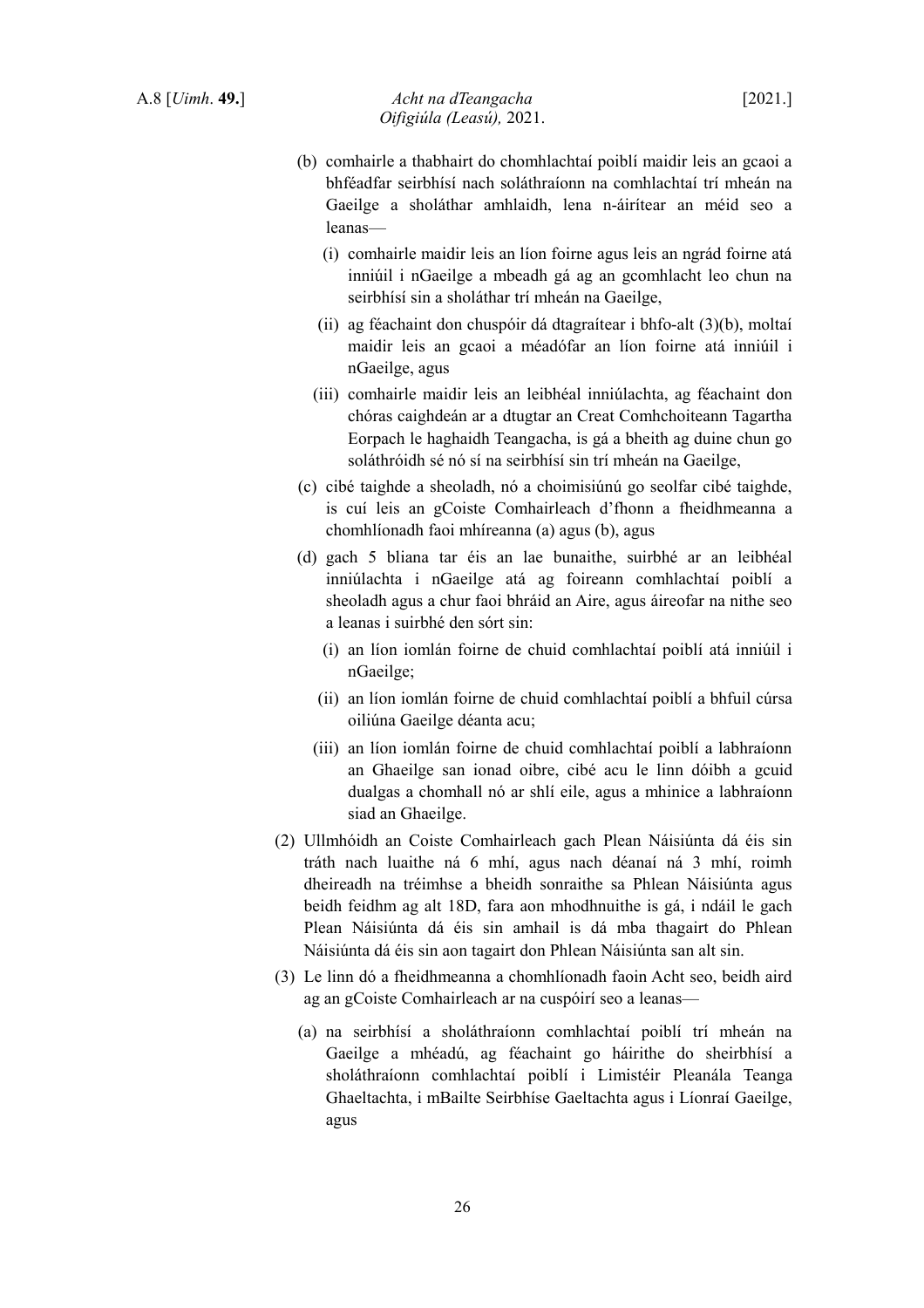(b) comhairle a thabhairt do chomhlachtaí poiblí maidir leis an gcaoi a bhféadfar seirbhísí nach soláthraíonn na comhlachtaí trí mheán na Gaeilge a sholáthar amhlaidh, lena n-áirítear an méid seo a leanas—

   (i) comhairle maidir leis an líon foirne agus leis an ngrád foirne atá inniúil i nGaeilge a mbeadh gá ag an gcomhlacht leo chun na seirbhísí sin a sholáthar trí mheán na Gaeilge,

   (ii) ag féachaint don chuspóir dá dtagraítear i bhfo-alt (3)(b), moltaí maidir leis an gcaoi a méadófar an líon foirne atá inniúil i nGaeilge, agus

   (iii) comhairle maidir leis an leibhéal inniúlachta, ag féachaint don chóras caighdeán ar a dtugtar an Creat Comhchoiteann Tagartha Eorpach le haghaidh Teangacha, is gá a bheith ag duine chun go soláthróidh sé nó sí na seirbhísí sin trí mheán na Gaeilge,

(c) cibé taighde a sheoladh, nó a choimisiúnú go seolfar cibé taighde, is cuí leis an gCoiste Comhairleach d'fhonn a fheidhmeanna a chomhlíonadh faoi mhíreanna (a) agus (b), agus

(d) gach 5 bliana tar éis an lae bunaithe, suirbhé ar an leibhéal inniúlachta i nGaeilge atá ag foireann comhlachtaí poiblí a sheoladh agus a chur faoi bhráid an Aire, agus áireofar na nithe seo a leanas i suirbhé den sórt sin:

   (i) an líon iomlán foirne de chuid comhlachtaí poiblí atá inniúil i nGaeilge;

   (ii) an líon iomlán foirne de chuid comhlachtaí poiblí a bhfuil cúrsa oiliúna Gaeilge déanta acu;

   (iii) an líon iomlán foirne de chuid comhlachtaí poiblí a labhraíonn an Ghaeilge san ionad oibre, cibé acu le linn dóibh a gcuid dualgas a chomhall nó ar shlí eile, agus a mhinice a labhraíonn siad an Ghaeilge.

(2) Ullmhóidh an Coiste Comhairleach gach Plean Náisiúnta dá éis sin tráth nach luaithe ná 6 mhí, agus nach déanaí ná 3 mhí, roimh dheireadh na tréimhse a bheidh sonraithe sa Phlean Náisiúnta agus beidh feidhm ag alt 18D, fara aon mhodhnuithe is gá, i ndáil le gach Plean Náisiúnta dá éis sin amhail is dá mba thagairt do Phlean Náisiúnta dá éis sin aon tagairt don Phlean Náisiúnta san alt sin.

(3) Le linn dó a fheidhmeanna a chomhlíonadh faoin Acht seo, beidh aird ag an gCoiste Comhairleach ar na cuspóirí seo a leanas—

(a) na seirbhísí a sholáthraíonn comhlachtaí poiblí trí mheán na Gaeilge a mhéadú, ag féachaint go háirithe do sheirbhísí a sholáthraíonn comhlachtaí poiblí i Limistéir Pleanála Teanga Ghaeltachta, i mBailte Seirbhíse Gaeltachta agus i Líonraí Gaeilge, agus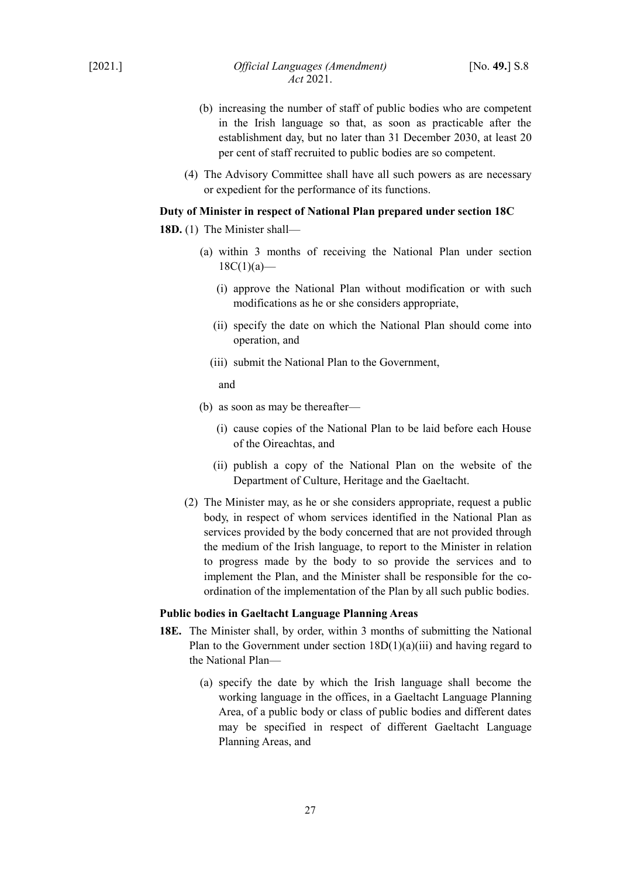(b) increasing the number of staff of public bodies who are competent in the Irish language so that, as soon as practicable after the establishment day, but no later than 31 December 2030, at least 20 per cent of staff recruited to public bodies are so competent.

(4) The Advisory Committee shall have all such powers as are necessary or expedient for the performance of its functions.

**Duty of Minister in respect of National Plan prepared under section 18C**

**18D.** (1) The Minister shall—

(a) within 3 months of receiving the National Plan under section 18C(1)(a)—

(i) approve the National Plan without modification or with such modifications as he or she considers appropriate,

(ii) specify the date on which the National Plan should come into operation, and

(iii) submit the National Plan to the Government,

and

(b) as soon as may be thereafter—

(i) cause copies of the National Plan to be laid before each House of the Oireachtas, and

(ii) publish a copy of the National Plan on the website of the Department of Culture, Heritage and the Gaeltacht.

(2) The Minister may, as he or she considers appropriate, request a public body, in respect of whom services identified in the National Plan as services provided by the body concerned that are not provided through the medium of the Irish language, to report to the Minister in relation to progress made by the body to so provide the services and to implement the Plan, and the Minister shall be responsible for the co-ordination of the implementation of the Plan by all such public bodies.

**Public bodies in Gaeltacht Language Planning Areas**

**18E.** The Minister shall, by order, within 3 months of submitting the National Plan to the Government under section 18D(1)(a)(iii) and having regard to the National Plan—

(a) specify the date by which the Irish language shall become the working language in the offices, in a Gaeltacht Language Planning Area, of a public body or class of public bodies and different dates may be specified in respect of different Gaeltacht Language Planning Areas, and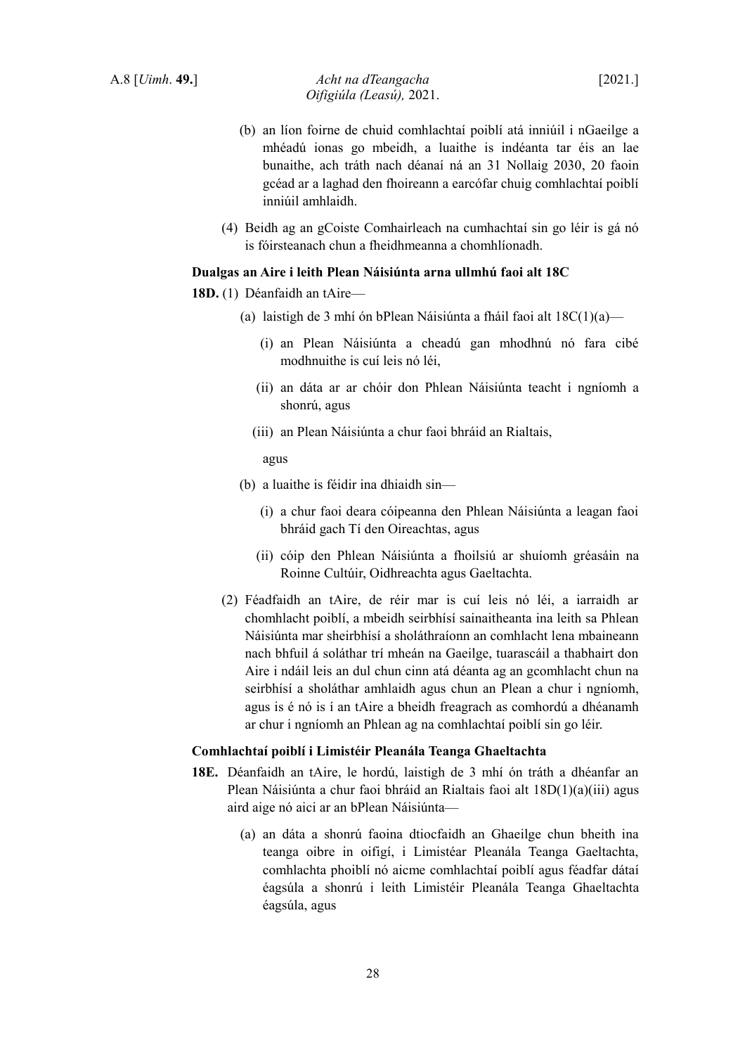(b) an líon foirne de chuid comhlachtaí poiblí atá inniúil i nGaeilge a mhéadú ionas go mbeidh, a luaithe is indéanta tar éis an lae bunaithe, ach tráth nach déanaí ná an 31 Nollaig 2030, 20 faoin gcéad ar a laghad den fhoireann a earcófar chuig comhlachtaí poiblí inniúil amhlaidh.

(4) Beidh ag an gCoiste Comhairleach na cumhachtaí sin go léir is gá nó is fóirsteanach chun a fheidhmeanna a chomhlíonadh.

**Dualgas an Aire i leith Plean Náisiúnta arna ullmhú faoi alt 18C**

**18D.** (1) Déanfaidh an tAire—

(a) laistigh de 3 mhí ón bPlean Náisiúnta a fháil faoi alt 18C(1)(a)—

(i) an Plean Náisiúnta a cheadú gan mhodhnú nó fara cibé modhnuithe is cuí leis nó léi,

(ii) an dáta ar ar chóir don Phlean Náisiúnta teacht i ngníomh a shonrú, agus

(iii) an Plean Náisiúnta a chur faoi bhráid an Rialtais,

agus

(b) a luaithe is féidir ina dhiaidh sin—

(i) a chur faoi deara cóipeanna den Phlean Náisiúnta a leagan faoi bhráid gach Tí den Oireachtas, agus

(ii) cóip den Phlean Náisiúnta a fhoilsiú ar shuíomh gréasáin na Roinne Cultúir, Oidhreachta agus Gaeltachta.

(2) Féadfaidh an tAire, de réir mar is cuí leis nó léi, a iarraidh ar chomhlacht poiblí, a mbeidh seirbhísí sainaitheanta ina leith sa Phlean Náisiúnta mar sheirbhísí a sholáthraíonn an comhlacht lena mbaineann nach bhfuil á soláthar trí mheán na Gaeilge, tuarascáil a thabhairt don Aire i ndáil leis an dul chun cinn atá déanta ag an gcomhlacht chun na seirbhísí a sholáthar amhlaidh agus chun an Plean a chur i ngníomh, agus is é nó is í an tAire a bheidh freagrach as comhordú a dhéanamh ar chur i ngníomh an Phlean ag na comhlachtaí poiblí sin go léir.

**Comhlachtaí poiblí i Limistéir Pleanála Teanga Ghaeltachta**

**18E.** Déanfaidh an tAire, le hordú, laistigh de 3 mhí ón tráth a dhéanfar an Plean Náisiúnta a chur faoi bhráid an Rialtais faoi alt 18D(1)(a)(iii) agus aird aige nó aici ar an bPlean Náisiúnta—

(a) an dáta a shonrú faoina dtiocfaidh an Ghaeilge chun bheith ina teanga oibre in oifigí, i Limistéar Pleanála Teanga Gaeltachta, comhlachta phoiblí nó aicme comhlachtaí poiblí agus féadfar dátaí éagsúla a shonrú i leith Limistéir Pleanála Teanga Ghaeltachta éagsúla, agus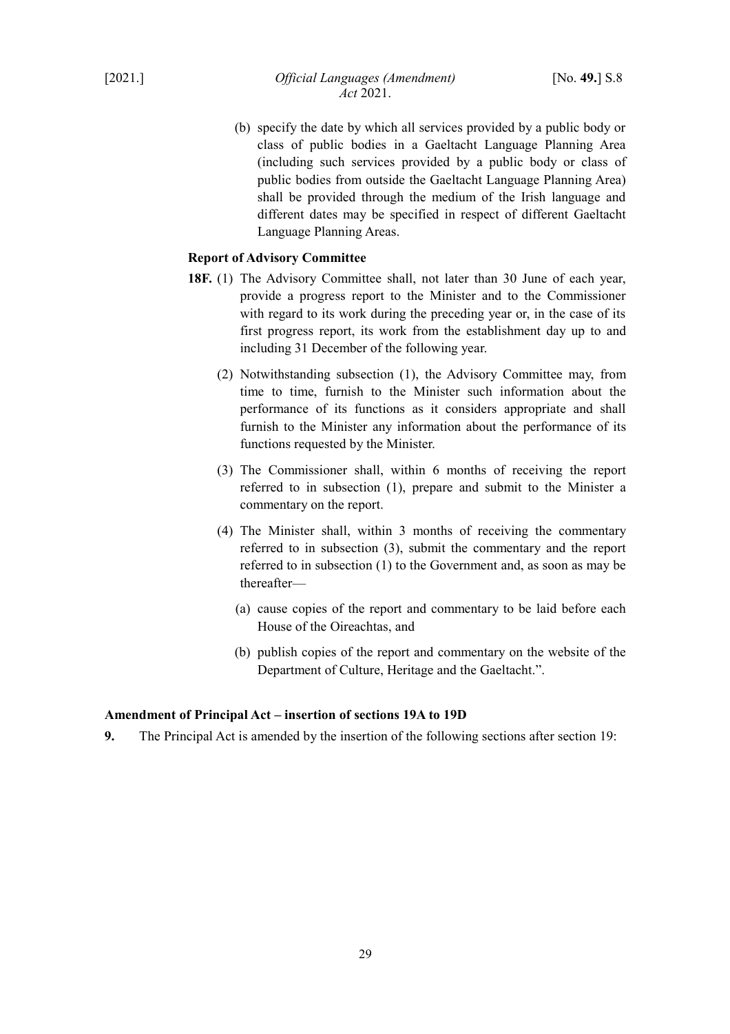(b) specify the date by which all services provided by a public body or class of public bodies in a Gaeltacht Language Planning Area (including such services provided by a public body or class of public bodies from outside the Gaeltacht Language Planning Area) shall be provided through the medium of the Irish language and different dates may be specified in respect of different Gaeltacht Language Planning Areas.

**Report of Advisory Committee**

**18F.** (1) The Advisory Committee shall, not later than 30 June of each year, provide a progress report to the Minister and to the Commissioner with regard to its work during the preceding year or, in the case of its first progress report, its work from the establishment day up to and including 31 December of the following year.

(2) Notwithstanding subsection (1), the Advisory Committee may, from time to time, furnish to the Minister such information about the performance of its functions as it considers appropriate and shall furnish to the Minister any information about the performance of its functions requested by the Minister.

(3) The Commissioner shall, within 6 months of receiving the report referred to in subsection (1), prepare and submit to the Minister a commentary on the report.

(4) The Minister shall, within 3 months of receiving the commentary referred to in subsection (3), submit the commentary and the report referred to in subsection (1) to the Government and, as soon as may be thereafter—

(a) cause copies of the report and commentary to be laid before each House of the Oireachtas, and

(b) publish copies of the report and commentary on the website of the Department of Culture, Heritage and the Gaeltacht.”.

**Amendment of Principal Act – insertion of sections 19A to 19D**

**9.** The Principal Act is amended by the insertion of the following sections after section 19: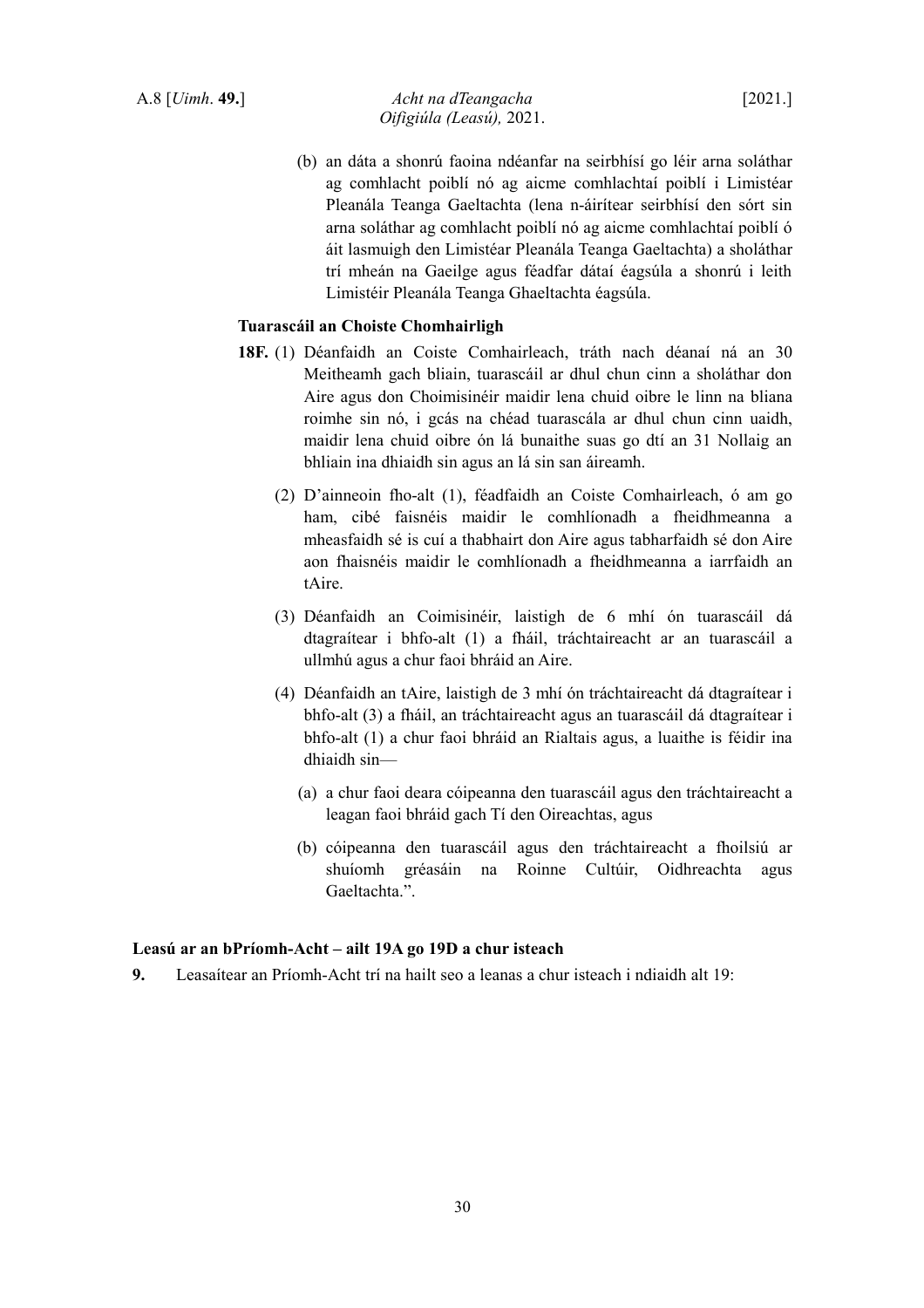(b) an dáta a shonrú faoina ndéanfar na seirbhísí go léir arna soláthar ag comhlacht poiblí nó ag aicme comhlachtaí poiblí i Limistéar Pleanála Teanga Gaeltachta (lena n-áirítear seirbhísí den sórt sin arna soláthar ag comhlacht poiblí nó ag aicme comhlachtaí poiblí ó áit lasmuigh den Limistéar Pleanála Teanga Gaeltachta) a sholáthar trí mheán na Gaeilge agus féadfar dátaí éagsúla a shonrú i leith Limistéir Pleanála Teanga Ghaeltachta éagsúla.

**Tuarascáil an Choiste Chomhairligh**

**18F.** (1) Déanfaidh an Coiste Comhairleach, tráth nach déanaí ná an 30 Meitheamh gach bliain, tuarascáil ar dhul chun cinn a sholáthar don Aire agus don Choimisinéir maidir lena chuid oibre le linn na bliana roimhe sin nó, i gcás na chéad tuarascála ar dhul chun cinn uaidh, maidir lena chuid oibre ón lá bunaithe suas go dtí an 31 Nollaig an bhliain ina dhiaidh sin agus an lá sin san áireamh.

(2) D'ainneoin fho-alt (1), féadfaidh an Coiste Comhairleach, ó am go ham, cibé faisnéis maidir le comhlíonadh a fheidhmeanna a mheasfaidh sé is cuí a thabhairt don Aire agus tabharfaidh sé don Aire aon fhaisnéis maidir le comhlíonadh a fheidhmeanna a iarrfaidh an tAire.

(3) Déanfaidh an Coimisinéir, laistigh de 6 mhí ón tuarascáil dá dtagraítear i bhfo-alt (1) a fháil, tráchtaireacht ar an tuarascáil a ullmhú agus a chur faoi bhráid an Aire.

(4) Déanfaidh an tAire, laistigh de 3 mhí ón tráchtaireacht dá dtagraítear i bhfo-alt (3) a fháil, an tráchtaireacht agus an tuarascáil dá dtagraítear i bhfo-alt (1) a chur faoi bhráid an Rialtais agus, a luaithe is féidir ina dhiaidh sin—

(a) a chur faoi deara cóipeanna den tuarascáil agus den tráchtaireacht a leagan faoi bhráid gach Tí den Oireachtas, agus

(b) cóipeanna den tuarascáil agus den tráchtaireacht a fhoilsiú ar shuíomh gréasáin na Roinne Cultúir, Oidhreachta agus Gaeltachta.".

**Leasú ar an bPríomh-Acht – ailt 19A go 19D a chur isteach**

**9.** Leasaítear an Príomh-Acht trí na hailt seo a leanas a chur isteach i ndiaidh alt 19: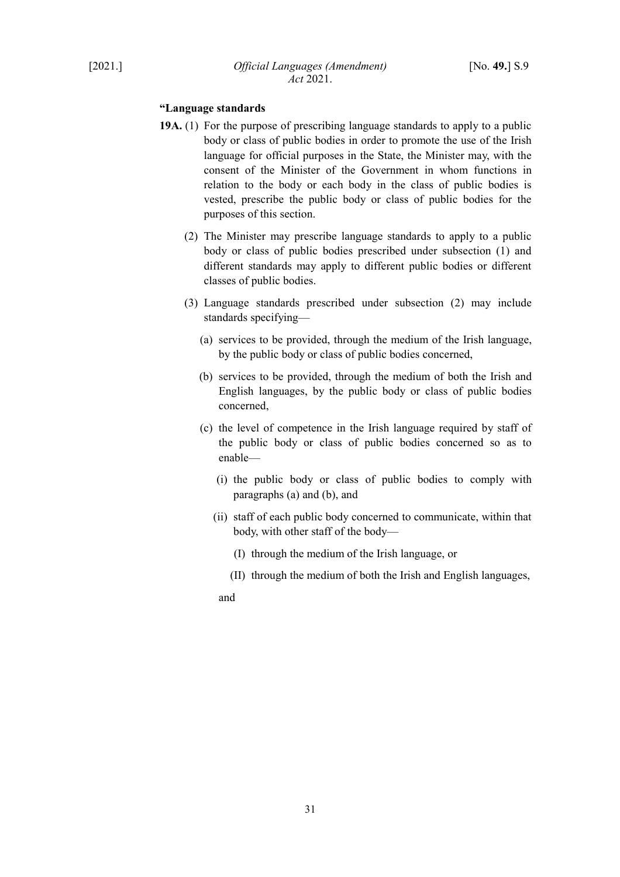**“Language standards**

**19A.** (1) For the purpose of prescribing language standards to apply to a public body or class of public bodies in order to promote the use of the Irish language for official purposes in the State, the Minister may, with the consent of the Minister of the Government in whom functions in relation to the body or each body in the class of public bodies is vested, prescribe the public body or class of public bodies for the purposes of this section.

(2) The Minister may prescribe language standards to apply to a public body or class of public bodies prescribed under subsection (1) and different standards may apply to different public bodies or different classes of public bodies.

(3) Language standards prescribed under subsection (2) may include standards specifying—

(a) services to be provided, through the medium of the Irish language, by the public body or class of public bodies concerned,

(b) services to be provided, through the medium of both the Irish and English languages, by the public body or class of public bodies concerned,

(c) the level of competence in the Irish language required by staff of the public body or class of public bodies concerned so as to enable—

(i) the public body or class of public bodies to comply with paragraphs (a) and (b), and

(ii) staff of each public body concerned to communicate, within that body, with other staff of the body—

(I) through the medium of the Irish language, or

(II) through the medium of both the Irish and English languages,

and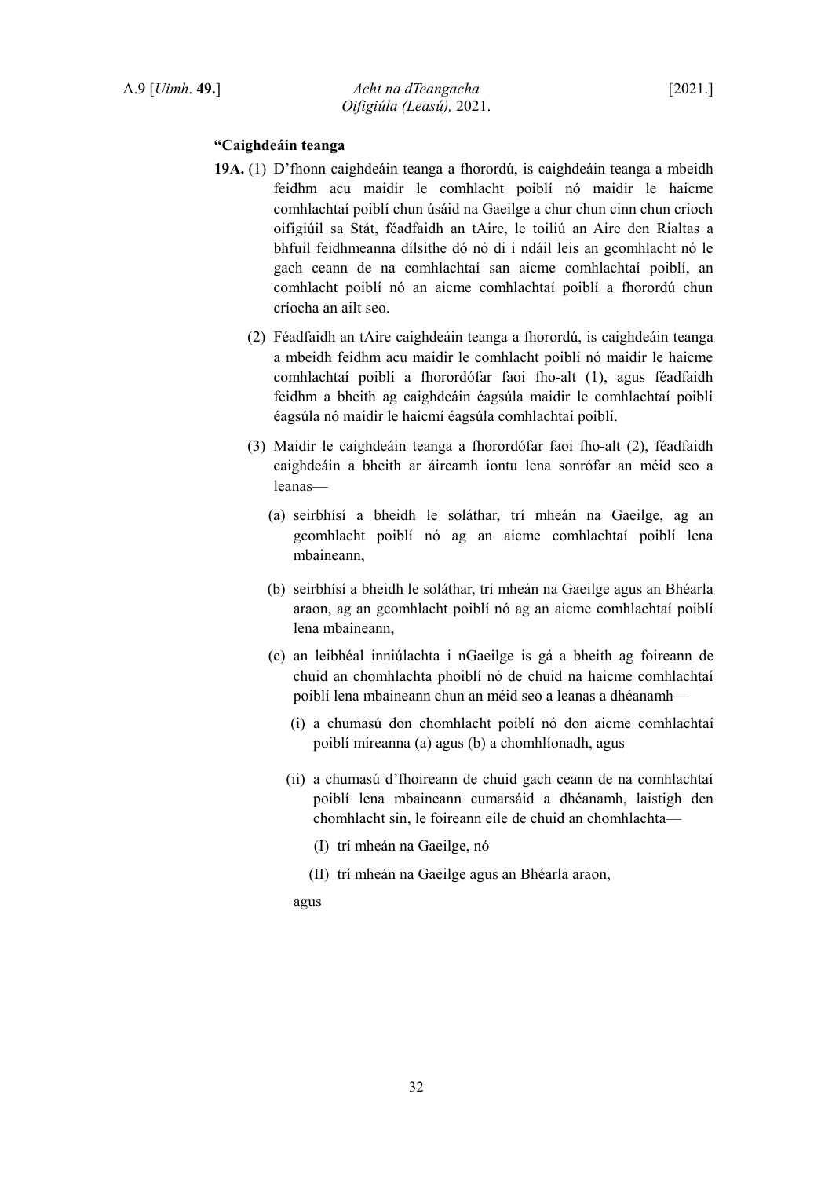**“Caighdeáin teanga**

**19A.** (1) D’fhonn caighdeáin teanga a fhorordú, is caighdeáin teanga a mbeidh feidhm acu maidir le comhlacht poiblí nó maidir le haicme comhlachtaí poiblí chun úsáid na Gaeilge a chur chun cinn chun críoch oifigiúil sa Stát, féadfaidh an tAire, le toiliú an Aire den Rialtas a bhfuil feidhmeanna dílsithe dó nó di i ndáil leis an gcomhlacht nó le gach ceann de na comhlachtaí san aicme comhlachtaí poiblí, an comhlacht poiblí nó an aicme comhlachtaí poiblí a fhorordú chun críocha an ailt seo.

(2) Féadfaidh an tAire caighdeáin teanga a fhorordú, is caighdeáin teanga a mbeidh feidhm acu maidir le comhlacht poiblí nó maidir le haicme comhlachtaí poiblí a fhorordófar faoi fho-alt (1), agus féadfaidh feidhm a bheith ag caighdeáin éagsúla maidir le comhlachtaí poiblí éagsúla nó maidir le haicmí éagsúla comhlachtaí poiblí.

(3) Maidir le caighdeáin teanga a fhorordófar faoi fho-alt (2), féadfaidh caighdeáin a bheith ar áireamh iontu lena sonrófar an méid seo a leanas—

(a) seirbhísí a bheidh le soláthar, trí mheán na Gaeilge, ag an gcomhlacht poiblí nó ag an aicme comhlachtaí poiblí lena mbaineann,

(b) seirbhísí a bheidh le soláthar, trí mheán na Gaeilge agus an Bhéarla araon, ag an gcomhlacht poiblí nó ag an aicme comhlachtaí poiblí lena mbaineann,

(c) an leibhéal inniúlachta i nGaeilge is gá a bheith ag foireann de chuid an chomhlachta phoiblí nó de chuid na haicme comhlachtaí poiblí lena mbaineann chun an méid seo a leanas a dhéanamh—

(i) a chumasú don chomhlacht poiblí nó don aicme comhlachtaí poiblí míreanna (a) agus (b) a chomhlíonadh, agus

(ii) a chumasú d’fhoireann de chuid gach ceann de na comhlachtaí poiblí lena mbaineann cumarsáid a dhéanamh, laistigh den chomhlacht sin, le foireann eile de chuid an chomhlachta—

(I) trí mheán na Gaeilge, nó

(II) trí mheán na Gaeilge agus an Bhéarla araon,

agus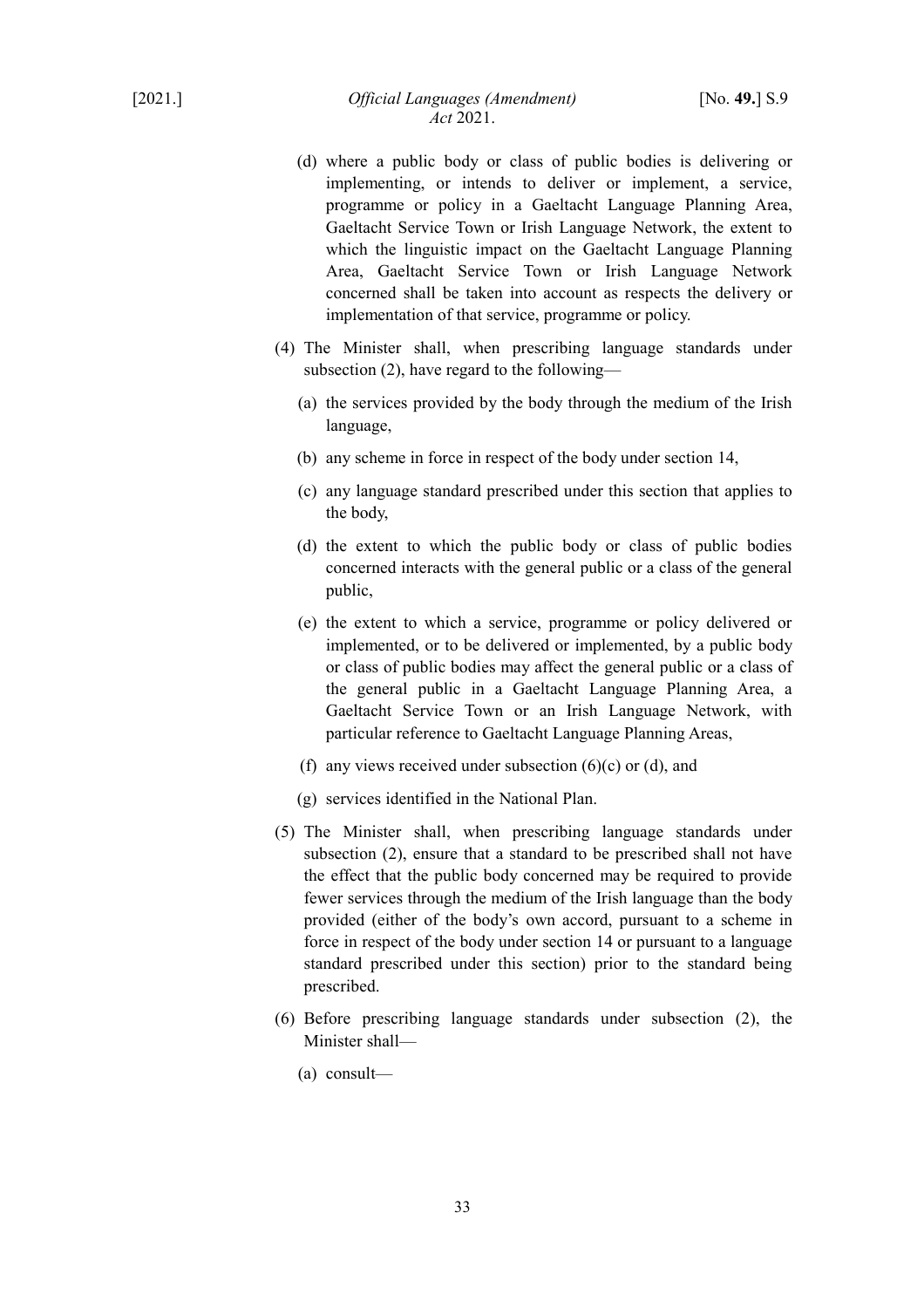(d) where a public body or class of public bodies is delivering or implementing, or intends to deliver or implement, a service, programme or policy in a Gaeltacht Language Planning Area, Gaeltacht Service Town or Irish Language Network, the extent to which the linguistic impact on the Gaeltacht Language Planning Area, Gaeltacht Service Town or Irish Language Network concerned shall be taken into account as respects the delivery or implementation of that service, programme or policy.

(4) The Minister shall, when prescribing language standards under subsection (2), have regard to the following—

(a) the services provided by the body through the medium of the Irish language,

(b) any scheme in force in respect of the body under section 14,

(c) any language standard prescribed under this section that applies to the body,

(d) the extent to which the public body or class of public bodies concerned interacts with the general public or a class of the general public,

(e) the extent to which a service, programme or policy delivered or implemented, or to be delivered or implemented, by a public body or class of public bodies may affect the general public or a class of the general public in a Gaeltacht Language Planning Area, a Gaeltacht Service Town or an Irish Language Network, with particular reference to Gaeltacht Language Planning Areas,

(f) any views received under subsection (6)(c) or (d), and

(g) services identified in the National Plan.

(5) The Minister shall, when prescribing language standards under subsection (2), ensure that a standard to be prescribed shall not have the effect that the public body concerned may be required to provide fewer services through the medium of the Irish language than the body provided (either of the body's own accord, pursuant to a scheme in force in respect of the body under section 14 or pursuant to a language standard prescribed under this section) prior to the standard being prescribed.

(6) Before prescribing language standards under subsection (2), the Minister shall—

(a) consult—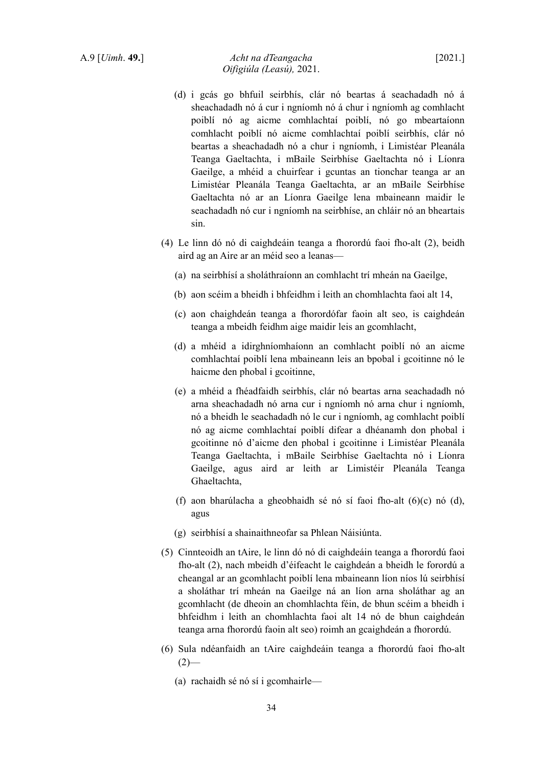(d) i gcás go bhfuil seirbhís, clár nó beartas á seachadadh nó á sheachadadh nó á cur i ngníomh nó á chur i ngníomh ag comhlacht poiblí nó ag aicme comhlachtaí poiblí, nó go mbeartaíonn comhlacht poiblí nó aicme comhlachtaí poiblí seirbhís, clár nó beartas a sheachadadh nó a chur i ngníomh, i Limistéar Pleanála Teanga Gaeltachta, i mBaile Seirbhíse Gaeltachta nó i Líonra Gaeilge, a mhéid a chuirfear i gcuntas an tionchar teanga ar an Limistéar Pleanála Teanga Gaeltachta, ar an mBaile Seirbhíse Gaeltachta nó ar an Líonra Gaeilge lena mbaineann maidir le seachadadh nó cur i ngníomh na seirbhíse, an chláir nó an bheartais sin.

(4) Le linn dó nó di caighdeáin teanga a fhorordú faoi fho-alt (2), beidh aird ag an Aire ar an méid seo a leanas—

(a) na seirbhísí a sholáthraíonn an comhlacht trí mheán na Gaeilge,

(b) aon scéim a bheidh i bhfeidhm i leith an chomhlachta faoi alt 14,

(c) aon chaighdeán teanga a fhorordófar faoin alt seo, is caighdeán teanga a mbeidh feidhm aige maidir leis an gcomhlacht,

(d) a mhéid a idirghníomhaíonn an comhlacht poiblí nó an aicme comhlachtaí poiblí lena mbaineann leis an bpobal i gcoitinne nó le haicme den phobal i gcoitinne,

(e) a mhéid a fhéadfaidh seirbhís, clár nó beartas arna seachadadh nó arna sheachadadh nó arna cur i ngníomh nó arna chur i ngníomh, nó a bheidh le seachadadh nó le cur i ngníomh, ag comhlacht poiblí nó ag aicme comhlachtaí poiblí difear a dhéanamh don phobal i gcoitinne nó d'aicme den phobal i gcoitinne i Limistéar Pleanála Teanga Gaeltachta, i mBaile Seirbhíse Gaeltachta nó i Líonra Gaeilge, agus aird ar leith ar Limistéir Pleanála Teanga Ghaeltachta,

(f) aon bharúlacha a gheobhaidh sé nó sí faoi fho-alt (6)(c) nó (d), agus

(g) seirbhísí a shainaithneofar sa Phlean Náisiúnta.

(5) Cinnteoidh an tAire, le linn dó nó di caighdeáin teanga a fhorordú faoi fho-alt (2), nach mbeidh d'éifeacht le caighdeán a bheidh le forordú a cheangal ar an gcomhlacht poiblí lena mbaineann líon níos lú seirbhísí a sholáthar trí mheán na Gaeilge ná an líon arna sholáthar ag an gcomhlacht (de dheoin an chomhlachta féin, de bhun scéim a bheidh i bhfeidhm i leith an chomhlachta faoi alt 14 nó de bhun caighdeán teanga arna fhorordú faoin alt seo) roimh an gcaighdeán a fhorordú.

(6) Sula ndéanfaidh an tAire caighdeáin teanga a fhorordú faoi fho-alt (2)—

(a) rachaidh sé nó sí i gcomhairle—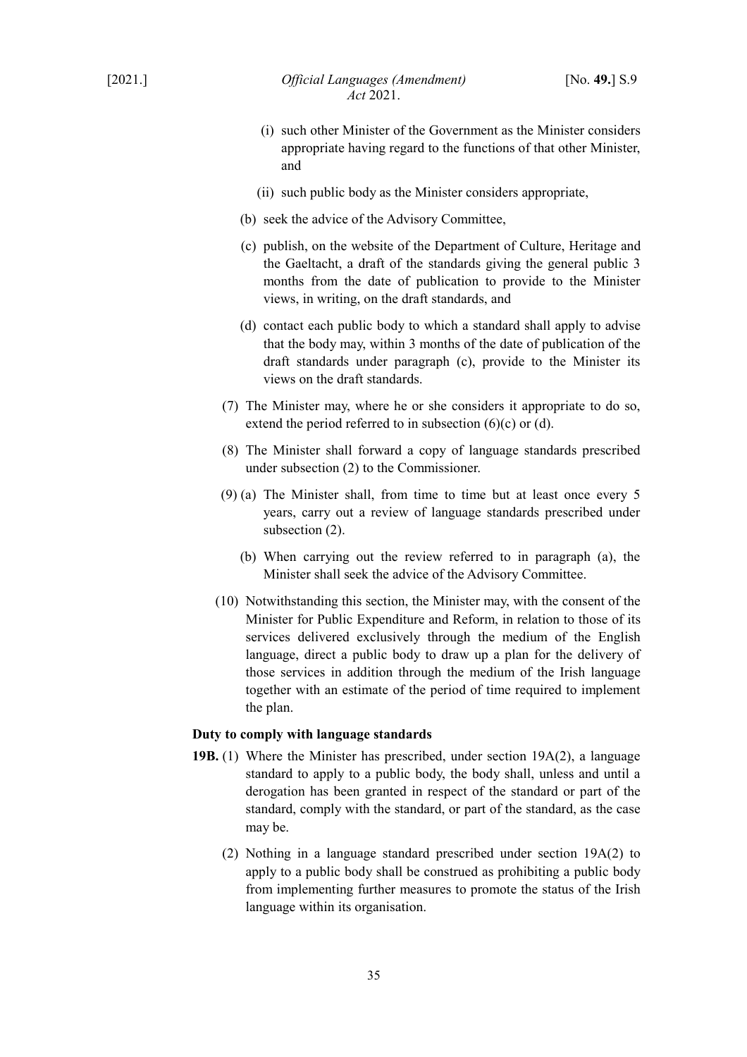(i) such other Minister of the Government as the Minister considers appropriate having regard to the functions of that other Minister, and

(ii) such public body as the Minister considers appropriate,

(b) seek the advice of the Advisory Committee,

(c) publish, on the website of the Department of Culture, Heritage and the Gaeltacht, a draft of the standards giving the general public 3 months from the date of publication to provide to the Minister views, in writing, on the draft standards, and

(d) contact each public body to which a standard shall apply to advise that the body may, within 3 months of the date of publication of the draft standards under paragraph (c), provide to the Minister its views on the draft standards.

(7) The Minister may, where he or she considers it appropriate to do so, extend the period referred to in subsection (6)(c) or (d).

(8) The Minister shall forward a copy of language standards prescribed under subsection (2) to the Commissioner.

(9) (a) The Minister shall, from time to time but at least once every 5 years, carry out a review of language standards prescribed under subsection (2).

(b) When carrying out the review referred to in paragraph (a), the Minister shall seek the advice of the Advisory Committee.

(10) Notwithstanding this section, the Minister may, with the consent of the Minister for Public Expenditure and Reform, in relation to those of its services delivered exclusively through the medium of the English language, direct a public body to draw up a plan for the delivery of those services in addition through the medium of the Irish language together with an estimate of the period of time required to implement the plan.

**Duty to comply with language standards**

**19B.** (1) Where the Minister has prescribed, under section 19A(2), a language standard to apply to a public body, the body shall, unless and until a derogation has been granted in respect of the standard or part of the standard, comply with the standard, or part of the standard, as the case may be.

(2) Nothing in a language standard prescribed under section 19A(2) to apply to a public body shall be construed as prohibiting a public body from implementing further measures to promote the status of the Irish language within its organisation.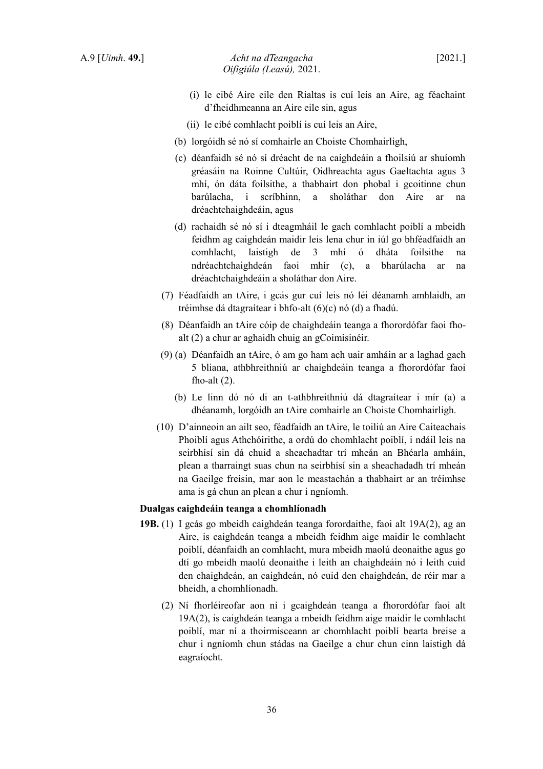(i) le cibé Aire eile den Rialtas is cuí leis an Aire, ag féachaint d'fheidhmeanna an Aire eile sin, agus

(ii) le cibé comhlacht poiblí is cuí leis an Aire,

(b) lorgóidh sé nó sí comhairle an Choiste Chomhairligh,

(c) déanfaidh sé nó sí dréacht de na caighdeáin a fhoilsiú ar shuíomh gréasáin na Roinne Cultúir, Oidhreachta agus Gaeltachta agus 3 mhí, ón dáta foilsithe, a thabhairt don phobal i gcoitinne chun barúlacha, i scríbhinn, a sholáthar don Aire ar na dréachtchaighdeáin, agus

(d) rachaidh sé nó sí i dteagmháil le gach comhlacht poiblí a mbeidh feidhm ag caighdeán maidir leis lena chur in iúl go bhféadfaidh an comhlacht, laistigh de 3 mhí ó dháta foilsithe na ndréachtchaighdeán faoi mhír (c), a bharúlacha ar na dréachtchaighdeáin a sholáthar don Aire.

(7) Féadfaidh an tAire, i gcás gur cuí leis nó léi déanamh amhlaidh, an tréimhse dá dtagraítear i bhfo-alt (6)(c) nó (d) a fhadú.

(8) Déanfaidh an tAire cóip de chaighdeáin teanga a fhorordófar faoi fho-alt (2) a chur ar aghaidh chuig an gCoimisinéir.

(9) (a) Déanfaidh an tAire, ó am go ham ach uair amháin ar a laghad gach 5 bliana, athbhreithniú ar chaighdeáin teanga a fhorordófar faoi fho-alt (2).

(b) Le linn dó nó di an t-athbhreithniú dá dtagraítear i mír (a) a dhéanamh, lorgóidh an tAire comhairle an Choiste Chomhairligh.

(10) D'ainneoin an ailt seo, féadfaidh an tAire, le toiliú an Aire Caiteachais Phoiblí agus Athchóirithe, a ordú do chomhlacht poiblí, i ndáil leis na seirbhísí sin dá chuid a sheachadtar trí mheán an Bhéarla amháin, plean a tharraingt suas chun na seirbhísí sin a sheachadadh trí mheán na Gaeilge freisin, mar aon le meastachán a thabhairt ar an tréimhse ama is gá chun an plean a chur i ngníomh.

**Dualgas caighdeáin teanga a chomhlíonadh**

**19B.** (1) I gcás go mbeidh caighdeán teanga forordaithe, faoi alt 19A(2), ag an Aire, is caighdeán teanga a mbeidh feidhm aige maidir le comhlacht poiblí, déanfaidh an comhlacht, mura mbeidh maolú deonaithe agus go dtí go mbeidh maolú deonaithe i leith an chaighdeáin nó i leith cuid den chaighdeán, an caighdeán, nó cuid den chaighdeán, de réir mar a bheidh, a chomhlíonadh.

(2) Ní fhorléireofar aon ní i gcaighdeán teanga a fhorordófar faoi alt 19A(2), is caighdeán teanga a mbeidh feidhm aige maidir le comhlacht poiblí, mar ní a thoirmisceann ar chomhlacht poiblí bearta breise a chur i ngníomh chun stádas na Gaeilge a chur chun cinn laistigh dá eagraíocht.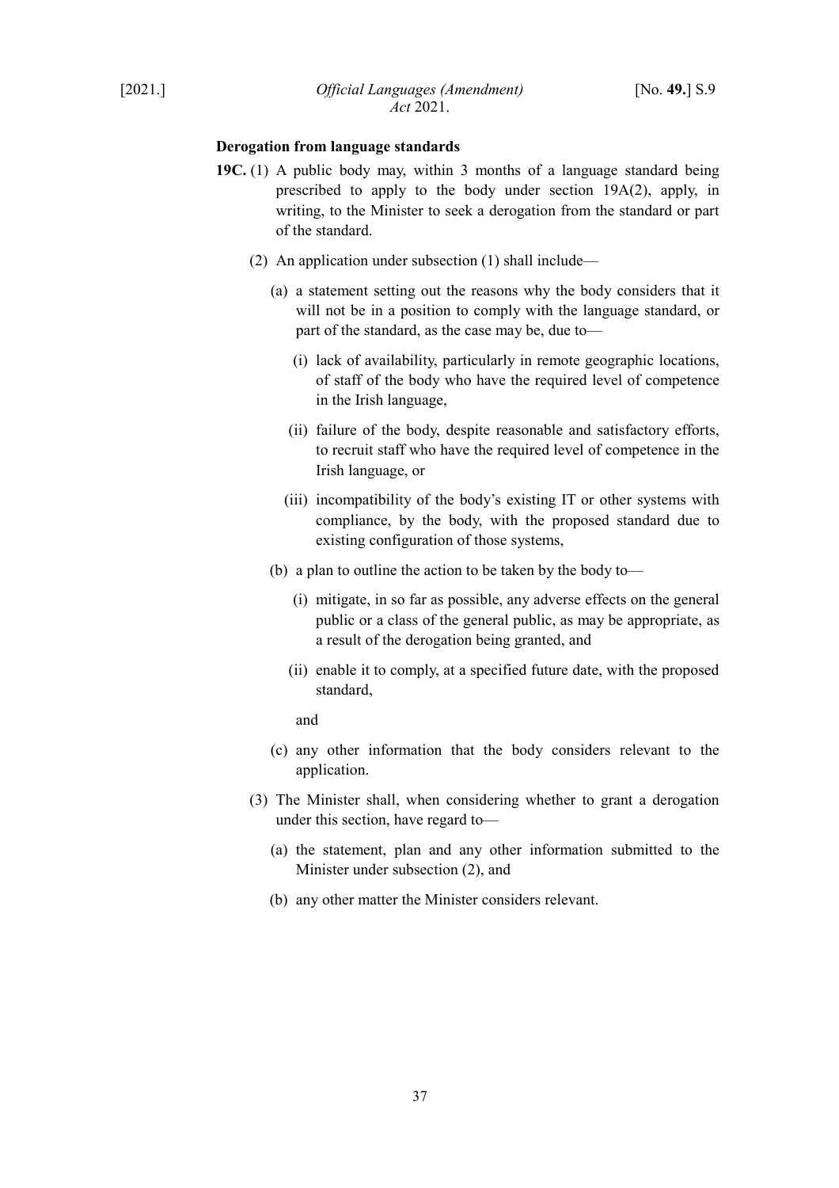**Derogation from language standards**

**19C.** (1) A public body may, within 3 months of a language standard being prescribed to apply to the body under section 19A(2), apply, in writing, to the Minister to seek a derogation from the standard or part of the standard.

(2) An application under subsection (1) shall include—

(a) a statement setting out the reasons why the body considers that it will not be in a position to comply with the language standard, or part of the standard, as the case may be, due to—

(i) lack of availability, particularly in remote geographic locations, of staff of the body who have the required level of competence in the Irish language,

(ii) failure of the body, despite reasonable and satisfactory efforts, to recruit staff who have the required level of competence in the Irish language, or

(iii) incompatibility of the body's existing IT or other systems with compliance, by the body, with the proposed standard due to existing configuration of those systems,

(b) a plan to outline the action to be taken by the body to—

(i) mitigate, in so far as possible, any adverse effects on the general public or a class of the general public, as may be appropriate, as a result of the derogation being granted, and

(ii) enable it to comply, at a specified future date, with the proposed standard,

and

(c) any other information that the body considers relevant to the application.

(3) The Minister shall, when considering whether to grant a derogation under this section, have regard to—

(a) the statement, plan and any other information submitted to the Minister under subsection (2), and

(b) any other matter the Minister considers relevant.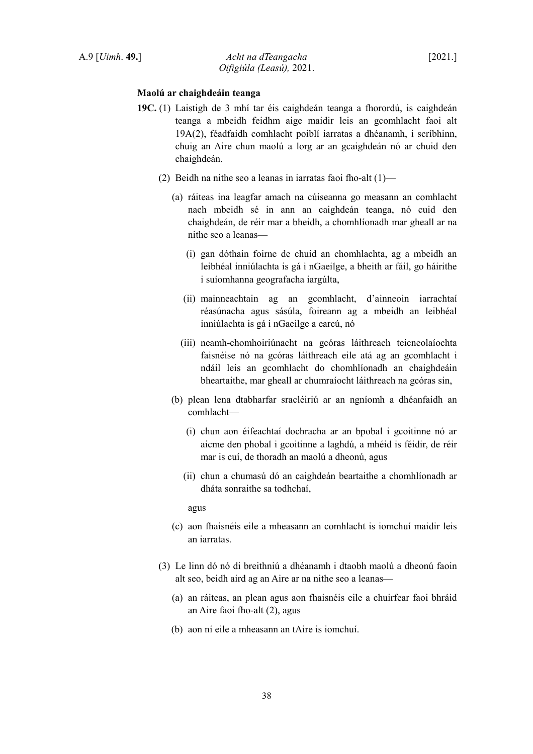**Maolú ar chaighdeáin teanga**

**19C.** (1) Laistigh de 3 mhí tar éis caighdeán teanga a fhorordú, is caighdeán teanga a mbeidh feidhm aige maidir leis an gcomhlacht faoi alt 19A(2), féadfaidh comhlacht poiblí iarratas a dhéanamh, i scríbhinn, chuig an Aire chun maolú a lorg ar an gcaighdeán nó ar chuid den chaighdeán.

(2) Beidh na nithe seo a leanas in iarratas faoi fho-alt (1)—

(a) ráiteas ina leagfar amach na cúiseanna go measann an comhlacht nach mbeidh sé in ann an caighdeán teanga, nó cuid den chaighdeán, de réir mar a bheidh, a chomhlíonadh mar gheall ar na nithe seo a leanas—

(i) gan dóthain foirne de chuid an chomhlachta, ag a mbeidh an leibhéal inniúlachta is gá i nGaeilge, a bheith ar fáil, go háirithe i suíomhanna geografacha iargúlta,

(ii) mainneachtain ag an gcomhlacht, d'ainneoin iarrachtaí réasúnacha agus sásúla, foireann ag a mbeidh an leibhéal inniúlachta is gá i nGaeilge a earcú, nó

(iii) neamh-chomhoiriúnacht na gcóras láithreach teicneolaíochta faisnéise nó na gcóras láithreach eile atá ag an gcomhlacht i ndáil leis an gcomhlacht do chomhlíonadh an chaighdeáin bheartaithe, mar gheall ar chumraíocht láithreach na gcóras sin,

(b) plean lena dtabharfar sracléiriú ar an ngníomh a dhéanfaidh an comhlacht—

(i) chun aon éifeachtaí dochracha ar an bpobal i gcoitinne nó ar aicme den phobal i gcoitinne a laghdú, a mhéid is féidir, de réir mar is cuí, de thoradh an maolú a dheonú, agus

(ii) chun a chumasú dó an caighdeán beartaithe a chomhlíonadh ar dháta sonraithe sa todhchaí,

agus

(c) aon fhaisnéis eile a mheasann an comhlacht is iomchuí maidir leis an iarratas.

(3) Le linn dó nó di breithniú a dhéanamh i dtaobh maolú a dheonú faoin alt seo, beidh aird ag an Aire ar na nithe seo a leanas—

(a) an ráiteas, an plean agus aon fhaisnéis eile a chuirfear faoi bhráid an Aire faoi fho-alt (2), agus

(b) aon ní eile a mheasann an tAire is iomchuí.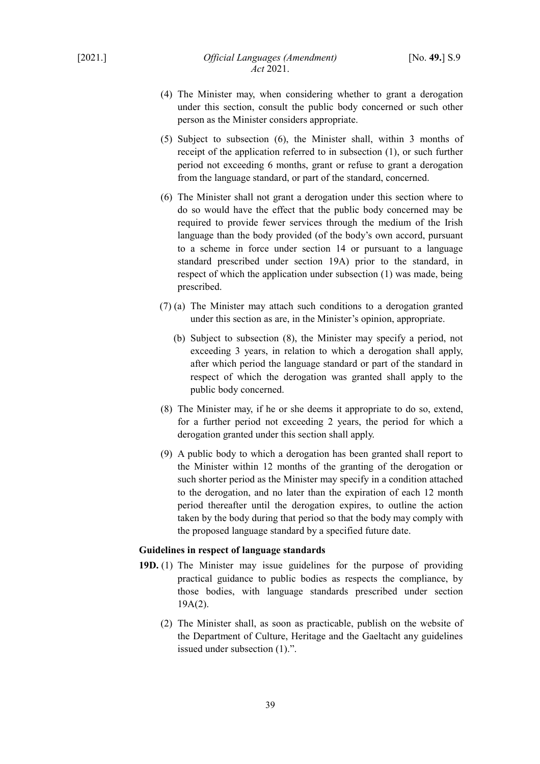(4) The Minister may, when considering whether to grant a derogation under this section, consult the public body concerned or such other person as the Minister considers appropriate.

(5) Subject to subsection (6), the Minister shall, within 3 months of receipt of the application referred to in subsection (1), or such further period not exceeding 6 months, grant or refuse to grant a derogation from the language standard, or part of the standard, concerned.

(6) The Minister shall not grant a derogation under this section where to do so would have the effect that the public body concerned may be required to provide fewer services through the medium of the Irish language than the body provided (of the body's own accord, pursuant to a scheme in force under section 14 or pursuant to a language standard prescribed under section 19A) prior to the standard, in respect of which the application under subsection (1) was made, being prescribed.

(7) (a) The Minister may attach such conditions to a derogation granted under this section as are, in the Minister's opinion, appropriate.

(b) Subject to subsection (8), the Minister may specify a period, not exceeding 3 years, in relation to which a derogation shall apply, after which period the language standard or part of the standard in respect of which the derogation was granted shall apply to the public body concerned.

(8) The Minister may, if he or she deems it appropriate to do so, extend, for a further period not exceeding 2 years, the period for which a derogation granted under this section shall apply.

(9) A public body to which a derogation has been granted shall report to the Minister within 12 months of the granting of the derogation or such shorter period as the Minister may specify in a condition attached to the derogation, and no later than the expiration of each 12 month period thereafter until the derogation expires, to outline the action taken by the body during that period so that the body may comply with the proposed language standard by a specified future date.

**Guidelines in respect of language standards**

**19D.** (1) The Minister may issue guidelines for the purpose of providing practical guidance to public bodies as respects the compliance, by those bodies, with language standards prescribed under section 19A(2).

(2) The Minister shall, as soon as practicable, publish on the website of the Department of Culture, Heritage and the Gaeltacht any guidelines issued under subsection (1).".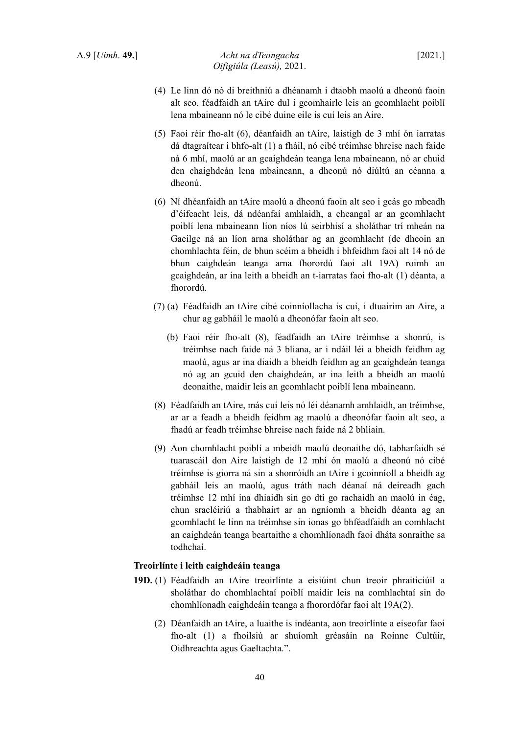(4) Le linn dó nó di breithniú a dhéanamh i dtaobh maolú a dheonú faoin alt seo, féadfaidh an tAire dul i gcomhairle leis an gcomhlacht poiblí lena mbaineann nó le cibé duine eile is cuí leis an Aire.

(5) Faoi réir fho-alt (6), déanfaidh an tAire, laistigh de 3 mhí ón iarratas dá dtagraítear i bhfo-alt (1) a fháil, nó cibé tréimhse bhreise nach faide ná 6 mhí, maolú ar an gcaighdeán teanga lena mbaineann, nó ar chuid den chaighdeán lena mbaineann, a dheonú nó diúltú an céanna a dheonú.

(6) Ní dhéanfaidh an tAire maolú a dheonú faoin alt seo i gcás go mbeadh d'éifeacht leis, dá ndéanfaí amhlaidh, a cheangal ar an gcomhlacht poiblí lena mbaineann líon níos lú seirbhísí a sholáthar trí mheán na Gaeilge ná an líon arna sholáthar ag an gcomhlacht (de dheoin an chomhlachta féin, de bhun scéim a bheidh i bhfeidhm faoi alt 14 nó de bhun caighdeán teanga arna fhorordú faoi alt 19A) roimh an gcaighdeán, ar ina leith a bheidh an t-iarratas faoi fho-alt (1) déanta, a fhorordú.

(7) (a) Féadfaidh an tAire cibé coinníollacha is cuí, i dtuairim an Aire, a chur ag gabháil le maolú a dheonófar faoin alt seo.

(b) Faoi réir fho-alt (8), féadfaidh an tAire tréimhse a shonrú, is tréimhse nach faide ná 3 bliana, ar i ndáil léi a bheidh feidhm ag maolú, agus ar ina diaidh a bheidh feidhm ag an gcaighdeán teanga nó ag an gcuid den chaighdeán, ar ina leith a bheidh an maolú deonaithe, maidir leis an gcomhlacht poiblí lena mbaineann.

(8) Féadfaidh an tAire, más cuí leis nó léi déanamh amhlaidh, an tréimhse, ar ar a feadh a bheidh feidhm ag maolú a dheonófar faoin alt seo, a fhadú ar feadh tréimhse bhreise nach faide ná 2 bhliain.

(9) Aon chomhlacht poiblí a mbeidh maolú deonaithe dó, tabharfaidh sé tuarascáil don Aire laistigh de 12 mhí ón maolú a dheonú nó cibé tréimhse is giorra ná sin a shonróidh an tAire i gcoinníoll a bheidh ag gabháil leis an maolú, agus tráth nach déanaí ná deireadh gach tréimhse 12 mhí ina dhiaidh sin go dtí go rachaidh an maolú in éag, chun sracléiriú a thabhairt ar an ngníomh a bheidh déanta ag an gcomhlacht le linn na tréimhse sin ionas go bhféadfaidh an comhlacht an caighdeán teanga beartaithe a chomhlíonadh faoi dháta sonraithe sa todhchaí.

**Treoirlínte i leith caighdeáin teanga**

**19D.** (1) Féadfaidh an tAire treoirlínte a eisiúint chun treoir phraiticiúil a sholáthar do chomhlachtaí poiblí maidir leis na comhlachtaí sin do chomhlíonadh caighdeáin teanga a fhorordófar faoi alt 19A(2).

(2) Déanfaidh an tAire, a luaithe is indéanta, aon treoirlínte a eiseofar faoi fho-alt (1) a fhoilsiú ar shuíomh gréasáin na Roinne Cultúir, Oidhreachta agus Gaeltachta.".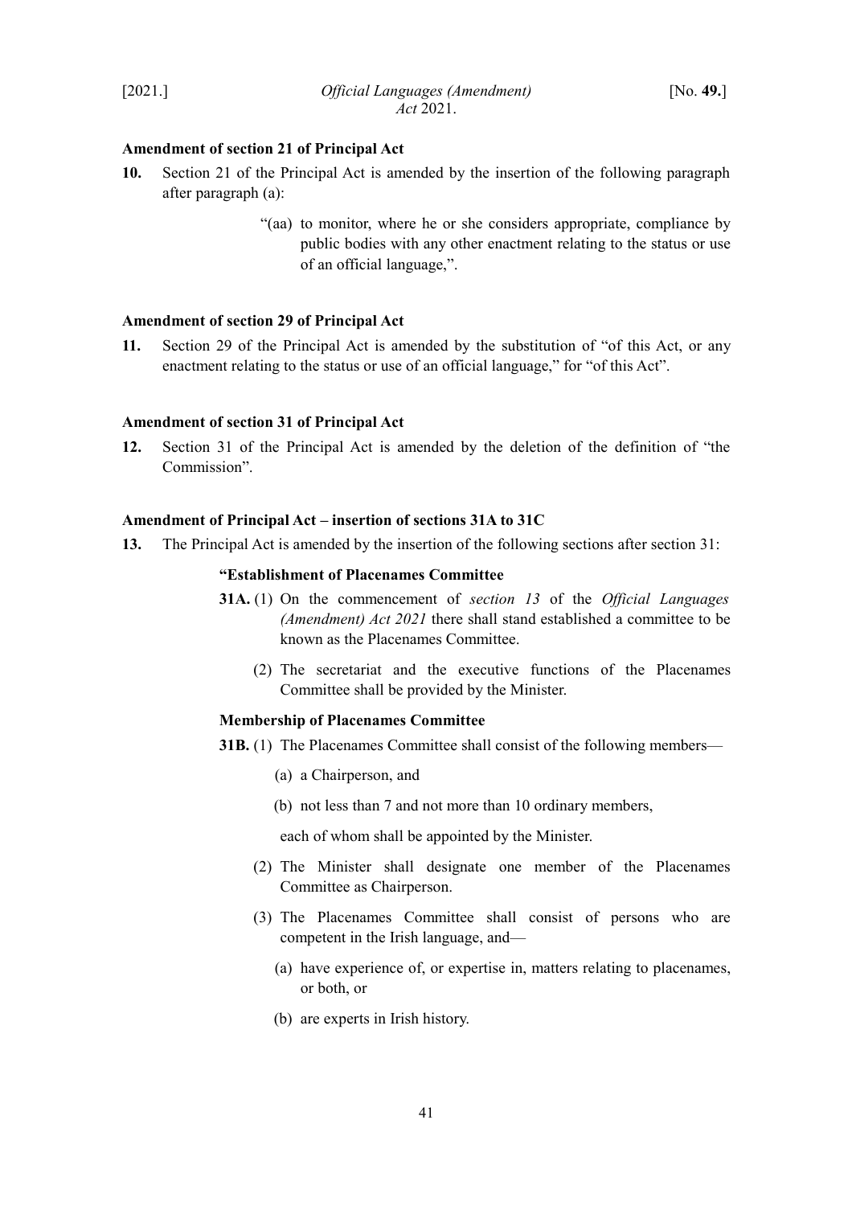**Amendment of section 21 of Principal Act**

**10.** Section 21 of the Principal Act is amended by the insertion of the following paragraph after paragraph (a):

> "(aa) to monitor, where he or she considers appropriate, compliance by public bodies with any other enactment relating to the status or use of an official language,".

**Amendment of section 29 of Principal Act**

**11.** Section 29 of the Principal Act is amended by the substitution of "of this Act, or any enactment relating to the status or use of an official language," for "of this Act".

**Amendment of section 31 of Principal Act**

**12.** Section 31 of the Principal Act is amended by the deletion of the definition of "the Commission".

**Amendment of Principal Act – insertion of sections 31A to 31C**

**13.** The Principal Act is amended by the insertion of the following sections after section 31:

> **"Establishment of Placenames Committee**
>
> **31A.** (1) On the commencement of *section 13* of the *Official Languages (Amendment) Act 2021* there shall stand established a committee to be known as the Placenames Committee.
>
> (2) The secretariat and the executive functions of the Placenames Committee shall be provided by the Minister.
>
> **Membership of Placenames Committee**
>
> **31B.** (1) The Placenames Committee shall consist of the following members—
>
> (a) a Chairperson, and
>
> (b) not less than 7 and not more than 10 ordinary members,
>
> each of whom shall be appointed by the Minister.
>
> (2) The Minister shall designate one member of the Placenames Committee as Chairperson.
>
> (3) The Placenames Committee shall consist of persons who are competent in the Irish language, and—
>
> (a) have experience of, or expertise in, matters relating to placenames, or both, or
>
> (b) are experts in Irish history.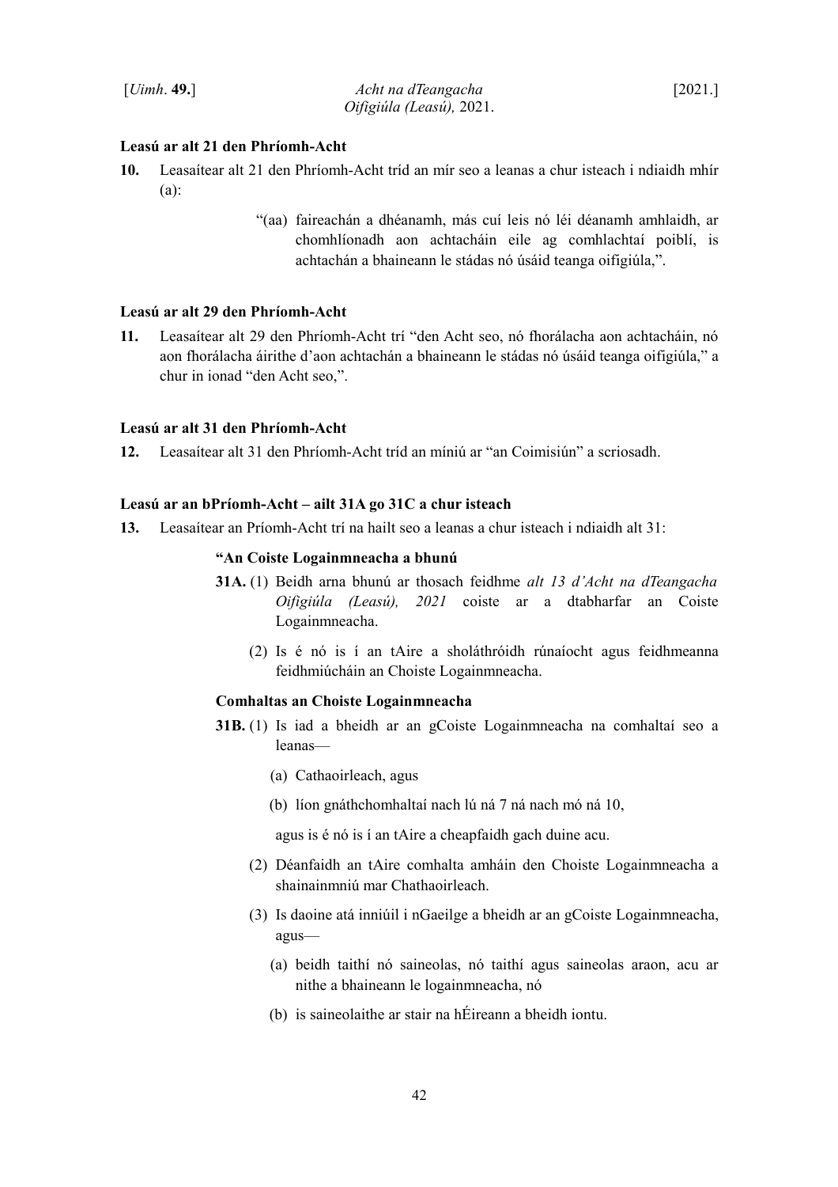**Leasú ar alt 21 den Phríomh-Acht**

**10.** Leasaítear alt 21 den Phríomh-Acht tríd an mír seo a leanas a chur isteach i ndiaidh mhír (a):

> "(aa) faireachán a dhéanamh, más cuí leis nó léi déanamh amhlaidh, ar chomhlíonadh aon achtacháin eile ag comhlachtaí poiblí, is achtachán a bhaineann le stádas nó úsáid teanga oifigiúla,".

**Leasú ar alt 29 den Phríomh-Acht**

**11.** Leasaítear alt 29 den Phríomh-Acht trí "den Acht seo, nó fhorálacha aon achtacháin, nó aon fhorálacha áirithe d'aon achtachán a bhaineann le stádas nó úsáid teanga oifigiúla," a chur in ionad "den Acht seo,".

**Leasú ar alt 31 den Phríomh-Acht**

**12.** Leasaítear alt 31 den Phríomh-Acht tríd an míniú ar "an Coimisiún" a scriosadh.

**Leasú ar an bPríomh-Acht – ailt 31A go 31C a chur isteach**

**13.** Leasaítear an Príomh-Acht trí na hailt seo a leanas a chur isteach i ndiaidh alt 31:

> **"An Coiste Logainmneacha a bhunú**
>
> **31A.** (1) Beidh arna bhunú ar thosach feidhme *alt 13 d'Acht na dTeangacha Oifigiúla (Leasú), 2021* coiste ar a dtabharfar an Coiste Logainmneacha.
>
> (2) Is é nó is í an tAire a sholáthróidh rúnaíocht agus feidhmeanna feidhmiúcháin an Choiste Logainmneacha.
>
> **Comhaltas an Choiste Logainmneacha**
>
> **31B.** (1) Is iad a bheidh ar an gCoiste Logainmneacha na comhaltaí seo a leanas—
>
> (a) Cathaoirleach, agus
>
> (b) líon gnáthchomhaltaí nach lú ná 7 ná nach mó ná 10,
>
> agus is é nó is í an tAire a cheapfaidh gach duine acu.
>
> (2) Déanfaidh an tAire comhalta amháin den Choiste Logainmneacha a shainainmniú mar Chathaoirleach.
>
> (3) Is daoine atá inniúil i nGaeilge a bheidh ar an gCoiste Logainmneacha, agus—
>
> (a) beidh taithí nó saineolas, nó taithí agus saineolas araon, acu ar nithe a bhaineann le logainmneacha, nó
>
> (b) is saineolaithe ar stair na hÉireann a bheidh iontu.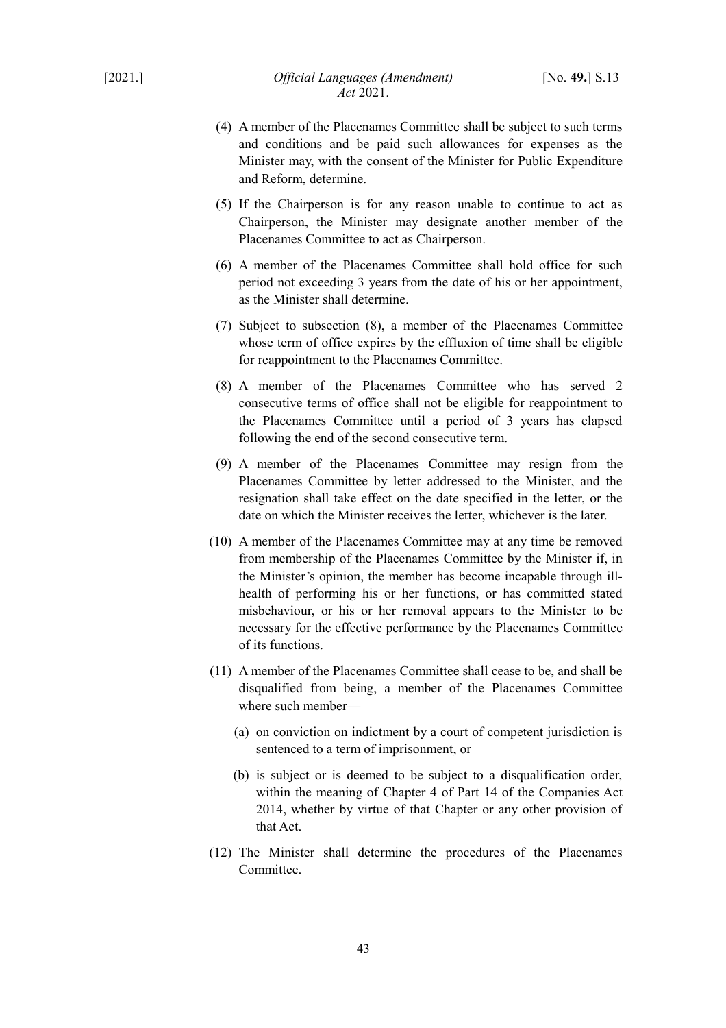(4) A member of the Placenames Committee shall be subject to such terms and conditions and be paid such allowances for expenses as the Minister may, with the consent of the Minister for Public Expenditure and Reform, determine.

(5) If the Chairperson is for any reason unable to continue to act as Chairperson, the Minister may designate another member of the Placenames Committee to act as Chairperson.

(6) A member of the Placenames Committee shall hold office for such period not exceeding 3 years from the date of his or her appointment, as the Minister shall determine.

(7) Subject to subsection (8), a member of the Placenames Committee whose term of office expires by the effluxion of time shall be eligible for reappointment to the Placenames Committee.

(8) A member of the Placenames Committee who has served 2 consecutive terms of office shall not be eligible for reappointment to the Placenames Committee until a period of 3 years has elapsed following the end of the second consecutive term.

(9) A member of the Placenames Committee may resign from the Placenames Committee by letter addressed to the Minister, and the resignation shall take effect on the date specified in the letter, or the date on which the Minister receives the letter, whichever is the later.

(10) A member of the Placenames Committee may at any time be removed from membership of the Placenames Committee by the Minister if, in the Minister's opinion, the member has become incapable through ill-health of performing his or her functions, or has committed stated misbehaviour, or his or her removal appears to the Minister to be necessary for the effective performance by the Placenames Committee of its functions.

(11) A member of the Placenames Committee shall cease to be, and shall be disqualified from being, a member of the Placenames Committee where such member—

(a) on conviction on indictment by a court of competent jurisdiction is sentenced to a term of imprisonment, or

(b) is subject or is deemed to be subject to a disqualification order, within the meaning of Chapter 4 of Part 14 of the Companies Act 2014, whether by virtue of that Chapter or any other provision of that Act.

(12) The Minister shall determine the procedures of the Placenames Committee.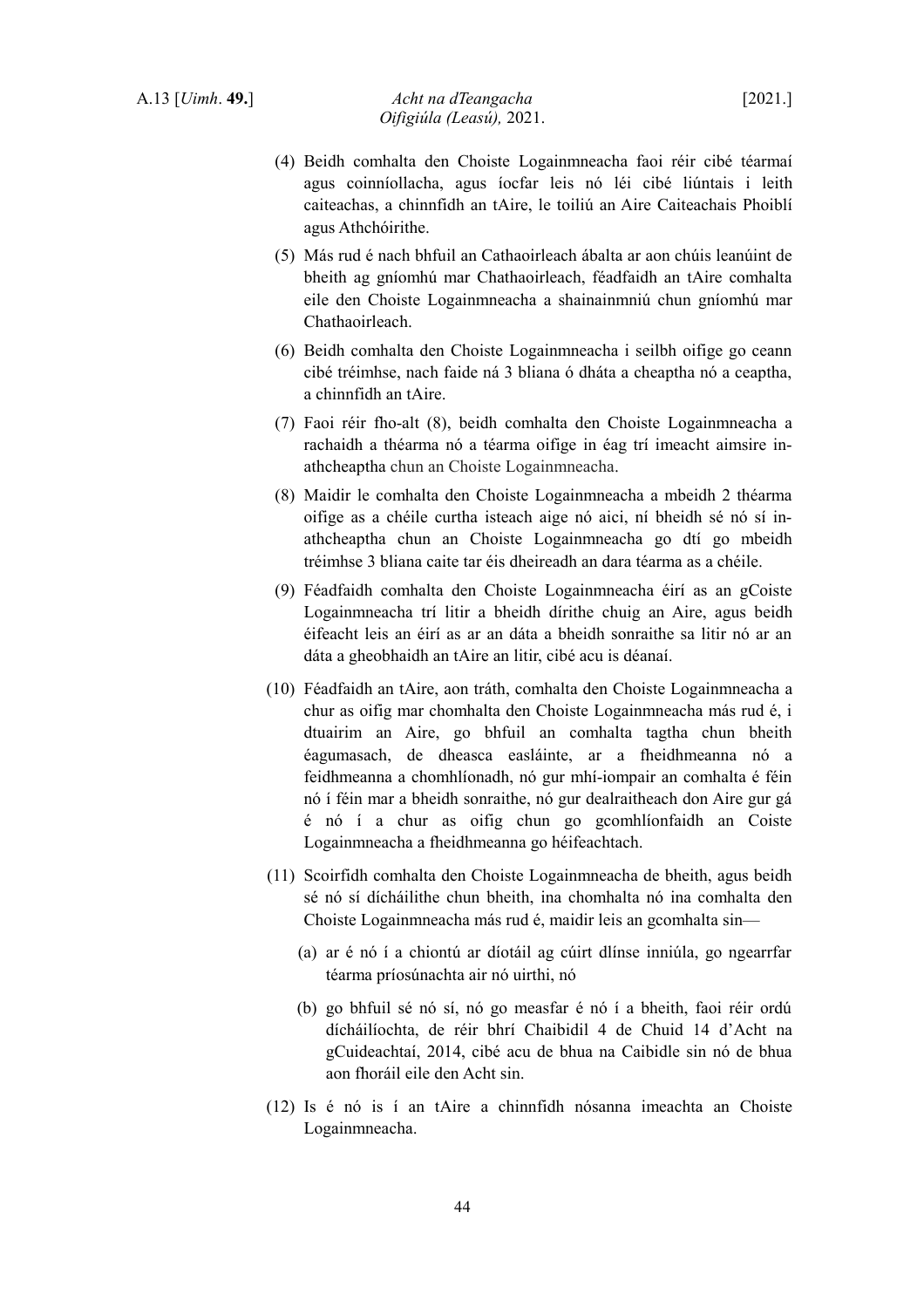(4) Beidh comhalta den Choiste Logainmneacha faoi réir cibé téarmaí agus coinníollacha, agus íocfar leis nó léi cibé liúntais i leith caiteachas, a chinnfidh an tAire, le toiliú an Aire Caiteachais Phoiblí agus Athchóirithe.

(5) Más rud é nach bhfuil an Cathaoirleach ábalta ar aon chúis leanúint de bheith ag gníomhú mar Chathaoirleach, féadfaidh an tAire comhalta eile den Choiste Logainmneacha a shainainmniú chun gníomhú mar Chathaoirleach.

(6) Beidh comhalta den Choiste Logainmneacha i seilbh oifige go ceann cibé tréimhse, nach faide ná 3 bliana ó dháta a cheaptha nó a ceaptha, a chinnfidh an tAire.

(7) Faoi réir fho-alt (8), beidh comhalta den Choiste Logainmneacha a rachaidh a théarma nó a téarma oifige in éag trí imeacht aimsire in-athcheaptha chun an Choiste Logainmneacha.

(8) Maidir le comhalta den Choiste Logainmneacha a mbeidh 2 théarma oifige as a chéile curtha isteach aige nó aici, ní bheidh sé nó sí in-athcheaptha chun an Choiste Logainmneacha go dtí go mbeidh tréimhse 3 bliana caite tar éis dheireadh an dara téarma as a chéile.

(9) Féadfaidh comhalta den Choiste Logainmneacha éirí as an gCoiste Logainmneacha trí litir a bheidh dírithe chuig an Aire, agus beidh éifeacht leis an éirí as ar an dáta a bheidh sonraithe sa litir nó ar an dáta a gheobhaidh an tAire an litir, cibé acu is déanaí.

(10) Féadfaidh an tAire, aon tráth, comhalta den Choiste Logainmneacha a chur as oifig mar chomhalta den Choiste Logainmneacha más rud é, i dtuairim an Aire, go bhfuil an comhalta tagtha chun bheith éagumasach, de dheasca easláinte, ar a fheidhmeanna nó a feidhmeanna a chomhlíonadh, nó gur mhí-iompair an comhalta é féin nó í féin mar a bheidh sonraithe, nó gur dealraitheach don Aire gur gá é nó í a chur as oifig chun go gcomhlíonfaidh an Coiste Logainmneacha a fheidhmeanna go héifeachtach.

(11) Scoirfidh comhalta den Choiste Logainmneacha de bheith, agus beidh sé nó sí dícháilithe chun bheith, ina chomhalta nó ina comhalta den Choiste Logainmneacha más rud é, maidir leis an gcomhalta sin—

(a) ar é nó í a chiontú ar díotáil ag cúirt dlínse inniúla, go ngearrfar téarma príosúnachta air nó uirthi, nó

(b) go bhfuil sé nó sí, nó go measfar é nó í a bheith, faoi réir ordú dícháilíochta, de réir bhrí Chaibidil 4 de Chuid 14 d'Acht na gCuideachtaí, 2014, cibé acu de bhua na Caibidle sin nó de bhua aon fhoráil eile den Acht sin.

(12) Is é nó is í an tAire a chinnfidh nósanna imeachta an Choiste Logainmneacha.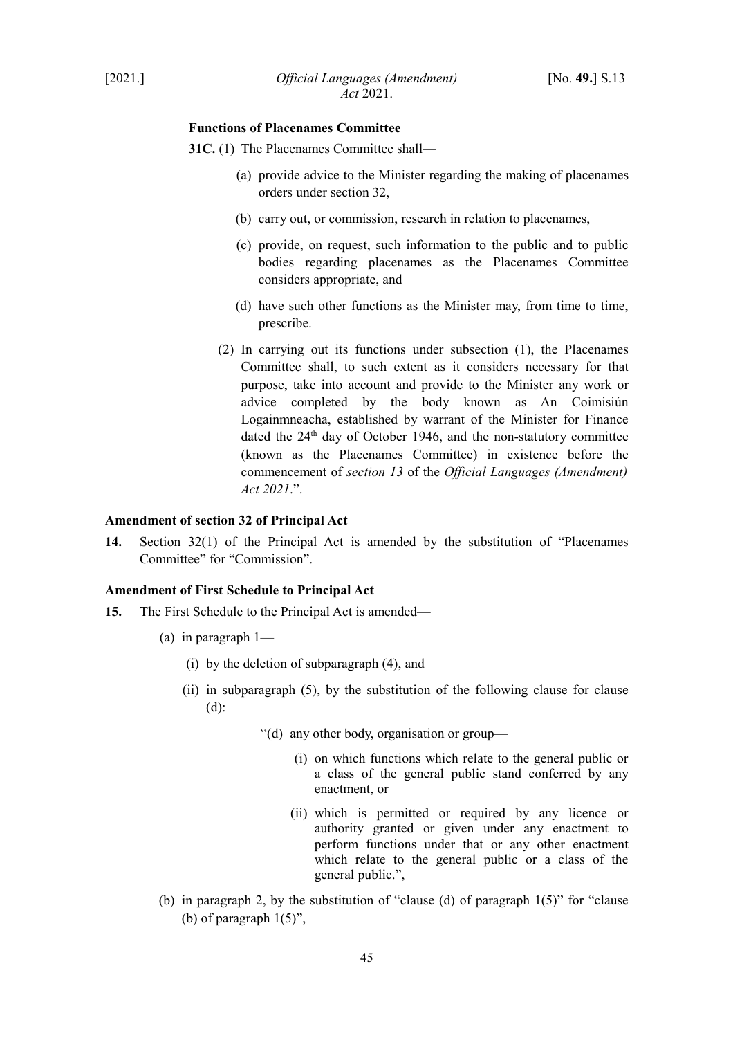**Functions of Placenames Committee**

**31C.** (1) The Placenames Committee shall—

(a) provide advice to the Minister regarding the making of placenames orders under section 32,

(b) carry out, or commission, research in relation to placenames,

(c) provide, on request, such information to the public and to public bodies regarding placenames as the Placenames Committee considers appropriate, and

(d) have such other functions as the Minister may, from time to time, prescribe.

(2) In carrying out its functions under subsection (1), the Placenames Committee shall, to such extent as it considers necessary for that purpose, take into account and provide to the Minister any work or advice completed by the body known as An Coimisiún Logainmneacha, established by warrant of the Minister for Finance dated the 24th day of October 1946, and the non-statutory committee (known as the Placenames Committee) in existence before the commencement of *section 13* of the *Official Languages (Amendment) Act 2021*.".

**Amendment of section 32 of Principal Act**

**14.** Section 32(1) of the Principal Act is amended by the substitution of "Placenames Committee" for "Commission".

**Amendment of First Schedule to Principal Act**

**15.** The First Schedule to the Principal Act is amended—

(a) in paragraph 1—

(i) by the deletion of subparagraph (4), and

(ii) in subparagraph (5), by the substitution of the following clause for clause (d):

"(d) any other body, organisation or group—

(i) on which functions which relate to the general public or a class of the general public stand conferred by any enactment, or

(ii) which is permitted or required by any licence or authority granted or given under any enactment to perform functions under that or any other enactment which relate to the general public or a class of the general public.",

(b) in paragraph 2, by the substitution of "clause (d) of paragraph 1(5)" for "clause (b) of paragraph 1(5)",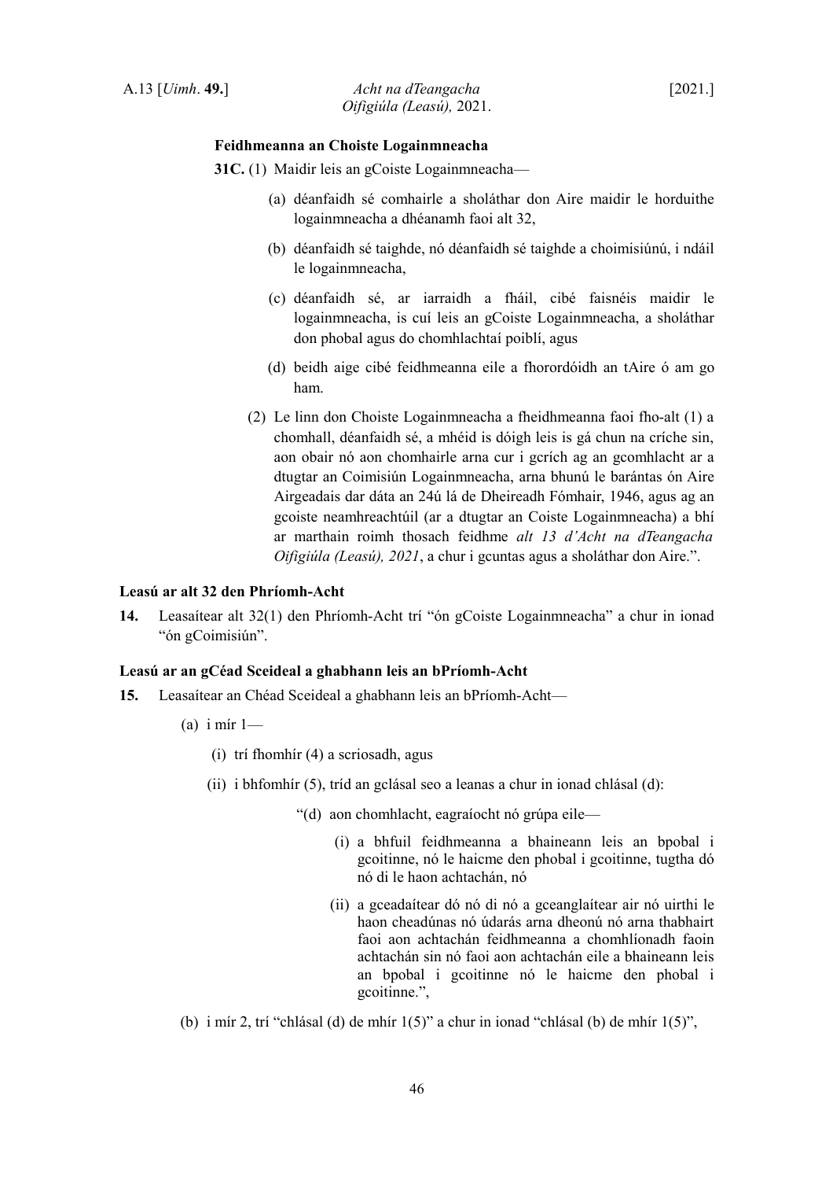**Feidhmeanna an Choiste Logainmneacha**

**31C.** (1) Maidir leis an gCoiste Logainmneacha—

(a) déanfaidh sé comhairle a sholáthar don Aire maidir le horduithe logainmneacha a dhéanamh faoi alt 32,

(b) déanfaidh sé taighde, nó déanfaidh sé taighde a choimisiúnú, i ndáil le logainmneacha,

(c) déanfaidh sé, ar iarraidh a fháil, cibé faisnéis maidir le logainmneacha, is cuí leis an gCoiste Logainmneacha, a sholáthar don phobal agus do chomhlachtaí poiblí, agus

(d) beidh aige cibé feidhmeanna eile a fhorordóidh an tAire ó am go ham.

(2) Le linn don Choiste Logainmneacha a fheidhmeanna faoi fho-alt (1) a chomhall, déanfaidh sé, a mhéid is dóigh leis is gá chun na críche sin, aon obair nó aon chomhairle arna cur i gcrích ag an gcomhlacht ar a dtugtar an Coimisiún Logainmneacha, arna bhunú le barántas ón Aire Airgeadais dar dáta an 24ú lá de Dheireadh Fómhair, 1946, agus ag an gcoiste neamhreachtúil (ar a dtugtar an Coiste Logainmneacha) a bhí ar marthain roimh thosach feidhme *alt 13 d'Acht na dTeangacha Oifigiúla (Leasú), 2021*, a chur i gcuntas agus a sholáthar don Aire.".

**Leasú ar alt 32 den Phríomh-Acht**

**14.** Leasaítear alt 32(1) den Phríomh-Acht trí "ón gCoiste Logainmneacha" a chur in ionad "ón gCoimisiún".

**Leasú ar an gCéad Sceideal a ghabhann leis an bPríomh-Acht**

**15.** Leasaítear an Chéad Sceideal a ghabhann leis an bPríomh-Acht—

(a) i mír 1—

(i) trí fhomhír (4) a scriosadh, agus

(ii) i bhfomhír (5), tríd an gclásal seo a leanas a chur in ionad chlásal (d):

"(d) aon chomhlacht, eagraíocht nó grúpa eile—

(i) a bhfuil feidhmeanna a bhaineann leis an bpobal i gcoitinne, nó le haicme den phobal i gcoitinne, tugtha dó nó di le haon achtachán, nó

(ii) a gceadaítear dó nó di nó a gceanglaítear air nó uirthi le haon cheadúnas nó údarás arna dheonú nó arna thabhairt faoi aon achtachán feidhmeanna a chomhlíonadh faoin achtachán sin nó faoi aon achtachán eile a bhaineann leis an bpobal i gcoitinne nó le haicme den phobal i gcoitinne.",

(b) i mír 2, trí "chlásal (d) de mhír 1(5)" a chur in ionad "chlásal (b) de mhír 1(5)",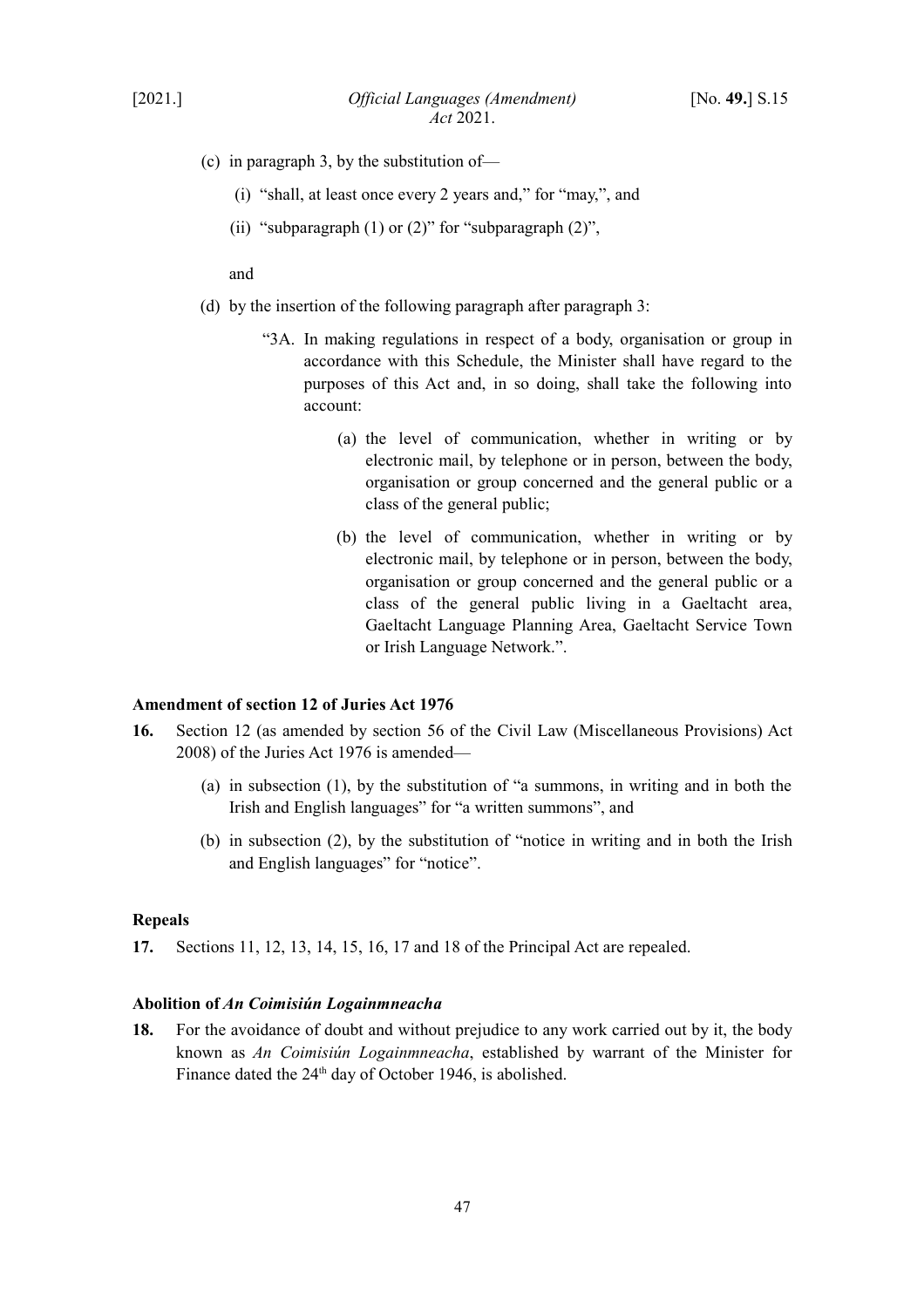(c) in paragraph 3, by the substitution of—

 (i) "shall, at least once every 2 years and," for "may,", and

 (ii) "subparagraph (1) or (2)" for "subparagraph (2)",

 and

(d) by the insertion of the following paragraph after paragraph 3:

> "3A. In making regulations in respect of a body, organisation or group in accordance with this Schedule, the Minister shall have regard to the purposes of this Act and, in so doing, shall take the following into account:
>
> (a) the level of communication, whether in writing or by electronic mail, by telephone or in person, between the body, organisation or group concerned and the general public or a class of the general public;
>
> (b) the level of communication, whether in writing or by electronic mail, by telephone or in person, between the body, organisation or group concerned and the general public or a class of the general public living in a Gaeltacht area, Gaeltacht Language Planning Area, Gaeltacht Service Town or Irish Language Network.".

**Amendment of section 12 of Juries Act 1976**

**16.** Section 12 (as amended by section 56 of the Civil Law (Miscellaneous Provisions) Act 2008) of the Juries Act 1976 is amended—

(a) in subsection (1), by the substitution of "a summons, in writing and in both the Irish and English languages" for "a written summons", and

(b) in subsection (2), by the substitution of "notice in writing and in both the Irish and English languages" for "notice".

**Repeals**

**17.** Sections 11, 12, 13, 14, 15, 16, 17 and 18 of the Principal Act are repealed.

**Abolition of *An Coimisiún Logainmneacha***

**18.** For the avoidance of doubt and without prejudice to any work carried out by it, the body known as *An Coimisiún Logainmneacha*, established by warrant of the Minister for Finance dated the 24th day of October 1946, is abolished.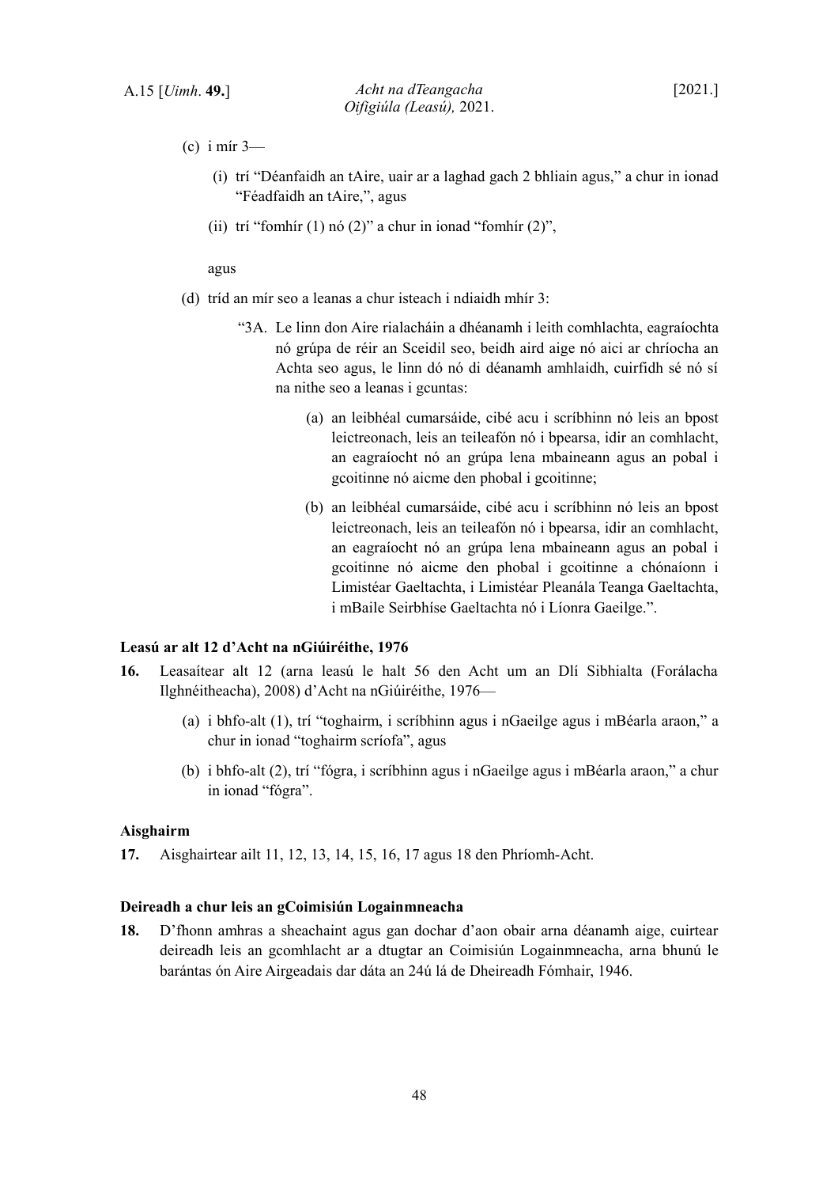(c) i mír 3—

(i) trí "Déanfaidh an tAire, uair ar a laghad gach 2 bhliain agus," a chur in ionad "Féadfaidh an tAire,", agus

(ii) trí "fomhír (1) nó (2)" a chur in ionad "fomhír (2)",

agus

(d) tríd an mír seo a leanas a chur isteach i ndiaidh mhír 3:

"3A. Le linn don Aire rialacháin a dhéanamh i leith comhlachta, eagraíochta nó grúpa de réir an Sceidil seo, beidh aird aige nó aici ar chríocha an Achta seo agus, le linn dó nó di déanamh amhlaidh, cuirfidh sé nó sí na nithe seo a leanas i gcuntas:

(a) an leibhéal cumarsáide, cibé acu i scríbhinn nó leis an bpost leictreonach, leis an teileafón nó i bpearsa, idir an comhlacht, an eagraíocht nó an grúpa lena mbaineann agus an pobal i gcoitinne nó aicme den phobal i gcoitinne;

(b) an leibhéal cumarsáide, cibé acu i scríbhinn nó leis an bpost leictreonach, leis an teileafón nó i bpearsa, idir an comhlacht, an eagraíocht nó an grúpa lena mbaineann agus an pobal i gcoitinne nó aicme den phobal i gcoitinne a chónaíonn i Limistéar Gaeltachta, i Limistéar Pleanála Teanga Gaeltachta, i mBaile Seirbhíse Gaeltachta nó i Líonra Gaeilge.".

**Leasú ar alt 12 d'Acht na nGiúiréithe, 1976**

**16.** Leasaítear alt 12 (arna leasú le halt 56 den Acht um an Dlí Sibhialta (Forálacha Ilghnéitheacha), 2008) d'Acht na nGiúiréithe, 1976—

(a) i bhfo-alt (1), trí "toghairm, i scríbhinn agus i nGaeilge agus i mBéarla araon," a chur in ionad "toghairm scríofa", agus

(b) i bhfo-alt (2), trí "fógra, i scríbhinn agus i nGaeilge agus i mBéarla araon," a chur in ionad "fógra".

**Aisghairm**

**17.** Aisghairtear ailt 11, 12, 13, 14, 15, 16, 17 agus 18 den Phríomh-Acht.

**Deireadh a chur leis an gCoimisiún Logainmneacha**

**18.** D'fhonn amhras a sheachaint agus gan dochar d'aon obair arna déanamh aige, cuirtear deireadh leis an gcomhlacht ar a dtugtar an Coimisiún Logainmneacha, arna bhunú le barántas ón Aire Airgeadais dar dáta an 24ú lá de Dheireadh Fómhair, 1946.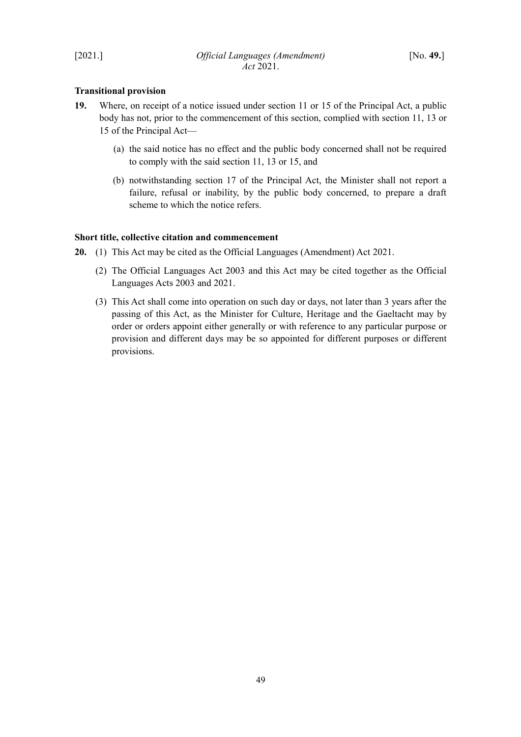**Transitional provision**

**19.** Where, on receipt of a notice issued under section 11 or 15 of the Principal Act, a public body has not, prior to the commencement of this section, complied with section 11, 13 or 15 of the Principal Act—

(a) the said notice has no effect and the public body concerned shall not be required to comply with the said section 11, 13 or 15, and

(b) notwithstanding section 17 of the Principal Act, the Minister shall not report a failure, refusal or inability, by the public body concerned, to prepare a draft scheme to which the notice refers.

**Short title, collective citation and commencement**

**20.** (1) This Act may be cited as the Official Languages (Amendment) Act 2021.

(2) The Official Languages Act 2003 and this Act may be cited together as the Official Languages Acts 2003 and 2021.

(3) This Act shall come into operation on such day or days, not later than 3 years after the passing of this Act, as the Minister for Culture, Heritage and the Gaeltacht may by order or orders appoint either generally or with reference to any particular purpose or provision and different days may be so appointed for different purposes or different provisions.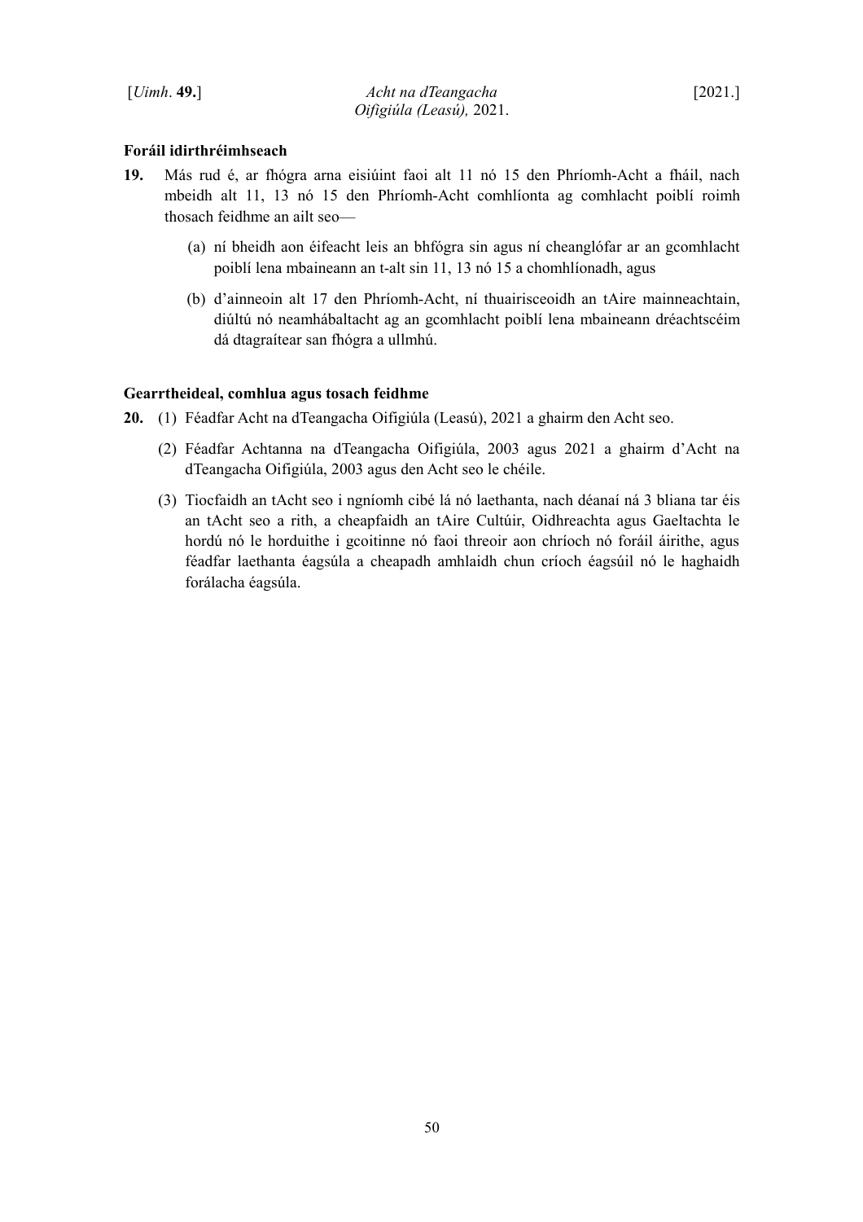**Foráil idirthréimhseach**

**19.** Más rud é, ar fhógra arna eisiúint faoi alt 11 nó 15 den Phríomh-Acht a fháil, nach mbeidh alt 11, 13 nó 15 den Phríomh-Acht comhlíonta ag comhlacht poiblí roimh thosach feidhme an ailt seo—

(a) ní bheidh aon éifeacht leis an bhfógra sin agus ní cheanglófar ar an gcomhlacht poiblí lena mbaineann an t-alt sin 11, 13 nó 15 a chomhlíonadh, agus

(b) d'ainneoin alt 17 den Phríomh-Acht, ní thuairisceoidh an tAire mainneachtain, diúltú nó neamhábaltacht ag an gcomhlacht poiblí lena mbaineann dréachtscéim dá dtagraítear san fhógra a ullmhú.

**Gearrtheideal, comhlua agus tosach feidhme**

**20.** (1) Féadfar Acht na dTeangacha Oifigiúla (Leasú), 2021 a ghairm den Acht seo.

(2) Féadfar Achtanna na dTeangacha Oifigiúla, 2003 agus 2021 a ghairm d'Acht na dTeangacha Oifigiúla, 2003 agus den Acht seo le chéile.

(3) Tiocfaidh an tAcht seo i ngníomh cibé lá nó laethanta, nach déanaí ná 3 bliana tar éis an tAcht seo a rith, a cheapfaidh an tAire Cultúir, Oidhreachta agus Gaeltachta le hordú nó le horduithe i gcoitinne nó faoi threoir aon chríoch nó foráil áirithe, agus féadfar laethanta éagsúla a cheapadh amhlaidh chun críoch éagsúil nó le haghaidh forálacha éagsúla.